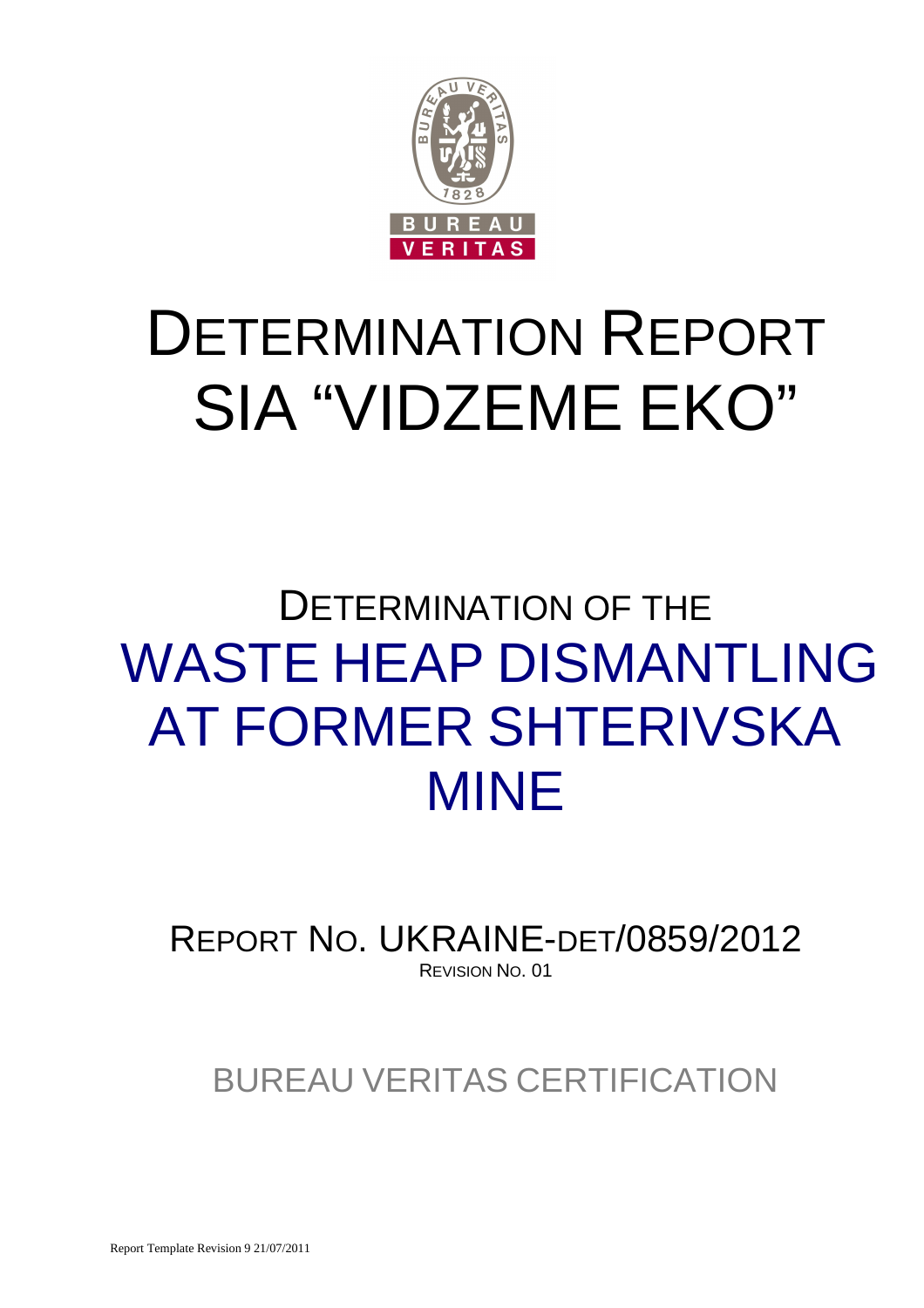# DETERMINATION REPORT SIA "VIDZEME EKO"

## DETERMINATION OF THE WASTE HEAP DISMANTLING AT FORMER SHTERIVSKA MINE

REPORT NO. UKRAINE-DET/0859/2012

REVISION NO. 01

BUREAU VERITAS CERTIFICATION

Report Template Revision 9 21/07/2011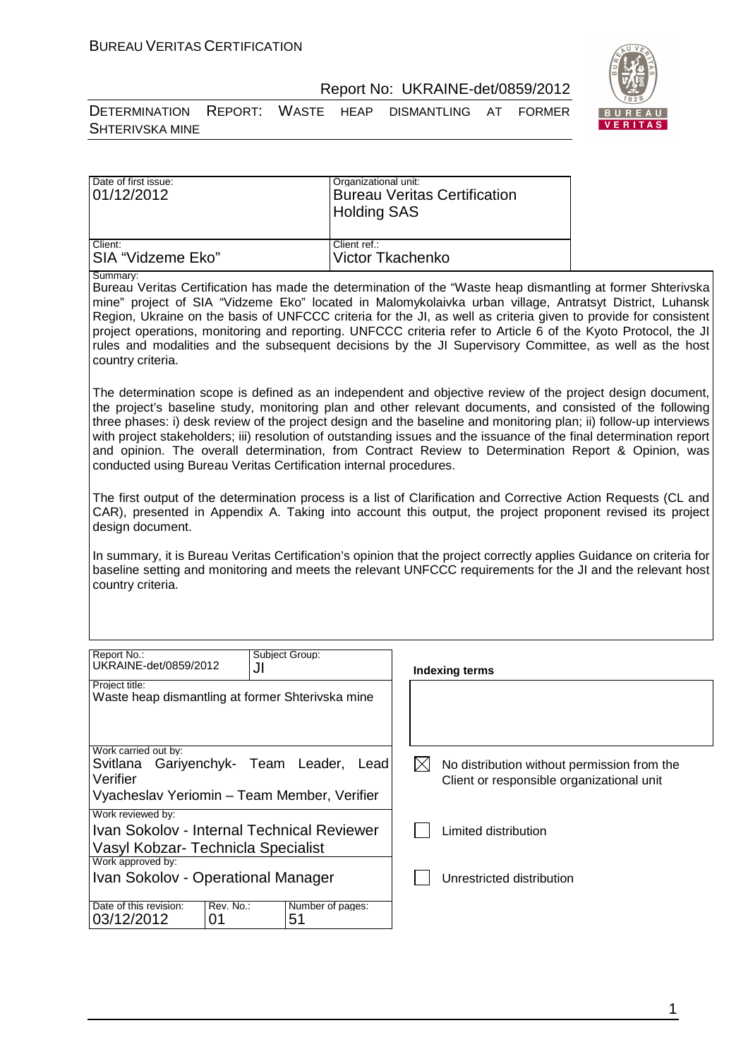| Date of first issue: 01/12/2012 | Organizational unit: Bureau Veritas Certification Holding SAS |
| --- | --- |
| Client: SIA "Vidzeme Eko" | Client ref.: Victor Tkachenko |

Summary:

Bureau Veritas Certification has made the determination of the "Waste heap dismantling at former Shterivska mine" project of SIA "Vidzeme Eko" located in Malomykolaivka urban village, Antratsyt District, Luhansk Region, Ukraine on the basis of UNFCCC criteria for the JI, as well as criteria given to provide for consistent project operations, monitoring and reporting. UNFCCC criteria refer to Article 6 of the Kyoto Protocol, the JI rules and modalities and the subsequent decisions by the JI Supervisory Committee, as well as the host country criteria.

The determination scope is defined as an independent and objective review of the project design document, the project's baseline study, monitoring plan and other relevant documents, and consisted of the following three phases: i) desk review of the project design and the baseline and monitoring plan; ii) follow-up interviews with project stakeholders; iii) resolution of outstanding issues and the issuance of the final determination report and opinion. The overall determination, from Contract Review to Determination Report & Opinion, was conducted using Bureau Veritas Certification internal procedures.

The first output of the determination process is a list of Clarification and Corrective Action Requests (CL and CAR), presented in Appendix A. Taking into account this output, the project proponent revised its project design document.

In summary, it is Bureau Veritas Certification's opinion that the project correctly applies Guidance on criteria for baseline setting and monitoring and meets the relevant UNFCCC requirements for the JI and the relevant host country criteria.

| Report No.: UKRAINE-det/0859/2012 | Subject Group: JI | Indexing terms |
| --- | --- | --- |
| Project title: Waste heap dismantling at former Shterivska mine | | |
| Work carried out by: Svitlana Gariyenchyk- Team Leader, Lead Verifier; Vyacheslav Yeriomin – Team Member, Verifier | | ☒ No distribution without permission from the Client or responsible organizational unit |
| Work reviewed by: Ivan Sokolov - Internal Technical Reviewer; Vasyl Kobzar- Technicla Specialist | | ☐ Limited distribution |
| Work approved by: Ivan Sokolov - Operational Manager | | ☐ Unrestricted distribution |
| Date of this revision: 03/12/2012; Rev. No.: 01 | Number of pages: 51 | |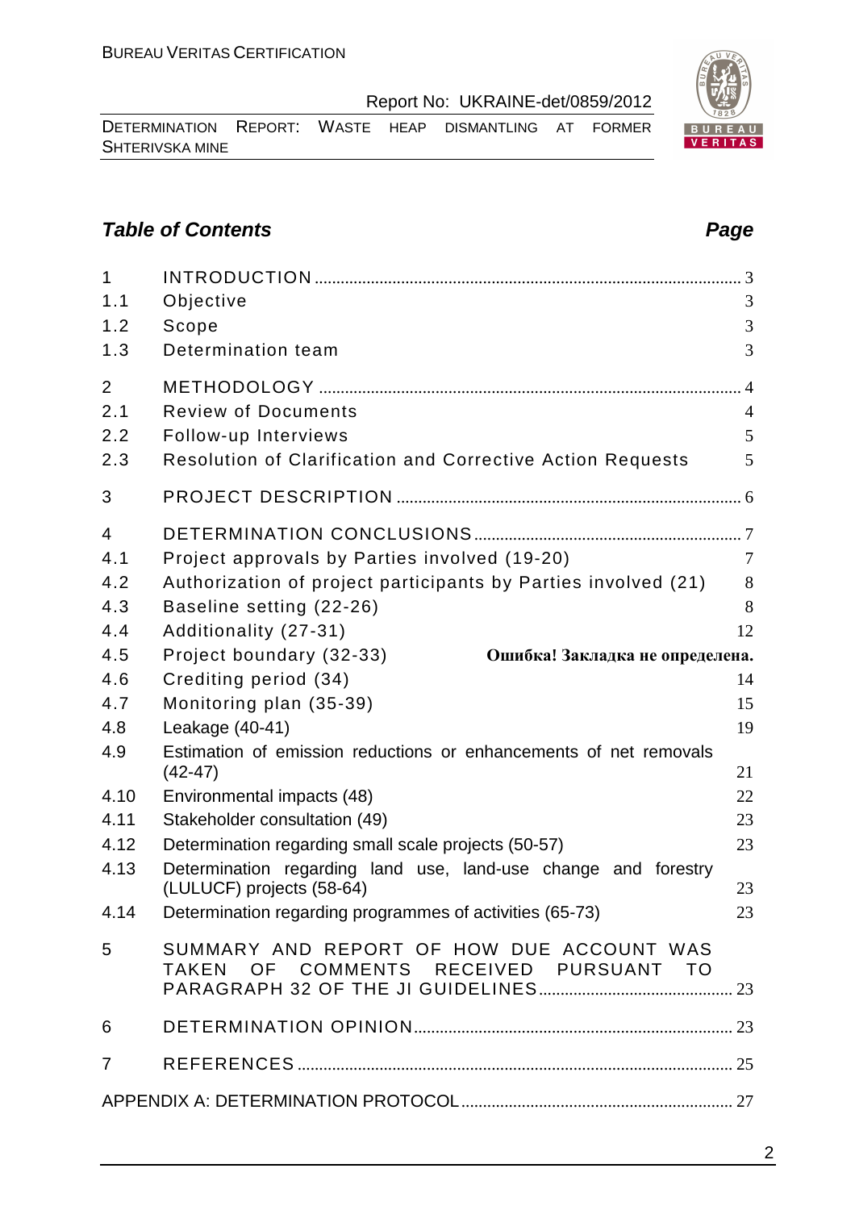## *Table of Contents* *Page*

| | | |
|---|---|---|
| 1 | INTRODUCTION | 3 |
| 1.1 | Objective | 3 |
| 1.2 | Scope | 3 |
| 1.3 | Determination team | 3 |
| 2 | METHODOLOGY | 4 |
| 2.1 | Review of Documents | 4 |
| 2.2 | Follow-up Interviews | 5 |
| 2.3 | Resolution of Clarification and Corrective Action Requests | 5 |
| 3 | PROJECT DESCRIPTION | 6 |
| 4 | DETERMINATION CONCLUSIONS | 7 |
| 4.1 | Project approvals by Parties involved (19-20) | 7 |
| 4.2 | Authorization of project participants by Parties involved (21) | 8 |
| 4.3 | Baseline setting (22-26) | 8 |
| 4.4 | Additionality (27-31) | 12 |
| 4.5 | Project boundary (32-33) | **Ошибка! Закладка не определена.** |
| 4.6 | Crediting period (34) | 14 |
| 4.7 | Monitoring plan (35-39) | 15 |
| 4.8 | Leakage (40-41) | 19 |
| 4.9 | Estimation of emission reductions or enhancements of net removals (42-47) | 21 |
| 4.10 | Environmental impacts (48) | 22 |
| 4.11 | Stakeholder consultation (49) | 23 |
| 4.12 | Determination regarding small scale projects (50-57) | 23 |
| 4.13 | Determination regarding land use, land-use change and forestry (LULUCF) projects (58-64) | 23 |
| 4.14 | Determination regarding programmes of activities (65-73) | 23 |
| 5 | SUMMARY AND REPORT OF HOW DUE ACCOUNT WAS TAKEN OF COMMENTS RECEIVED PURSUANT TO PARAGRAPH 32 OF THE JI GUIDELINES | 23 |
| 6 | DETERMINATION OPINION | 23 |
| 7 | REFERENCES | 25 |
| | APPENDIX A: DETERMINATION PROTOCOL | 27 |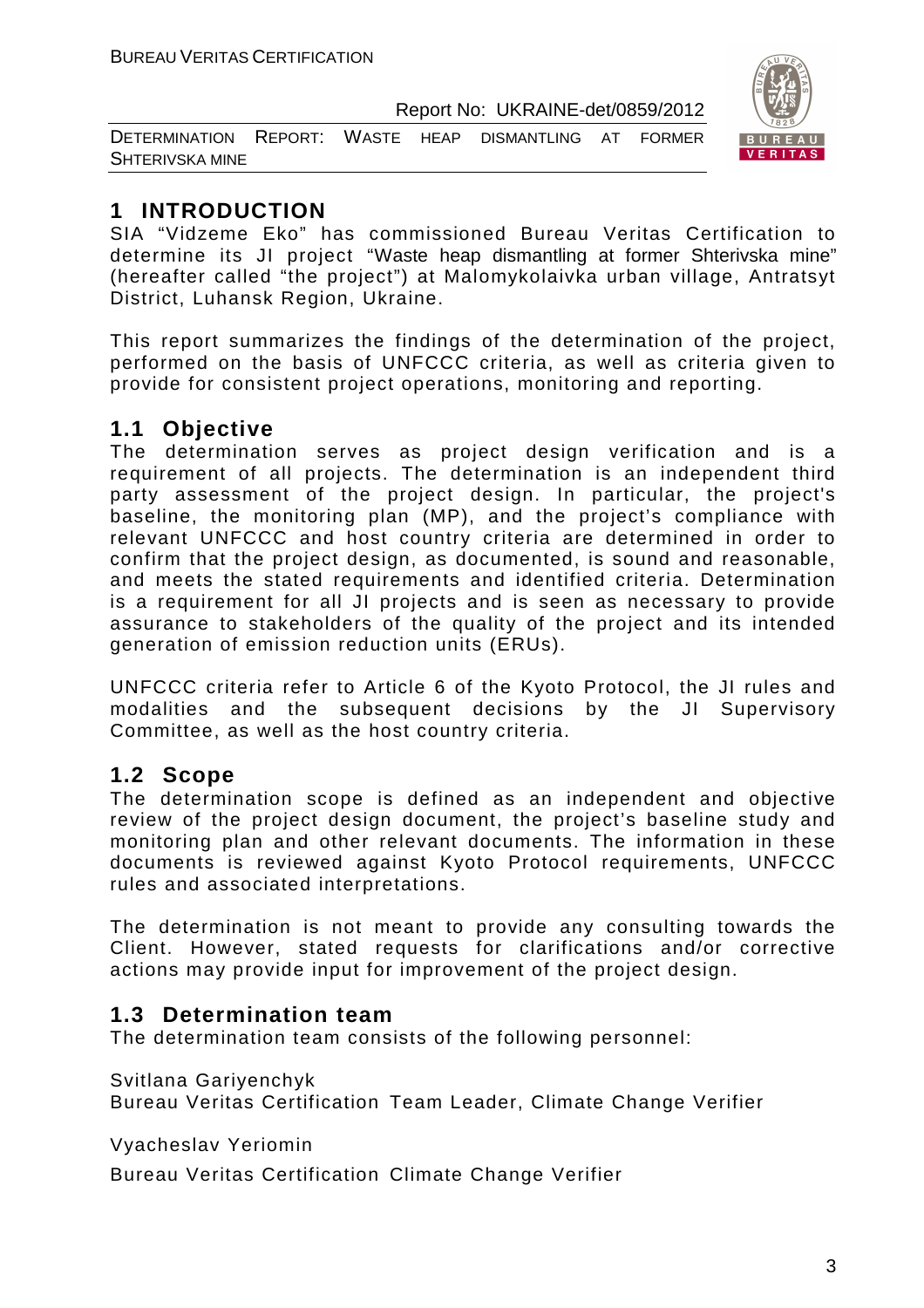# 1 INTRODUCTION

SIA "Vidzeme Eko" has commissioned Bureau Veritas Certification to determine its JI project "Waste heap dismantling at former Shterivska mine" (hereafter called "the project") at Malomykolaivka urban village, Antratsyt District, Luhansk Region, Ukraine.

This report summarizes the findings of the determination of the project, performed on the basis of UNFCCC criteria, as well as criteria given to provide for consistent project operations, monitoring and reporting.

## 1.1 Objective

The determination serves as project design verification and is a requirement of all projects. The determination is an independent third party assessment of the project design. In particular, the project's baseline, the monitoring plan (MP), and the project's compliance with relevant UNFCCC and host country criteria are determined in order to confirm that the project design, as documented, is sound and reasonable, and meets the stated requirements and identified criteria. Determination is a requirement for all JI projects and is seen as necessary to provide assurance to stakeholders of the quality of the project and its intended generation of emission reduction units (ERUs).

UNFCCC criteria refer to Article 6 of the Kyoto Protocol, the JI rules and modalities and the subsequent decisions by the JI Supervisory Committee, as well as the host country criteria.

## 1.2 Scope

The determination scope is defined as an independent and objective review of the project design document, the project's baseline study and monitoring plan and other relevant documents. The information in these documents is reviewed against Kyoto Protocol requirements, UNFCCC rules and associated interpretations.

The determination is not meant to provide any consulting towards the Client. However, stated requests for clarifications and/or corrective actions may provide input for improvement of the project design.

## 1.3 Determination team

The determination team consists of the following personnel:

Svitlana Gariyenchyk
Bureau Veritas Certification Team Leader, Climate Change Verifier

Vyacheslav Yeriomin
Bureau Veritas Certification Climate Change Verifier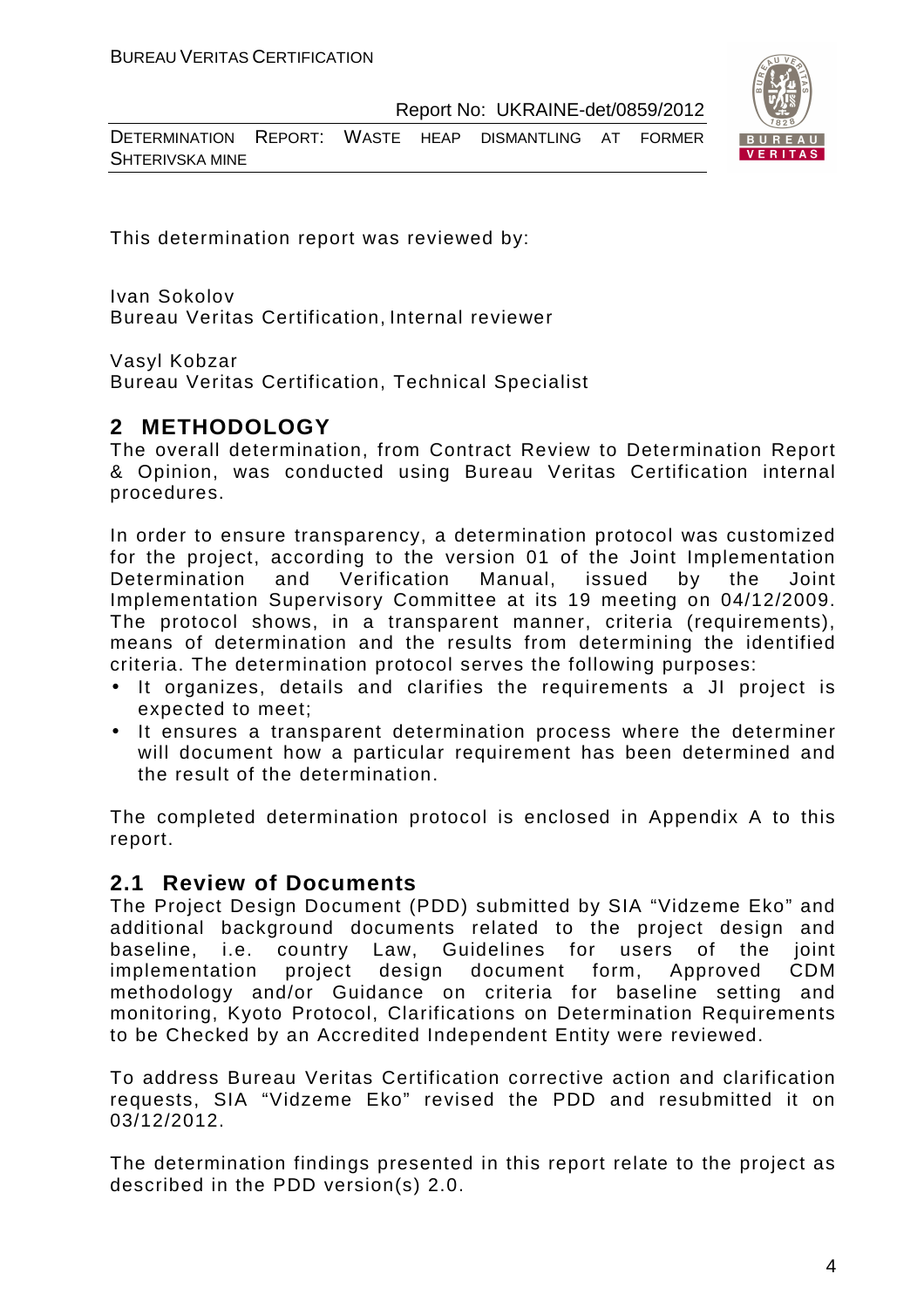This determination report was reviewed by:

Ivan Sokolov
Bureau Veritas Certification, Internal reviewer

Vasyl Kobzar
Bureau Veritas Certification, Technical Specialist

## 2 METHODOLOGY

The overall determination, from Contract Review to Determination Report & Opinion, was conducted using Bureau Veritas Certification internal procedures.

In order to ensure transparency, a determination protocol was customized for the project, according to the version 01 of the Joint Implementation Determination and Verification Manual, issued by the Joint Implementation Supervisory Committee at its 19 meeting on 04/12/2009. The protocol shows, in a transparent manner, criteria (requirements), means of determination and the results from determining the identified criteria. The determination protocol serves the following purposes:

- It organizes, details and clarifies the requirements a JI project is expected to meet;
- It ensures a transparent determination process where the determiner will document how a particular requirement has been determined and the result of the determination.

The completed determination protocol is enclosed in Appendix A to this report.

### 2.1 Review of Documents

The Project Design Document (PDD) submitted by SIA "Vidzeme Eko" and additional background documents related to the project design and baseline, i.e. country Law, Guidelines for users of the joint implementation project design document form, Approved CDM methodology and/or Guidance on criteria for baseline setting and monitoring, Kyoto Protocol, Clarifications on Determination Requirements to be Checked by an Accredited Independent Entity were reviewed.

To address Bureau Veritas Certification corrective action and clarification requests, SIA "Vidzeme Eko" revised the PDD and resubmitted it on 03/12/2012.

The determination findings presented in this report relate to the project as described in the PDD version(s) 2.0.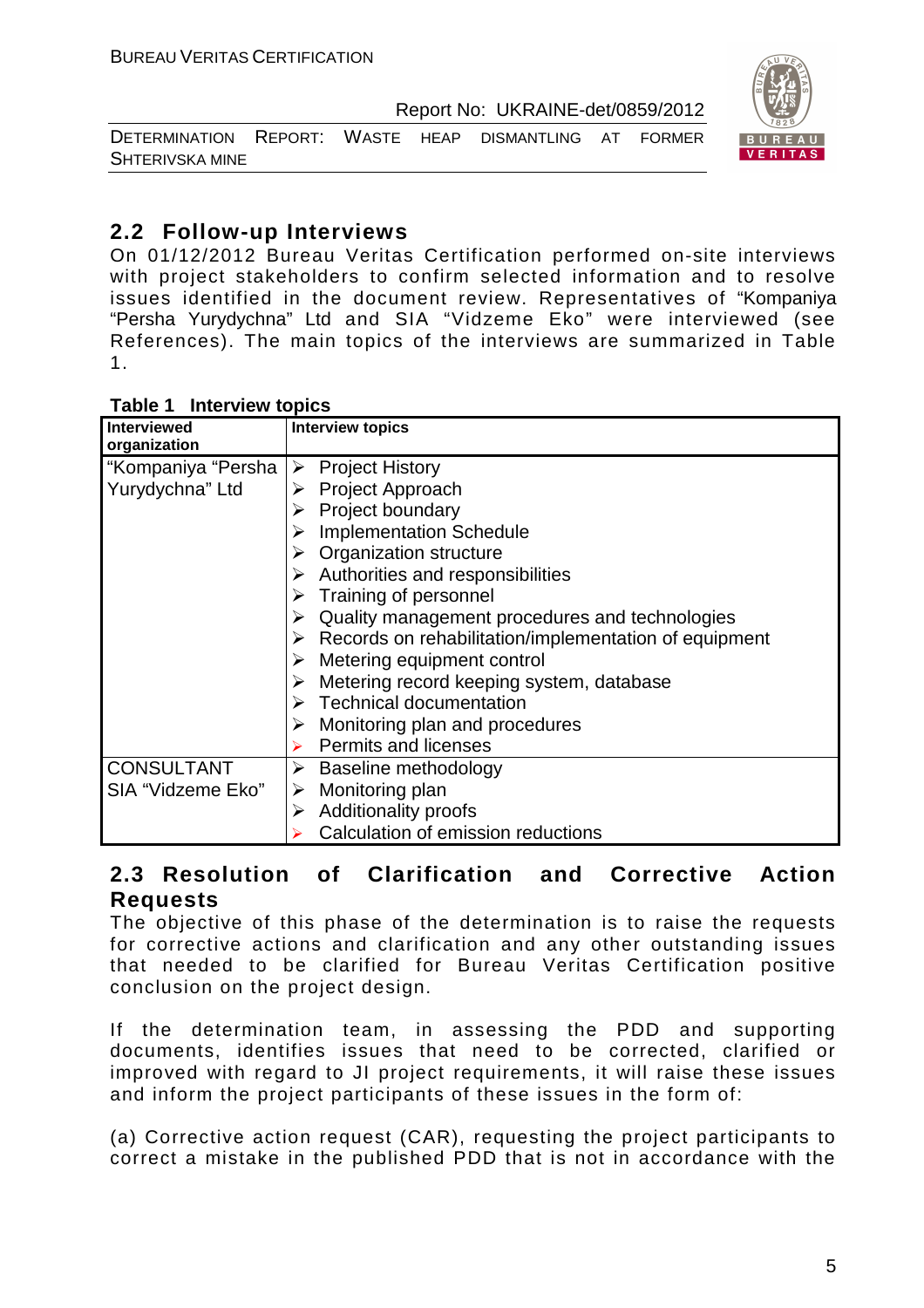## 2.2 Follow-up Interviews

On 01/12/2012 Bureau Veritas Certification performed on-site interviews with project stakeholders to confirm selected information and to resolve issues identified in the document review. Representatives of "Kompaniya "Persha Yurydychna" Ltd and SIA "Vidzeme Eko" were interviewed (see References). The main topics of the interviews are summarized in Table 1.

**Table 1 Interview topics**

| Interviewed organization | Interview topics |
|---|---|
| "Kompaniya "Persha Yurydychna" Ltd | ➢ Project History<br>➢ Project Approach<br>➢ Project boundary<br>➢ Implementation Schedule<br>➢ Organization structure<br>➢ Authorities and responsibilities<br>➢ Training of personnel<br>➢ Quality management procedures and technologies<br>➢ Records on rehabilitation/implementation of equipment<br>➢ Metering equipment control<br>➢ Metering record keeping system, database<br>➢ Technical documentation<br>➢ Monitoring plan and procedures<br>➢ Permits and licenses |
| CONSULTANT SIA "Vidzeme Eko" | ➢ Baseline methodology<br>➢ Monitoring plan<br>➢ Additionality proofs<br>➢ Calculation of emission reductions |

## 2.3 Resolution of Clarification and Corrective Action Requests

The objective of this phase of the determination is to raise the requests for corrective actions and clarification and any other outstanding issues that needed to be clarified for Bureau Veritas Certification positive conclusion on the project design.

If the determination team, in assessing the PDD and supporting documents, identifies issues that need to be corrected, clarified or improved with regard to JI project requirements, it will raise these issues and inform the project participants of these issues in the form of:

(a) Corrective action request (CAR), requesting the project participants to correct a mistake in the published PDD that is not in accordance with the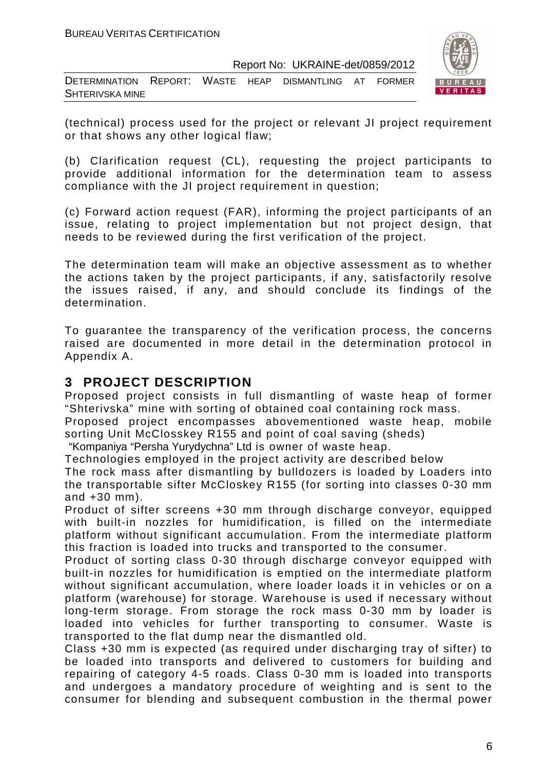(technical) process used for the project or relevant JI project requirement or that shows any other logical flaw;

(b) Clarification request (CL), requesting the project participants to provide additional information for the determination team to assess compliance with the JI project requirement in question;

(c) Forward action request (FAR), informing the project participants of an issue, relating to project implementation but not project design, that needs to be reviewed during the first verification of the project.

The determination team will make an objective assessment as to whether the actions taken by the project participants, if any, satisfactorily resolve the issues raised, if any, and should conclude its findings of the determination.

To guarantee the transparency of the verification process, the concerns raised are documented in more detail in the determination protocol in Appendix A.

# 3 PROJECT DESCRIPTION

Proposed project consists in full dismantling of waste heap of former "Shterivska" mine with sorting of obtained coal containing rock mass.

Proposed project encompasses abovementioned waste heap, mobile sorting Unit McClosskey R155 and point of coal saving (sheds)

"Kompaniya "Persha Yurydychna" Ltd is owner of waste heap.

Technologies employed in the project activity are described below

The rock mass after dismantling by bulldozers is loaded by Loaders into the transportable sifter McCloskey R155 (for sorting into classes 0-30 mm and +30 mm).

Product of sifter screens +30 mm through discharge conveyor, equipped with built-in nozzles for humidification, is filled on the intermediate platform without significant accumulation. From the intermediate platform this fraction is loaded into trucks and transported to the consumer.

Product of sorting class 0-30 through discharge conveyor equipped with built-in nozzles for humidification is emptied on the intermediate platform without significant accumulation, where loader loads it in vehicles or on a platform (warehouse) for storage. Warehouse is used if necessary without long-term storage. From storage the rock mass 0-30 mm by loader is loaded into vehicles for further transporting to consumer. Waste is transported to the flat dump near the dismantled old.

Class +30 mm is expected (as required under discharging tray of sifter) to be loaded into transports and delivered to customers for building and repairing of category 4-5 roads. Class 0-30 mm is loaded into transports and undergoes a mandatory procedure of weighting and is sent to the consumer for blending and subsequent combustion in the thermal power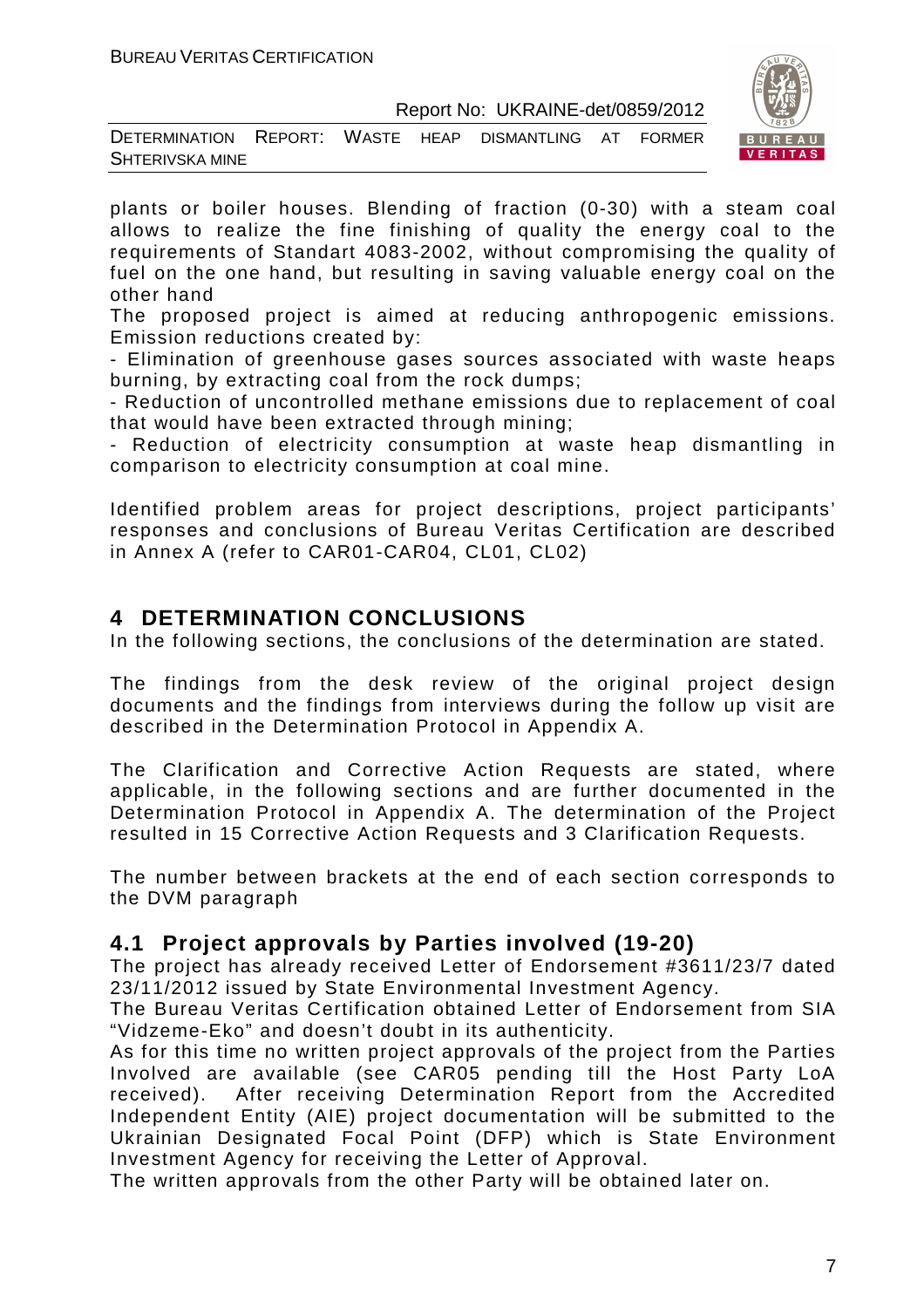plants or boiler houses. Blending of fraction (0-30) with a steam coal allows to realize the fine finishing of quality the energy coal to the requirements of Standart 4083-2002, without compromising the quality of fuel on the one hand, but resulting in saving valuable energy coal on the other hand

The proposed project is aimed at reducing anthropogenic emissions. Emission reductions created by:

- Elimination of greenhouse gases sources associated with waste heaps burning, by extracting coal from the rock dumps;
- Reduction of uncontrolled methane emissions due to replacement of coal that would have been extracted through mining;
- Reduction of electricity consumption at waste heap dismantling in comparison to electricity consumption at coal mine.

Identified problem areas for project descriptions, project participants' responses and conclusions of Bureau Veritas Certification are described in Annex A (refer to CAR01-CAR04, CL01, CL02)

# 4 DETERMINATION CONCLUSIONS

In the following sections, the conclusions of the determination are stated.

The findings from the desk review of the original project design documents and the findings from interviews during the follow up visit are described in the Determination Protocol in Appendix A.

The Clarification and Corrective Action Requests are stated, where applicable, in the following sections and are further documented in the Determination Protocol in Appendix A. The determination of the Project resulted in 15 Corrective Action Requests and 3 Clarification Requests.

The number between brackets at the end of each section corresponds to the DVM paragraph

## 4.1 Project approvals by Parties involved (19-20)

The project has already received Letter of Endorsement #3611/23/7 dated 23/11/2012 issued by State Environmental Investment Agency.

The Bureau Veritas Certification obtained Letter of Endorsement from SIA "Vidzeme-Eko" and doesn't doubt in its authenticity.

As for this time no written project approvals of the project from the Parties Involved are available (see CAR05 pending till the Host Party LoA received). After receiving Determination Report from the Accredited Independent Entity (AIE) project documentation will be submitted to the Ukrainian Designated Focal Point (DFP) which is State Environment Investment Agency for receiving the Letter of Approval.

The written approvals from the other Party will be obtained later on.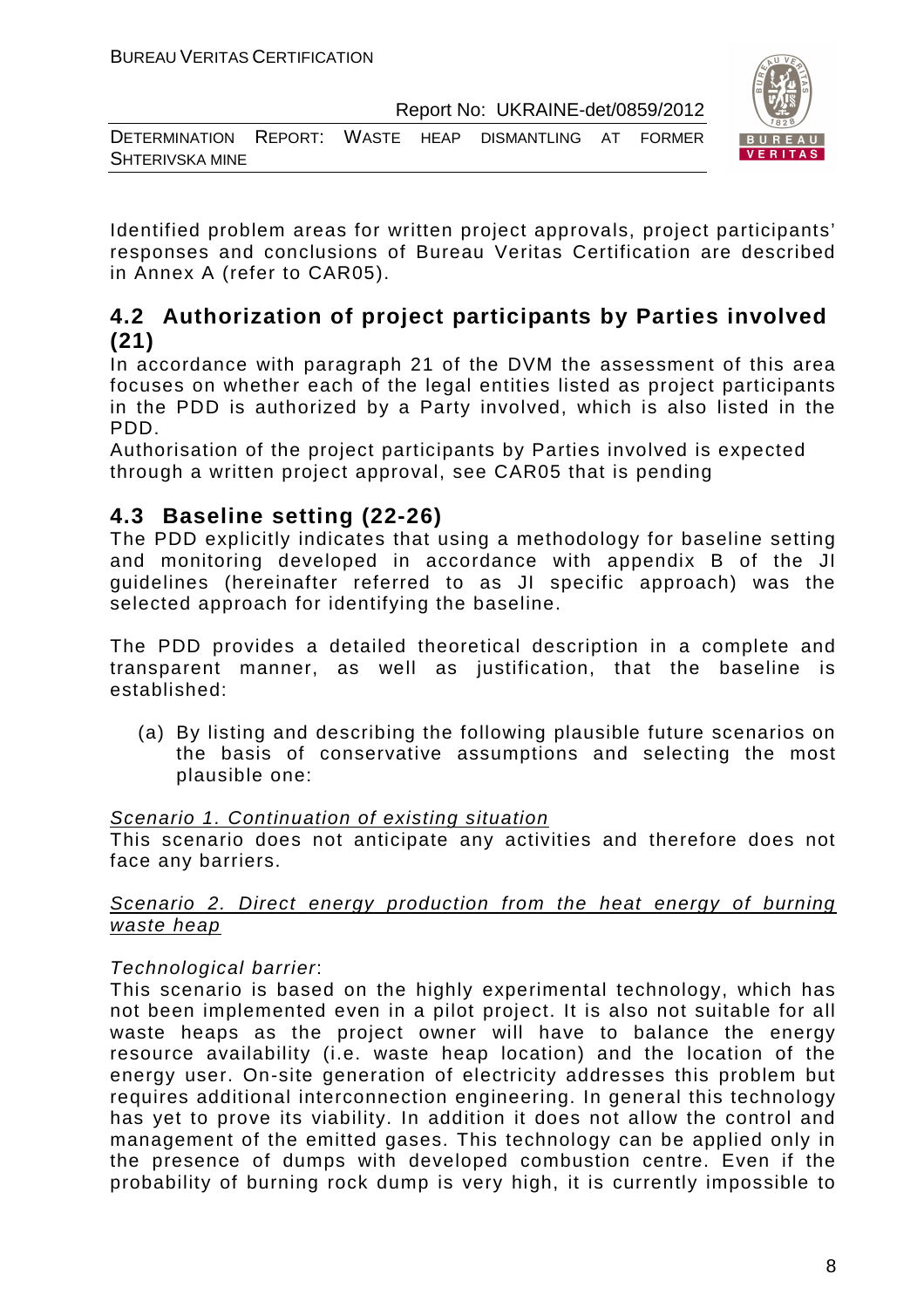Identified problem areas for written project approvals, project participants' responses and conclusions of Bureau Veritas Certification are described in Annex A (refer to CAR05).

## 4.2 Authorization of project participants by Parties involved (21)

In accordance with paragraph 21 of the DVM the assessment of this area focuses on whether each of the legal entities listed as project participants in the PDD is authorized by a Party involved, which is also listed in the PDD.

Authorisation of the project participants by Parties involved is expected through a written project approval, see CAR05 that is pending

## 4.3 Baseline setting (22-26)

The PDD explicitly indicates that using a methodology for baseline setting and monitoring developed in accordance with appendix B of the JI guidelines (hereinafter referred to as JI specific approach) was the selected approach for identifying the baseline.

The PDD provides a detailed theoretical description in a complete and transparent manner, as well as justification, that the baseline is established:

(a) By listing and describing the following plausible future scenarios on the basis of conservative assumptions and selecting the most plausible one:

Scenario 1. Continuation of existing situation

This scenario does not anticipate any activities and therefore does not face any barriers.

Scenario 2. Direct energy production from the heat energy of burning waste heap

*Technological barrier*:

This scenario is based on the highly experimental technology, which has not been implemented even in a pilot project. It is also not suitable for all waste heaps as the project owner will have to balance the energy resource availability (i.e. waste heap location) and the location of the energy user. On-site generation of electricity addresses this problem but requires additional interconnection engineering. In general this technology has yet to prove its viability. In addition it does not allow the control and management of the emitted gases. This technology can be applied only in the presence of dumps with developed combustion centre. Even if the probability of burning rock dump is very high, it is currently impossible to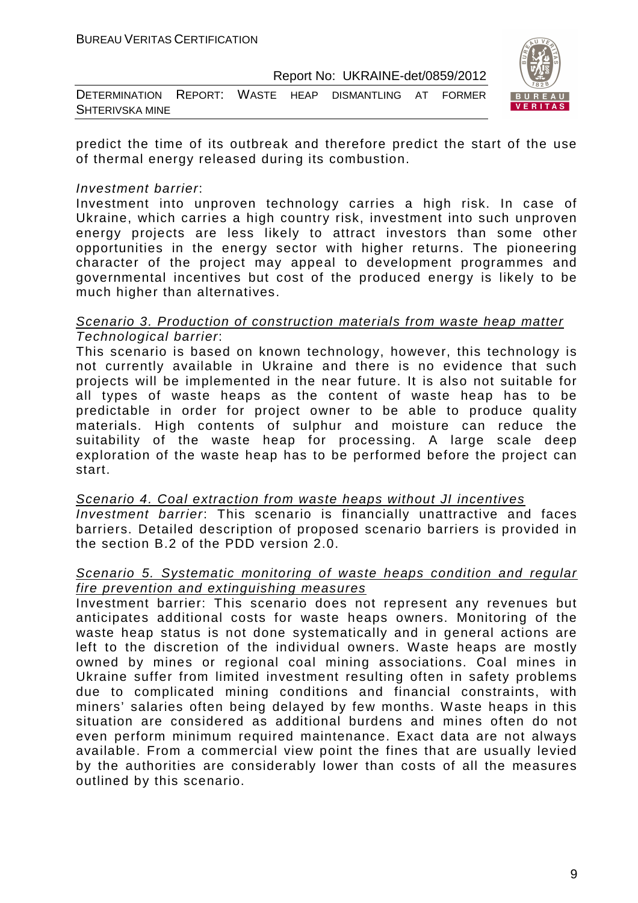predict the time of its outbreak and therefore predict the start of the use of thermal energy released during its combustion.

*Investment barrier*:
Investment into unproven technology carries a high risk. In case of Ukraine, which carries a high country risk, investment into such unproven energy projects are less likely to attract investors than some other opportunities in the energy sector with higher returns. The pioneering character of the project may appeal to development programmes and governmental incentives but cost of the produced energy is likely to be much higher than alternatives.

*Scenario 3. Production of construction materials from waste heap matter*
*Technological barrier*:
This scenario is based on known technology, however, this technology is not currently available in Ukraine and there is no evidence that such projects will be implemented in the near future. It is also not suitable for all types of waste heaps as the content of waste heap has to be predictable in order for project owner to be able to produce quality materials. High contents of sulphur and moisture can reduce the suitability of the waste heap for processing. A large scale deep exploration of the waste heap has to be performed before the project can start.

*Scenario 4. Coal extraction from waste heaps without JI incentives*
*Investment barrier*: This scenario is financially unattractive and faces barriers. Detailed description of proposed scenario barriers is provided in the section B.2 of the PDD version 2.0.

*Scenario 5. Systematic monitoring of waste heaps condition and regular fire prevention and extinguishing measures*
Investment barrier: This scenario does not represent any revenues but anticipates additional costs for waste heaps owners. Monitoring of the waste heap status is not done systematically and in general actions are left to the discretion of the individual owners. Waste heaps are mostly owned by mines or regional coal mining associations. Coal mines in Ukraine suffer from limited investment resulting often in safety problems due to complicated mining conditions and financial constraints, with miners' salaries often being delayed by few months. Waste heaps in this situation are considered as additional burdens and mines often do not even perform minimum required maintenance. Exact data are not always available. From a commercial view point the fines that are usually levied by the authorities are considerably lower than costs of all the measures outlined by this scenario.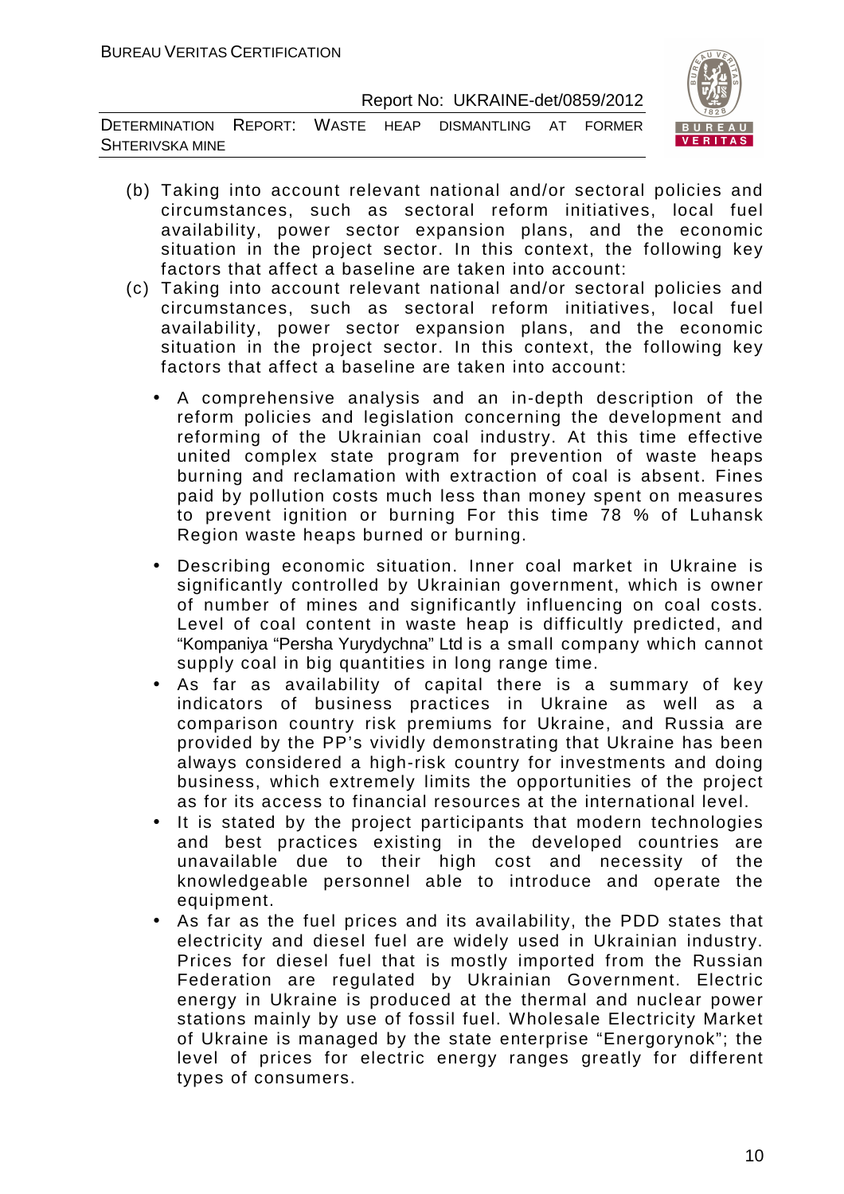(b) Taking into account relevant national and/or sectoral policies and circumstances, such as sectoral reform initiatives, local fuel availability, power sector expansion plans, and the economic situation in the project sector. In this context, the following key factors that affect a baseline are taken into account:

(c) Taking into account relevant national and/or sectoral policies and circumstances, such as sectoral reform initiatives, local fuel availability, power sector expansion plans, and the economic situation in the project sector. In this context, the following key factors that affect a baseline are taken into account:

- A comprehensive analysis and an in-depth description of the reform policies and legislation concerning the development and reforming of the Ukrainian coal industry. At this time effective united complex state program for prevention of waste heaps burning and reclamation with extraction of coal is absent. Fines paid by pollution costs much less than money spent on measures to prevent ignition or burning For this time 78 % of Luhansk Region waste heaps burned or burning.

- Describing economic situation. Inner coal market in Ukraine is significantly controlled by Ukrainian government, which is owner of number of mines and significantly influencing on coal costs. Level of coal content in waste heap is difficultly predicted, and "Kompaniya "Persha Yurydychna" Ltd is a small company which cannot supply coal in big quantities in long range time.
- As far as availability of capital there is a summary of key indicators of business practices in Ukraine as well as a comparison country risk premiums for Ukraine, and Russia are provided by the PP's vividly demonstrating that Ukraine has been always considered a high-risk country for investments and doing business, which extremely limits the opportunities of the project as for its access to financial resources at the international level.
- It is stated by the project participants that modern technologies and best practices existing in the developed countries are unavailable due to their high cost and necessity of the knowledgeable personnel able to introduce and operate the equipment.
- As far as the fuel prices and its availability, the PDD states that electricity and diesel fuel are widely used in Ukrainian industry. Prices for diesel fuel that is mostly imported from the Russian Federation are regulated by Ukrainian Government. Electric energy in Ukraine is produced at the thermal and nuclear power stations mainly by use of fossil fuel. Wholesale Electricity Market of Ukraine is managed by the state enterprise "Energorynok"; the level of prices for electric energy ranges greatly for different types of consumers.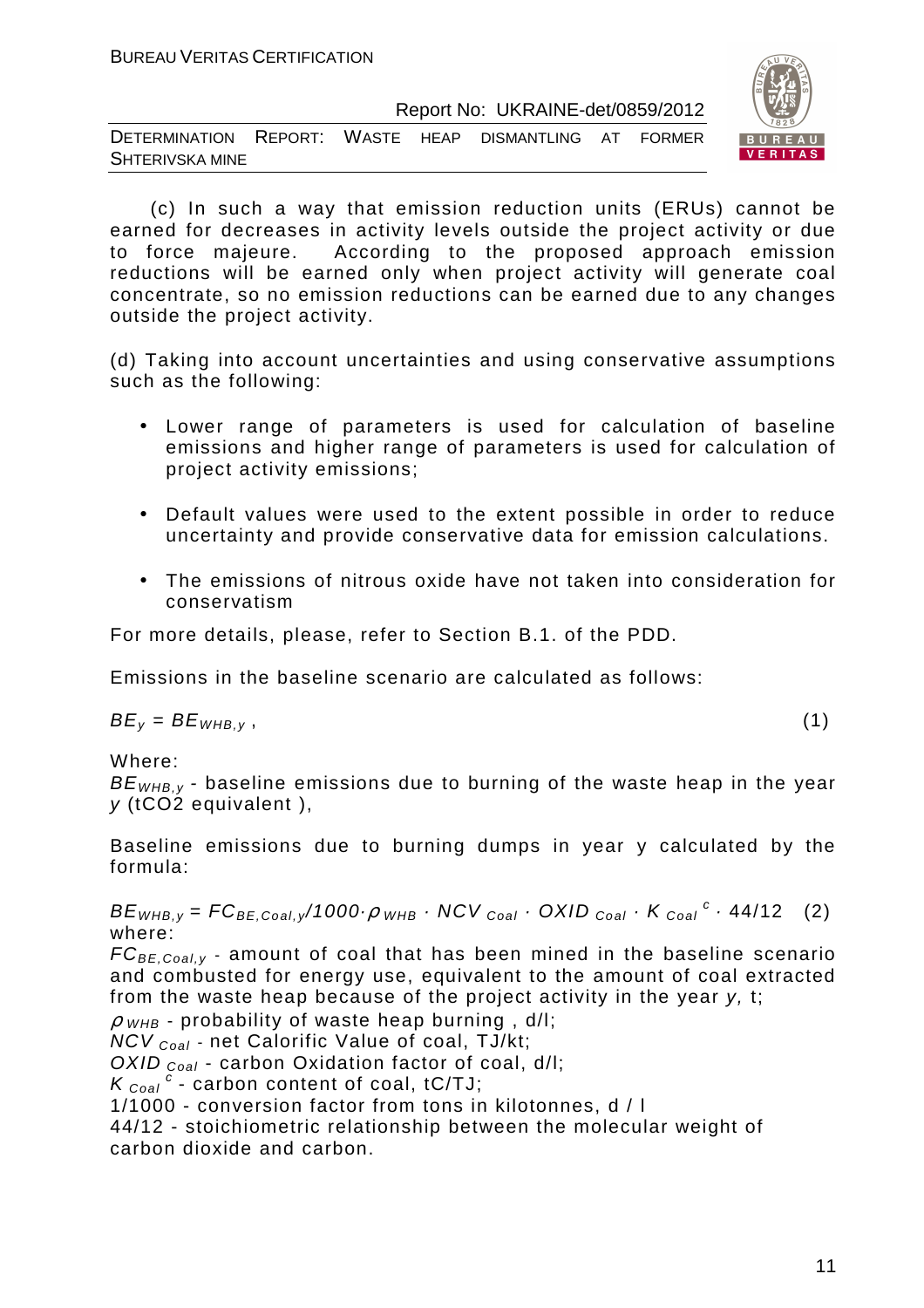(c) In such a way that emission reduction units (ERUs) cannot be earned for decreases in activity levels outside the project activity or due to force majeure. According to the proposed approach emission reductions will be earned only when project activity will generate coal concentrate, so no emission reductions can be earned due to any changes outside the project activity.

(d) Taking into account uncertainties and using conservative assumptions such as the following:

- Lower range of parameters is used for calculation of baseline emissions and higher range of parameters is used for calculation of project activity emissions;
- Default values were used to the extent possible in order to reduce uncertainty and provide conservative data for emission calculations.
- The emissions of nitrous oxide have not taken into consideration for conservatism

For more details, please, refer to Section B.1. of the PDD.

Emissions in the baseline scenario are calculated as follows:

$$BE_y = BE_{WHB,y}\,, \qquad (1)$$

Where:

$BE_{WHB,y}$ - baseline emissions due to burning of the waste heap in the year $y$ (tCO2 equivalent ),

Baseline emissions due to burning dumps in year y calculated by the formula:

$$BE_{WHB,y} = FC_{BE,Coal,y}/1000 \cdot \rho_{WHB} \cdot NCV_{Coal} \cdot OXID_{Coal} \cdot K_{Coal}^{\,c} \cdot 44/12 \qquad (2)$$

where:

$FC_{BE,Coal,y}$ - amount of coal that has been mined in the baseline scenario and combusted for energy use, equivalent to the amount of coal extracted from the waste heap because of the project activity in the year $y$, t;

$\rho_{WHB}$ - probability of waste heap burning , d/l;

$NCV_{Coal}$ - net Calorific Value of coal, TJ/kt;

$OXID_{Coal}$ - carbon Oxidation factor of coal, d/l;

$K_{Coal}^{\,c}$ - carbon content of coal, tC/TJ;

1/1000 - conversion factor from tons in kilotonnes, d / l

44/12 - stoichiometric relationship between the molecular weight of carbon dioxide and carbon.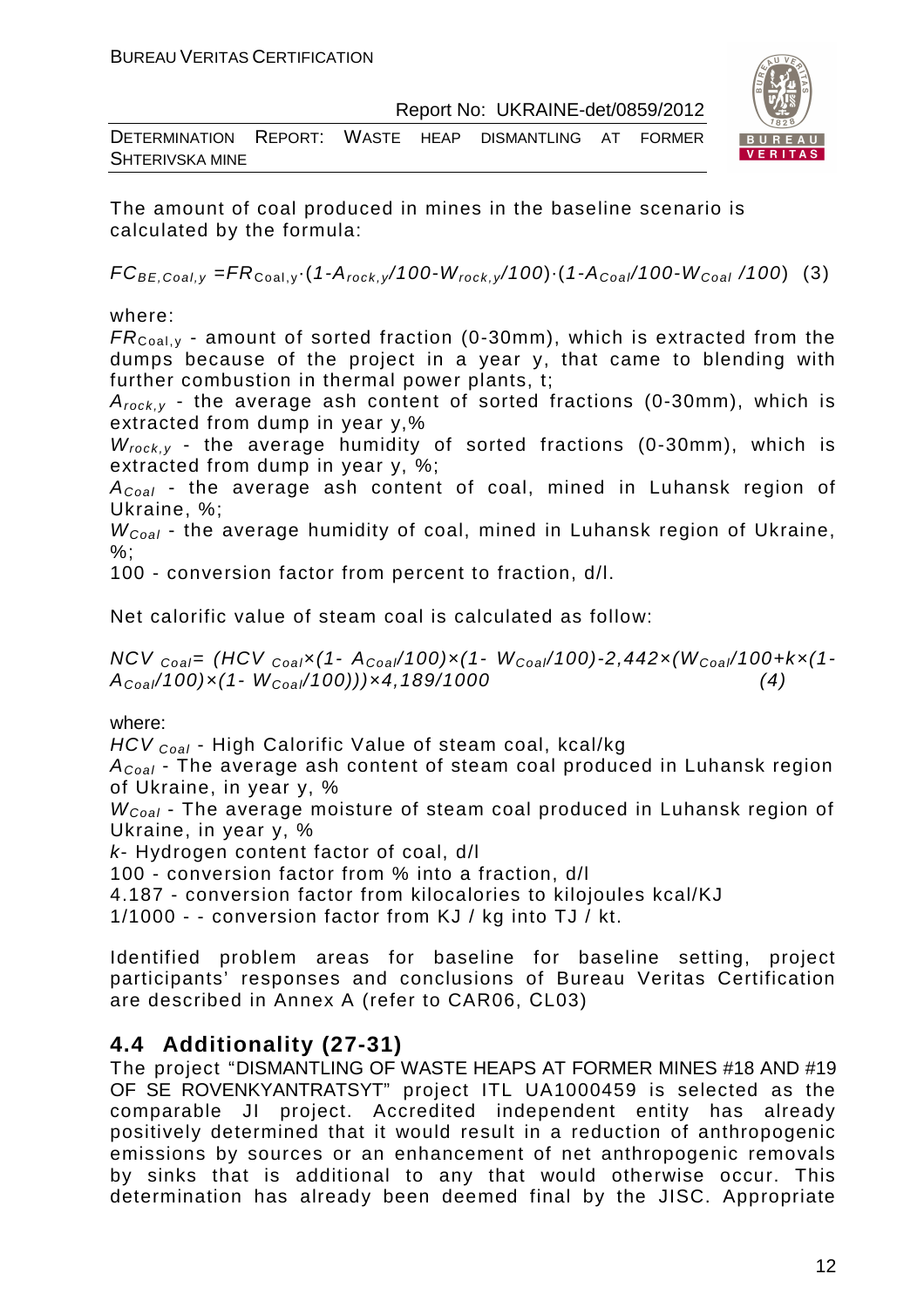The amount of coal produced in mines in the baseline scenario is calculated by the formula:

$$FC_{BE,Coal,y} = FR_{Coal,y} \cdot (1 - A_{rock,y}/100 - W_{rock,y}/100) \cdot (1 - A_{Coal}/100 - W_{Coal}/100) \quad (3)$$

where:

$FR_{Coal,y}$ - amount of sorted fraction (0-30mm), which is extracted from the dumps because of the project in a year y, that came to blending with further combustion in thermal power plants, t;

$A_{rock,y}$ - the average ash content of sorted fractions (0-30mm), which is extracted from dump in year y,%

$W_{rock,y}$ - the average humidity of sorted fractions (0-30mm), which is extracted from dump in year y, %;

$A_{Coal}$ - the average ash content of coal, mined in Luhansk region of Ukraine, %;

$W_{Coal}$ - the average humidity of coal, mined in Luhansk region of Ukraine, %;

100 - conversion factor from percent to fraction, d/l.

Net calorific value of steam coal is calculated as follow:

$$NCV_{Coal} = (HCV_{Coal} \times (1 - A_{Coal}/100) \times (1 - W_{Coal}/100) - 2{,}442 \times (W_{Coal}/100 + k \times (1 - A_{Coal}/100) \times (1 - W_{Coal}/100))) \times 4{,}189/1000 \quad (4)$$

where:

$HCV_{Coal}$ - High Calorific Value of steam coal, kcal/kg

$A_{Coal}$ - The average ash content of steam coal produced in Luhansk region of Ukraine, in year y, %

$W_{Coal}$ - The average moisture of steam coal produced in Luhansk region of Ukraine, in year y, %

$k$- Hydrogen content factor of coal, d/l

100 - conversion factor from % into a fraction, d/l

4.187 - conversion factor from kilocalories to kilojoules kcal/KJ

1/1000 - - conversion factor from KJ / kg into TJ / kt.

Identified problem areas for baseline for baseline setting, project participants' responses and conclusions of Bureau Veritas Certification are described in Annex A (refer to CAR06, CL03)

## 4.4 Additionality (27-31)

The project "DISMANTLING OF WASTE HEAPS AT FORMER MINES #18 AND #19 OF SE ROVENKYANTRATSYT" project ITL UA1000459 is selected as the comparable JI project. Accredited independent entity has already positively determined that it would result in a reduction of anthropogenic emissions by sources or an enhancement of net anthropogenic removals by sinks that is additional to any that would otherwise occur. This determination has already been deemed final by the JISC. Appropriate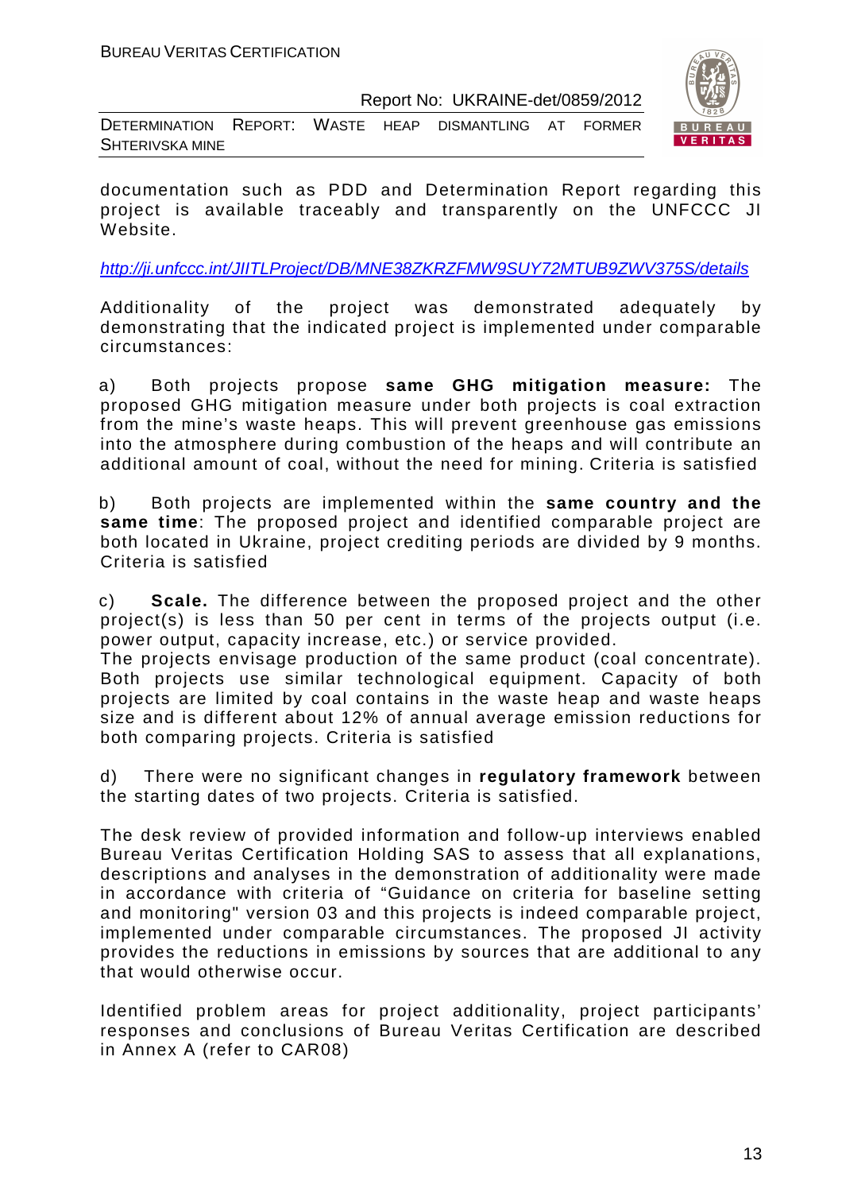documentation such as PDD and Determination Report regarding this project is available traceably and transparently on the UNFCCC JI Website.

http://ji.unfccc.int/JIITLProject/DB/MNE38ZKRZFMW9SUY72MTUB9ZWV375S/details

Additionality of the project was demonstrated adequately by demonstrating that the indicated project is implemented under comparable circumstances:

a) Both projects propose **same GHG mitigation measure:** The proposed GHG mitigation measure under both projects is coal extraction from the mine's waste heaps. This will prevent greenhouse gas emissions into the atmosphere during combustion of the heaps and will contribute an additional amount of coal, without the need for mining. Criteria is satisfied

b) Both projects are implemented within the **same country and the same time**: The proposed project and identified comparable project are both located in Ukraine, project crediting periods are divided by 9 months. Criteria is satisfied

c) **Scale.** The difference between the proposed project and the other project(s) is less than 50 per cent in terms of the projects output (i.e. power output, capacity increase, etc.) or service provided.
The projects envisage production of the same product (coal concentrate). Both projects use similar technological equipment. Capacity of both projects are limited by coal contains in the waste heap and waste heaps size and is different about 12% of annual average emission reductions for both comparing projects. Criteria is satisfied

d) There were no significant changes in **regulatory framework** between the starting dates of two projects. Criteria is satisfied.

The desk review of provided information and follow-up interviews enabled Bureau Veritas Certification Holding SAS to assess that all explanations, descriptions and analyses in the demonstration of additionality were made in accordance with criteria of "Guidance on criteria for baseline setting and monitoring" version 03 and this projects is indeed comparable project, implemented under comparable circumstances. The proposed JI activity provides the reductions in emissions by sources that are additional to any that would otherwise occur.

Identified problem areas for project additionality, project participants' responses and conclusions of Bureau Veritas Certification are described in Annex A (refer to CAR08)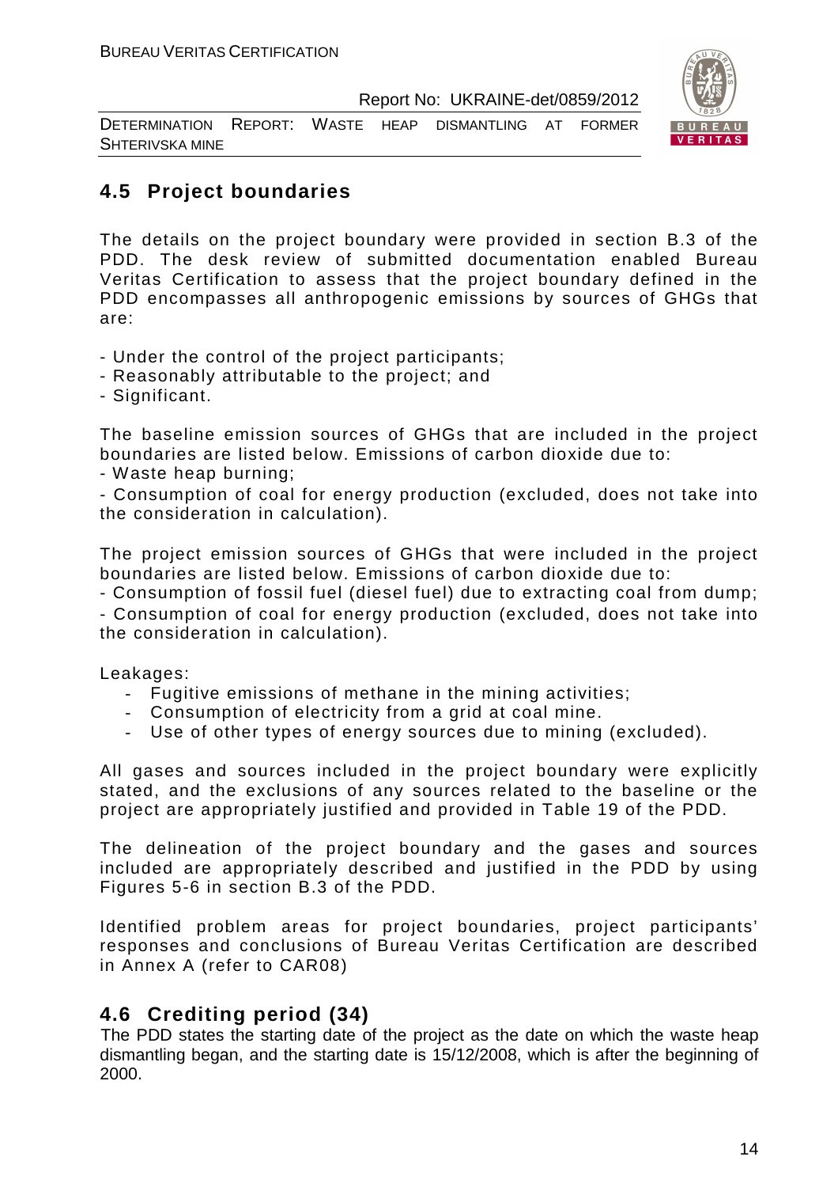## 4.5 Project boundaries

The details on the project boundary were provided in section B.3 of the PDD. The desk review of submitted documentation enabled Bureau Veritas Certification to assess that the project boundary defined in the PDD encompasses all anthropogenic emissions by sources of GHGs that are:

- Under the control of the project participants;
- Reasonably attributable to the project; and
- Significant.

The baseline emission sources of GHGs that are included in the project boundaries are listed below. Emissions of carbon dioxide due to:

- Waste heap burning;
- Consumption of coal for energy production (excluded, does not take into the consideration in calculation).

The project emission sources of GHGs that were included in the project boundaries are listed below. Emissions of carbon dioxide due to:

- Consumption of fossil fuel (diesel fuel) due to extracting coal from dump;
- Consumption of coal for energy production (excluded, does not take into the consideration in calculation).

Leakages:

- Fugitive emissions of methane in the mining activities;
- Consumption of electricity from a grid at coal mine.
- Use of other types of energy sources due to mining (excluded).

All gases and sources included in the project boundary were explicitly stated, and the exclusions of any sources related to the baseline or the project are appropriately justified and provided in Table 19 of the PDD.

The delineation of the project boundary and the gases and sources included are appropriately described and justified in the PDD by using Figures 5-6 in section B.3 of the PDD.

Identified problem areas for project boundaries, project participants' responses and conclusions of Bureau Veritas Certification are described in Annex A (refer to CAR08)

## 4.6 Crediting period (34)

The PDD states the starting date of the project as the date on which the waste heap dismantling began, and the starting date is 15/12/2008, which is after the beginning of 2000.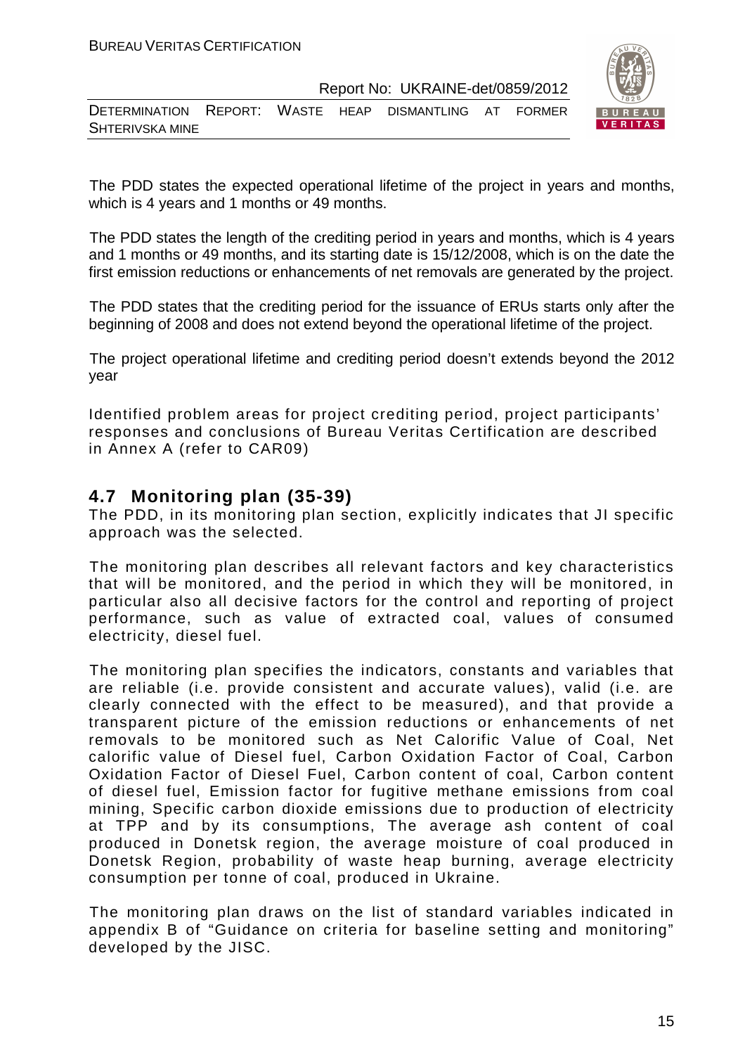The PDD states the expected operational lifetime of the project in years and months, which is 4 years and 1 months or 49 months.

The PDD states the length of the crediting period in years and months, which is 4 years and 1 months or 49 months, and its starting date is 15/12/2008, which is on the date the first emission reductions or enhancements of net removals are generated by the project.

The PDD states that the crediting period for the issuance of ERUs starts only after the beginning of 2008 and does not extend beyond the operational lifetime of the project.

The project operational lifetime and crediting period doesn't extends beyond the 2012 year

Identified problem areas for project crediting period, project participants' responses and conclusions of Bureau Veritas Certification are described in Annex A (refer to CAR09)

## 4.7 Monitoring plan (35-39)

The PDD, in its monitoring plan section, explicitly indicates that JI specific approach was the selected.

The monitoring plan describes all relevant factors and key characteristics that will be monitored, and the period in which they will be monitored, in particular also all decisive factors for the control and reporting of project performance, such as value of extracted coal, values of consumed electricity, diesel fuel.

The monitoring plan specifies the indicators, constants and variables that are reliable (i.e. provide consistent and accurate values), valid (i.e. are clearly connected with the effect to be measured), and that provide a transparent picture of the emission reductions or enhancements of net removals to be monitored such as Net Calorific Value of Coal, Net calorific value of Diesel fuel, Carbon Oxidation Factor of Coal, Carbon Oxidation Factor of Diesel Fuel, Carbon content of coal, Carbon content of diesel fuel, Emission factor for fugitive methane emissions from coal mining, Specific carbon dioxide emissions due to production of electricity at TPP and by its consumptions, The average ash content of coal produced in Donetsk region, the average moisture of coal produced in Donetsk Region, probability of waste heap burning, average electricity consumption per tonne of coal, produced in Ukraine.

The monitoring plan draws on the list of standard variables indicated in appendix B of "Guidance on criteria for baseline setting and monitoring" developed by the JISC.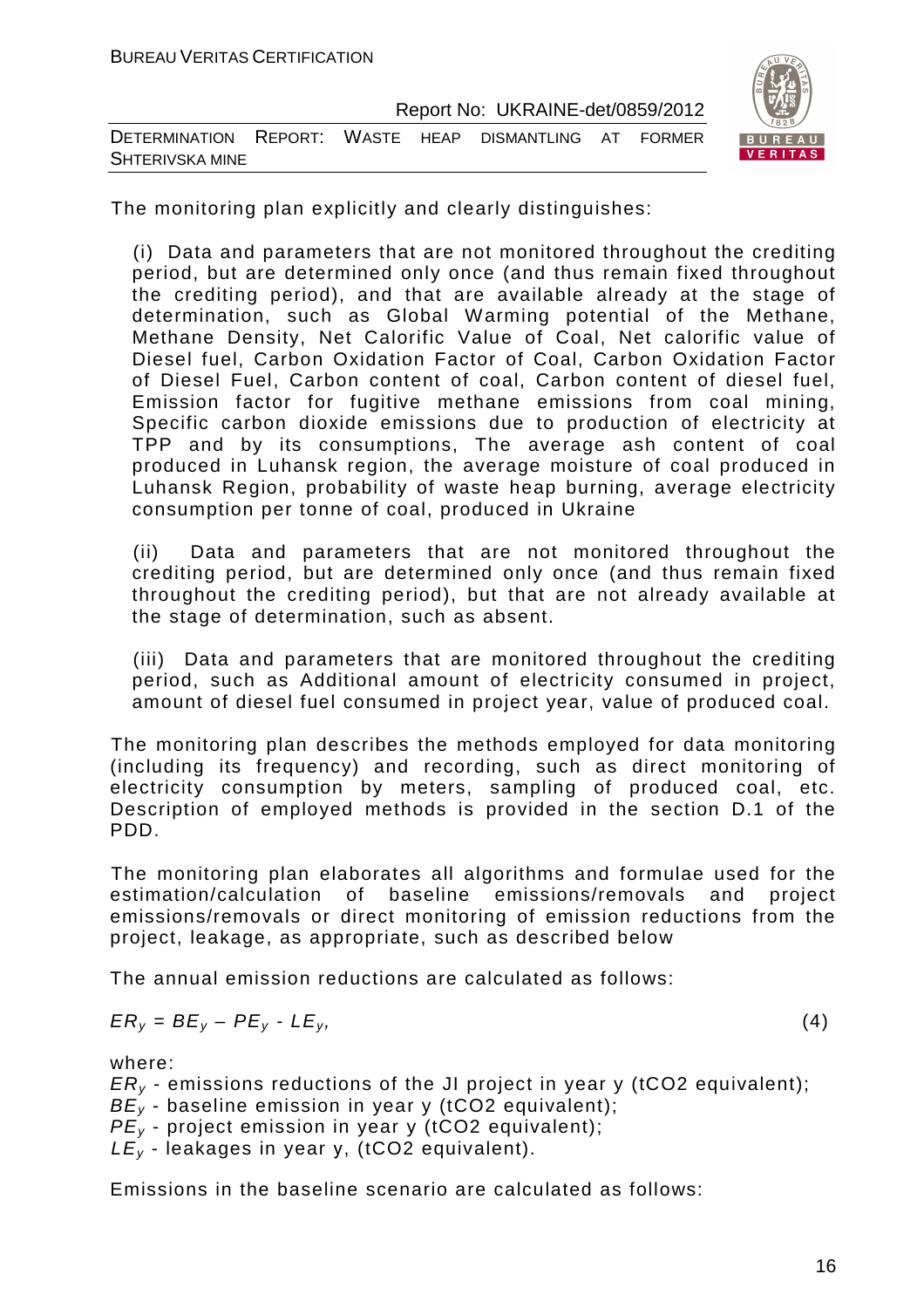The monitoring plan explicitly and clearly distinguishes:

(i) Data and parameters that are not monitored throughout the crediting period, but are determined only once (and thus remain fixed throughout the crediting period), and that are available already at the stage of determination, such as Global Warming potential of the Methane, Methane Density, Net Calorific Value of Coal, Net calorific value of Diesel fuel, Carbon Oxidation Factor of Coal, Carbon Oxidation Factor of Diesel Fuel, Carbon content of coal, Carbon content of diesel fuel, Emission factor for fugitive methane emissions from coal mining, Specific carbon dioxide emissions due to production of electricity at TPP and by its consumptions, The average ash content of coal produced in Luhansk region, the average moisture of coal produced in Luhansk Region, probability of waste heap burning, average electricity consumption per tonne of coal, produced in Ukraine

(ii) Data and parameters that are not monitored throughout the crediting period, but are determined only once (and thus remain fixed throughout the crediting period), but that are not already available at the stage of determination, such as absent.

(iii) Data and parameters that are monitored throughout the crediting period, such as Additional amount of electricity consumed in project, amount of diesel fuel consumed in project year, value of produced coal.

The monitoring plan describes the methods employed for data monitoring (including its frequency) and recording, such as direct monitoring of electricity consumption by meters, sampling of produced coal, etc. Description of employed methods is provided in the section D.1 of the PDD.

The monitoring plan elaborates all algorithms and formulae used for the estimation/calculation of baseline emissions/removals and project emissions/removals or direct monitoring of emission reductions from the project, leakage, as appropriate, such as described below

The annual emission reductions are calculated as follows:

$$ER_y = BE_y - PE_y - LE_y, \qquad (4)$$

where:

$ER_y$ - emissions reductions of the JI project in year y (tCO2 equivalent);
$BE_y$ - baseline emission in year y (tCO2 equivalent);
$PE_y$ - project emission in year y (tCO2 equivalent);
$LE_y$ - leakages in year y, (tCO2 equivalent).

Emissions in the baseline scenario are calculated as follows: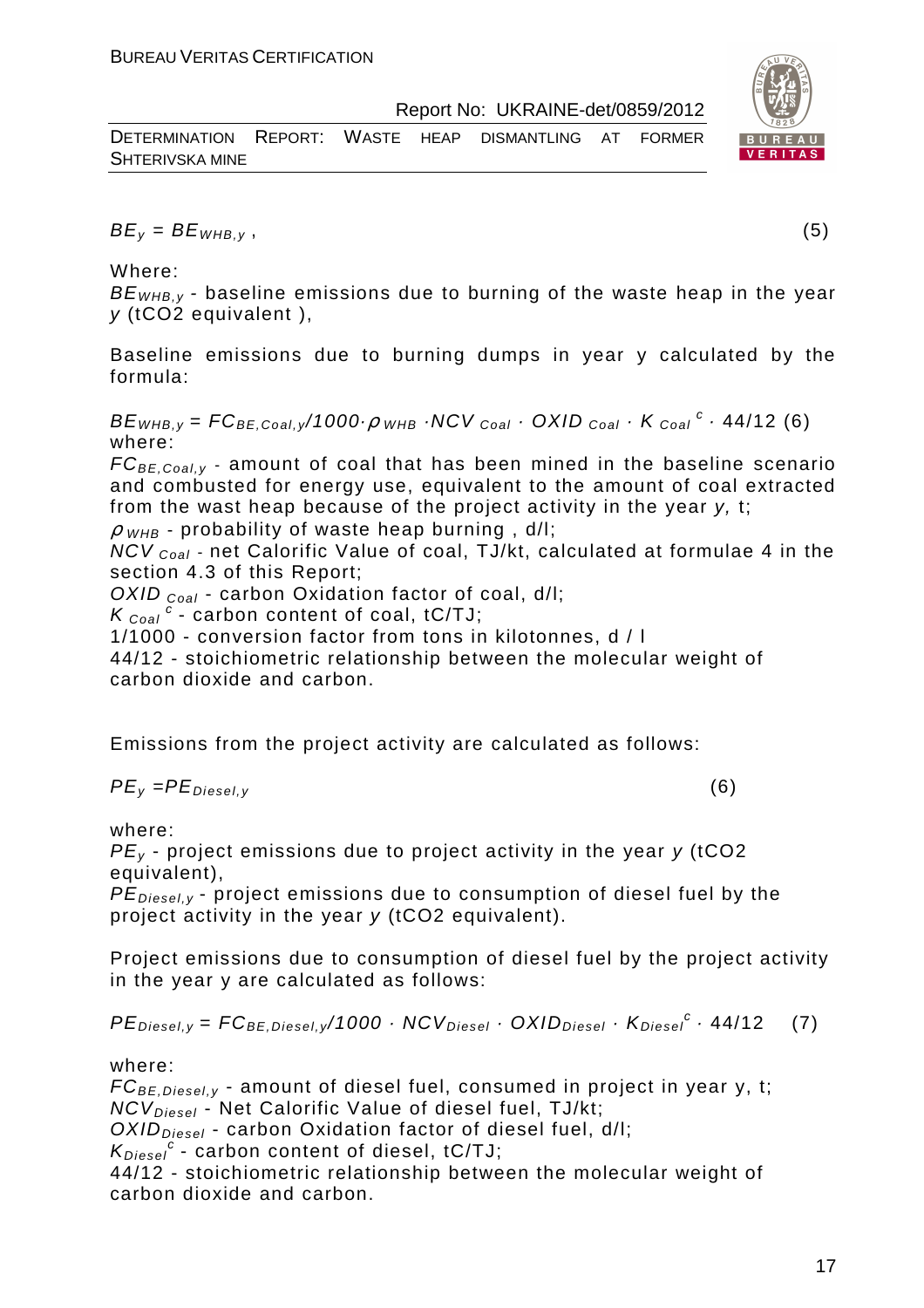$$BE_y = BE_{WHB,y} \text{ ,} \tag{5}$$

Where:

$BE_{WHB,y}$ - baseline emissions due to burning of the waste heap in the year $y$ (tCO2 equivalent ),

Baseline emissions due to burning dumps in year y calculated by the formula:

$$BE_{WHB,y} = FC_{BE,Coal,y}/1000 \cdot \rho_{WHB} \cdot NCV_{Coal} \cdot OXID_{Coal} \cdot K_{Coal}^{c} \cdot 44/12 \text{ (6)}$$

where:

$FC_{BE,Coal,y}$ - amount of coal that has been mined in the baseline scenario and combusted for energy use, equivalent to the amount of coal extracted from the wast heap because of the project activity in the year $y$, t;

$\rho_{WHB}$ - probability of waste heap burning , d/l;

$NCV_{Coal}$ - net Calorific Value of coal, TJ/kt, calculated at formulae 4 in the section 4.3 of this Report;

$OXID_{Coal}$ - carbon Oxidation factor of coal, d/l;

$K_{Coal}^{c}$ - carbon content of coal, tC/TJ;

1/1000 - conversion factor from tons in kilotonnes, d / l

44/12 - stoichiometric relationship between the molecular weight of carbon dioxide and carbon.

Emissions from the project activity are calculated as follows:

$$PE_y = PE_{Diesel,y} \tag{6}$$

where:

$PE_y$ - project emissions due to project activity in the year $y$ (tCO2 equivalent),

$PE_{Diesel,y}$ - project emissions due to consumption of diesel fuel by the project activity in the year $y$ (tCO2 equivalent).

Project emissions due to consumption of diesel fuel by the project activity in the year y are calculated as follows:

$$PE_{Diesel,y} = FC_{BE,Diesel,y}/1000 \cdot NCV_{Diesel} \cdot OXID_{Diesel} \cdot K_{Diesel}^{c} \cdot 44/12 \tag{7}$$

where:

$FC_{BE,Diesel,y}$ - amount of diesel fuel, consumed in project in year y, t;

$NCV_{Diesel}$ - Net Calorific Value of diesel fuel, TJ/kt;

$OXID_{Diesel}$ - carbon Oxidation factor of diesel fuel, d/l;

$K_{Diesel}^{c}$ - carbon content of diesel, tC/TJ;

44/12 - stoichiometric relationship between the molecular weight of carbon dioxide and carbon.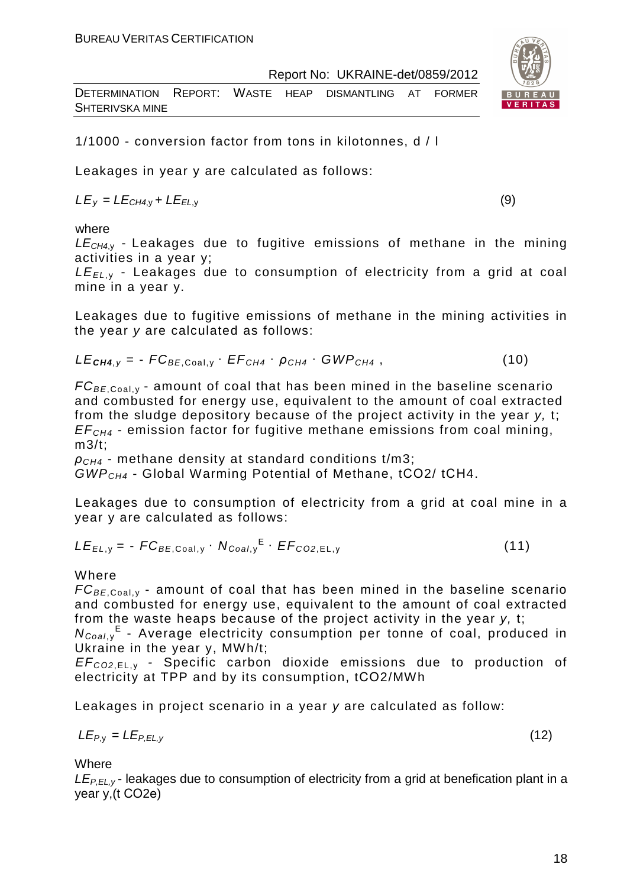1/1000 - conversion factor from tons in kilotonnes, d / l

Leakages in year y are calculated as follows:

$$LE_y = LE_{CH4,y} + LE_{EL,y} \quad (9)$$

where

$LE_{CH4,y}$ - Leakages due to fugitive emissions of methane in the mining activities in a year y;

$LE_{EL,y}$ - Leakages due to consumption of electricity from a grid at coal mine in a year y.

Leakages due to fugitive emissions of methane in the mining activities in the year *y* are calculated as follows:

$$LE_{CH4,y} = - FC_{BE,Coal,y} \cdot EF_{CH4} \cdot \rho_{CH4} \cdot GWP_{CH4} \,, \quad (10)$$

$FC_{BE,Coal,y}$ - amount of coal that has been mined in the baseline scenario and combusted for energy use, equivalent to the amount of coal extracted from the sludge depository because of the project activity in the year *y,* t;

$EF_{CH4}$ - emission factor for fugitive methane emissions from coal mining, m3/t;

$\rho_{CH4}$ - methane density at standard conditions t/m3;

$GWP_{CH4}$ - Global Warming Potential of Methane, tCO2/ tCH4.

Leakages due to consumption of electricity from a grid at coal mine in a year y are calculated as follows:

$$LE_{EL,y} = - FC_{BE,Coal,y} \cdot N_{Coal,y}^{E} \cdot EF_{CO2,EL,y} \quad (11)$$

Where

$FC_{BE,Coal,y}$ - amount of coal that has been mined in the baseline scenario and combusted for energy use, equivalent to the amount of coal extracted from the waste heaps because of the project activity in the year *y,* t;

$N_{Coal,y}^{E}$ - Average electricity consumption per tonne of coal, produced in Ukraine in the year y, MWh/t;

$EF_{CO2,EL,y}$ - Specific carbon dioxide emissions due to production of electricity at TPP and by its consumption, tCO2/MWh

Leakages in project scenario in a year *y* are calculated as follow:

$$LE_{P,y} = LE_{P,EL,y} \quad (12)$$

Where

$LE_{P,EL,y}$ - leakages due to consumption of electricity from a grid at benefication plant in a year y,(t CO2e)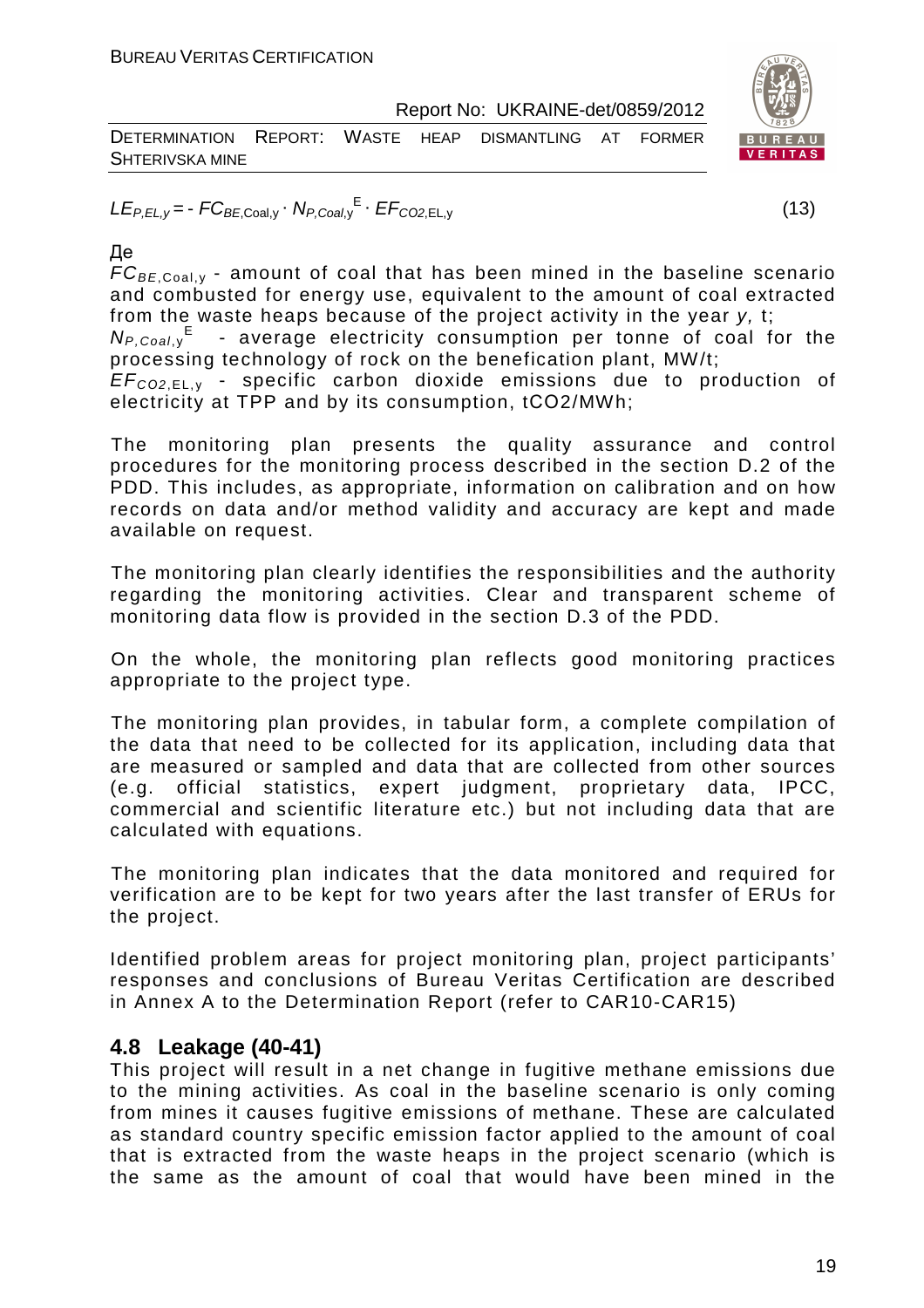$$LE_{P,EL,y} = - FC_{BE,\text{Coal},y} \cdot N_{P,Coal,y}^{E} \cdot EF_{CO2,\text{EL},y} \quad (13)$$

Де

$FC_{BE,\text{Coal},y}$ - amount of coal that has been mined in the baseline scenario and combusted for energy use, equivalent to the amount of coal extracted from the waste heaps because of the project activity in the year *y,* t;

$N_{P,Coal,y}^{E}$ - average electricity consumption per tonne of coal for the processing technology of rock on the benefication plant, MW/t;

$EF_{CO2,\text{EL},y}$ - specific carbon dioxide emissions due to production of electricity at TPP and by its consumption, tCO2/MWh;

The monitoring plan presents the quality assurance and control procedures for the monitoring process described in the section D.2 of the PDD. This includes, as appropriate, information on calibration and on how records on data and/or method validity and accuracy are kept and made available on request.

The monitoring plan clearly identifies the responsibilities and the authority regarding the monitoring activities. Clear and transparent scheme of monitoring data flow is provided in the section D.3 of the PDD.

On the whole, the monitoring plan reflects good monitoring practices appropriate to the project type.

The monitoring plan provides, in tabular form, a complete compilation of the data that need to be collected for its application, including data that are measured or sampled and data that are collected from other sources (e.g. official statistics, expert judgment, proprietary data, IPCC, commercial and scientific literature etc.) but not including data that are calculated with equations.

The monitoring plan indicates that the data monitored and required for verification are to be kept for two years after the last transfer of ERUs for the project.

Identified problem areas for project monitoring plan, project participants' responses and conclusions of Bureau Veritas Certification are described in Annex A to the Determination Report (refer to CAR10-CAR15)

## 4.8 Leakage (40-41)

This project will result in a net change in fugitive methane emissions due to the mining activities. As coal in the baseline scenario is only coming from mines it causes fugitive emissions of methane. These are calculated as standard country specific emission factor applied to the amount of coal that is extracted from the waste heaps in the project scenario (which is the same as the amount of coal that would have been mined in the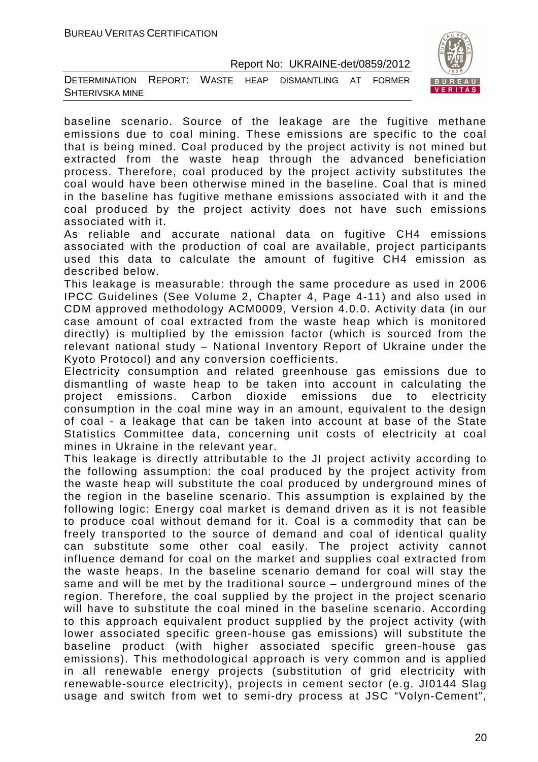baseline scenario. Source of the leakage are the fugitive methane emissions due to coal mining. These emissions are specific to the coal that is being mined. Coal produced by the project activity is not mined but extracted from the waste heap through the advanced beneficiation process. Therefore, coal produced by the project activity substitutes the coal would have been otherwise mined in the baseline. Coal that is mined in the baseline has fugitive methane emissions associated with it and the coal produced by the project activity does not have such emissions associated with it.

As reliable and accurate national data on fugitive $CH_4$ emissions associated with the production of coal are available, project participants used this data to calculate the amount of fugitive $CH_4$ emission as described below.

This leakage is measurable: through the same procedure as used in 2006 IPCC Guidelines (See Volume 2, Chapter 4, Page 4-11) and also used in CDM approved methodology ACM0009, Version 4.0.0. Activity data (in our case amount of coal extracted from the waste heap which is monitored directly) is multiplied by the emission factor (which is sourced from the relevant national study – National Inventory Report of Ukraine under the Kyoto Protocol) and any conversion coefficients.

Electricity consumption and related greenhouse gas emissions due to dismantling of waste heap to be taken into account in calculating the project emissions. Carbon dioxide emissions due to electricity consumption in the coal mine way in an amount, equivalent to the design of coal - a leakage that can be taken into account at base of the State Statistics Committee data, concerning unit costs of electricity at coal mines in Ukraine in the relevant year.

This leakage is directly attributable to the JI project activity according to the following assumption: the coal produced by the project activity from the waste heap will substitute the coal produced by underground mines of the region in the baseline scenario. This assumption is explained by the following logic: Energy coal market is demand driven as it is not feasible to produce coal without demand for it. Coal is a commodity that can be freely transported to the source of demand and coal of identical quality can substitute some other coal easily. The project activity cannot influence demand for coal on the market and supplies coal extracted from the waste heaps. In the baseline scenario demand for coal will stay the same and will be met by the traditional source – underground mines of the region. Therefore, the coal supplied by the project in the project scenario will have to substitute the coal mined in the baseline scenario. According to this approach equivalent product supplied by the project activity (with lower associated specific green-house gas emissions) will substitute the baseline product (with higher associated specific green-house gas emissions). This methodological approach is very common and is applied in all renewable energy projects (substitution of grid electricity with renewable-source electricity), projects in cement sector (e.g. JI0144 Slag usage and switch from wet to semi-dry process at JSC "Volyn-Cement",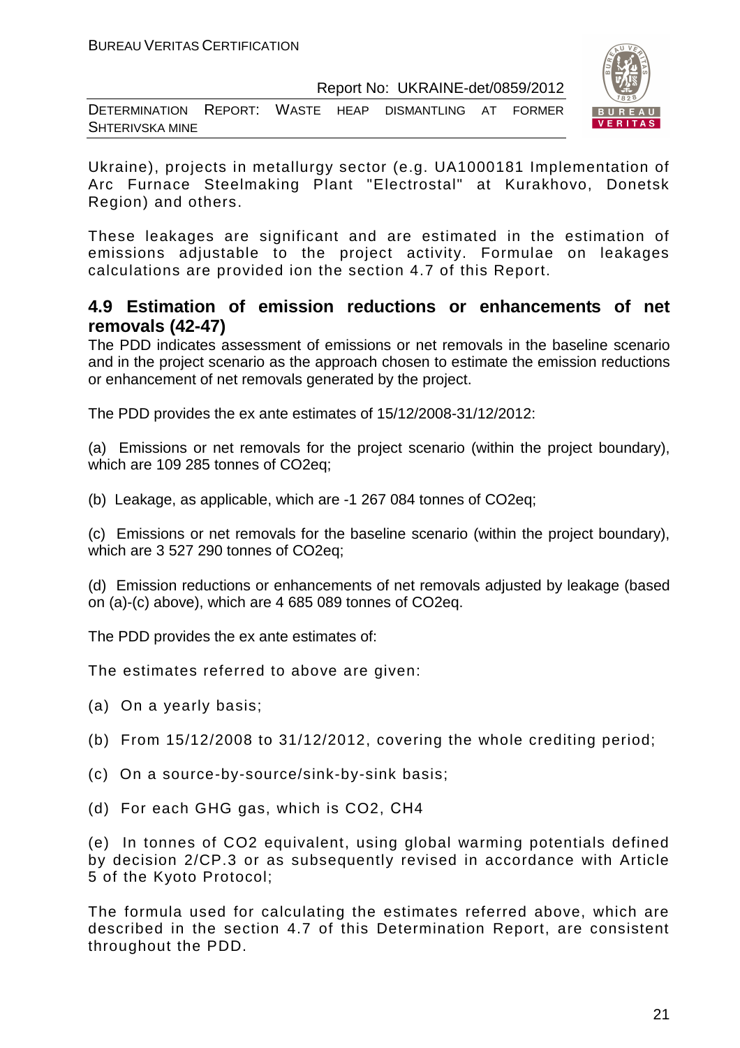Ukraine), projects in metallurgy sector (e.g. UA1000181 Implementation of Arc Furnace Steelmaking Plant "Electrostal" at Kurakhovo, Donetsk Region) and others.

These leakages are significant and are estimated in the estimation of emissions adjustable to the project activity. Formulae on leakages calculations are provided ion the section 4.7 of this Report.

## 4.9 Estimation of emission reductions or enhancements of net removals (42-47)

The PDD indicates assessment of emissions or net removals in the baseline scenario and in the project scenario as the approach chosen to estimate the emission reductions or enhancement of net removals generated by the project.

The PDD provides the ex ante estimates of 15/12/2008-31/12/2012:

(a) Emissions or net removals for the project scenario (within the project boundary), which are 109 285 tonnes of CO2eq;

(b) Leakage, as applicable, which are -1 267 084 tonnes of CO2eq;

(c) Emissions or net removals for the baseline scenario (within the project boundary), which are 3 527 290 tonnes of CO2eq;

(d) Emission reductions or enhancements of net removals adjusted by leakage (based on (a)-(c) above), which are 4 685 089 tonnes of CO2eq.

The PDD provides the ex ante estimates of:

The estimates referred to above are given:

(a) On a yearly basis;

(b) From 15/12/2008 to 31/12/2012, covering the whole crediting period;

(c) On a source-by-source/sink-by-sink basis;

(d) For each GHG gas, which is CO2, CH4

(e) In tonnes of CO2 equivalent, using global warming potentials defined by decision 2/CP.3 or as subsequently revised in accordance with Article 5 of the Kyoto Protocol;

The formula used for calculating the estimates referred above, which are described in the section 4.7 of this Determination Report, are consistent throughout the PDD.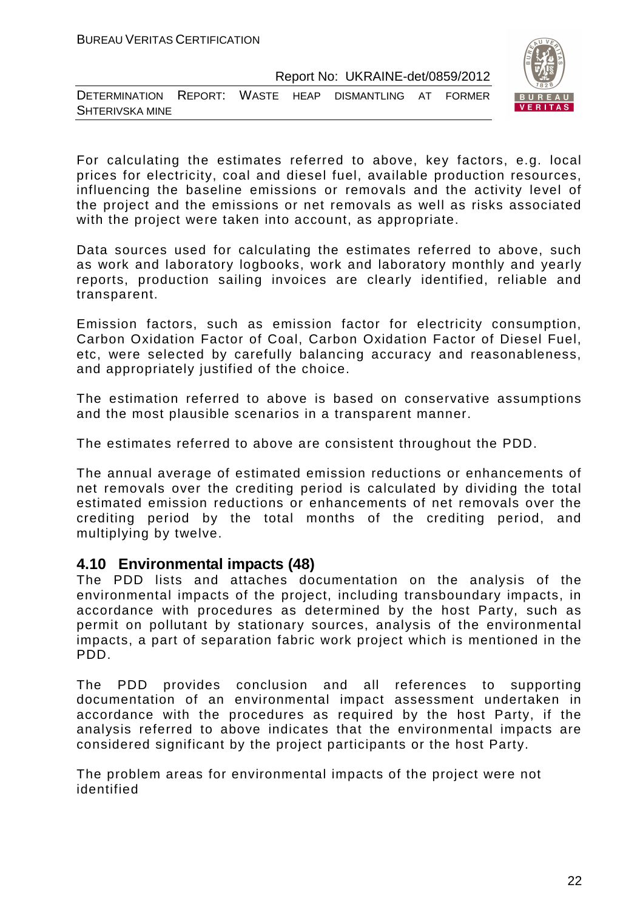For calculating the estimates referred to above, key factors, e.g. local prices for electricity, coal and diesel fuel, available production resources, influencing the baseline emissions or removals and the activity level of the project and the emissions or net removals as well as risks associated with the project were taken into account, as appropriate.

Data sources used for calculating the estimates referred to above, such as work and laboratory logbooks, work and laboratory monthly and yearly reports, production sailing invoices are clearly identified, reliable and transparent.

Emission factors, such as emission factor for electricity consumption, Carbon Oxidation Factor of Coal, Carbon Oxidation Factor of Diesel Fuel, etc, were selected by carefully balancing accuracy and reasonableness, and appropriately justified of the choice.

The estimation referred to above is based on conservative assumptions and the most plausible scenarios in a transparent manner.

The estimates referred to above are consistent throughout the PDD.

The annual average of estimated emission reductions or enhancements of net removals over the crediting period is calculated by dividing the total estimated emission reductions or enhancements of net removals over the crediting period by the total months of the crediting period, and multiplying by twelve.

## 4.10 Environmental impacts (48)

The PDD lists and attaches documentation on the analysis of the environmental impacts of the project, including transboundary impacts, in accordance with procedures as determined by the host Party, such as permit on pollutant by stationary sources, analysis of the environmental impacts, a part of separation fabric work project which is mentioned in the PDD.

The PDD provides conclusion and all references to supporting documentation of an environmental impact assessment undertaken in accordance with the procedures as required by the host Party, if the analysis referred to above indicates that the environmental impacts are considered significant by the project participants or the host Party.

The problem areas for environmental impacts of the project were not identified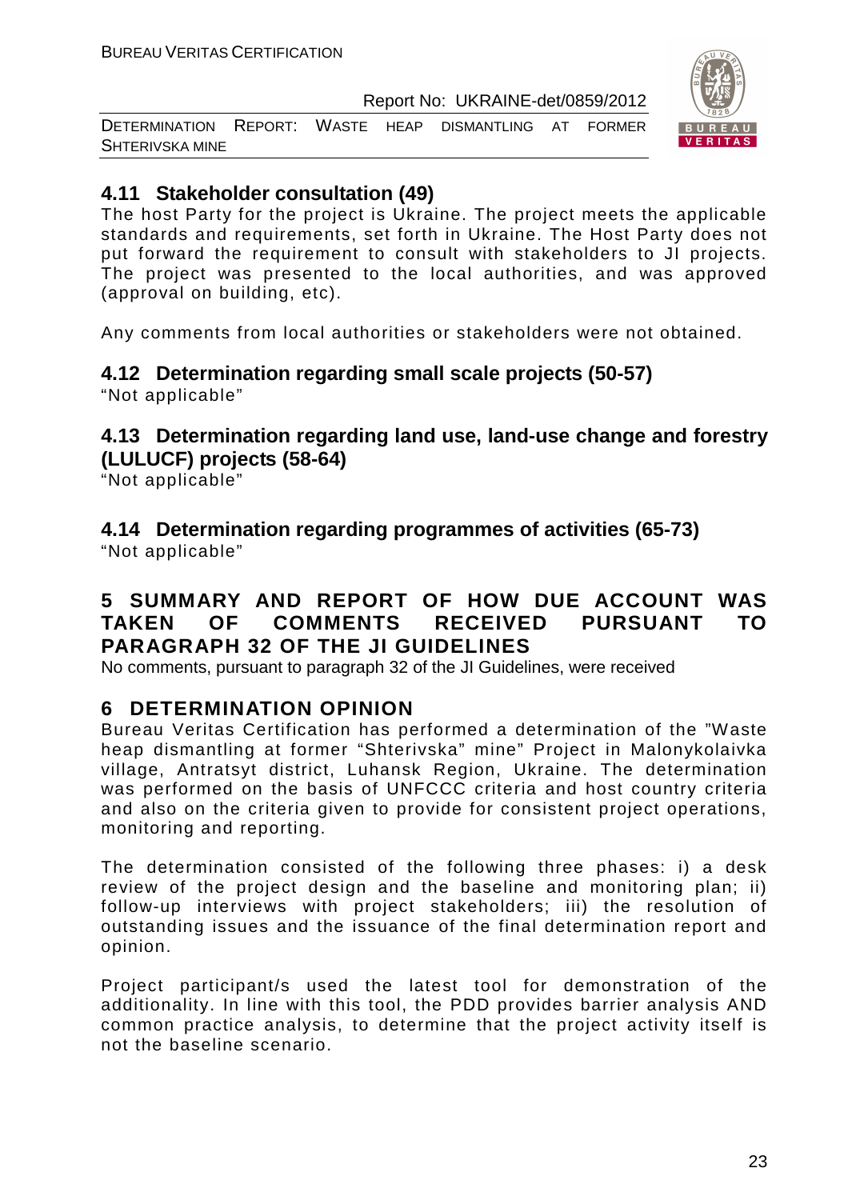## 4.11 Stakeholder consultation (49)

The host Party for the project is Ukraine. The project meets the applicable standards and requirements, set forth in Ukraine. The Host Party does not put forward the requirement to consult with stakeholders to JI projects. The project was presented to the local authorities, and was approved (approval on building, etc).

Any comments from local authorities or stakeholders were not obtained.

## 4.12 Determination regarding small scale projects (50-57)

"Not applicable"

## 4.13 Determination regarding land use, land-use change and forestry (LULUCF) projects (58-64)

"Not applicable"

## 4.14 Determination regarding programmes of activities (65-73)

"Not applicable"

# 5 SUMMARY AND REPORT OF HOW DUE ACCOUNT WAS TAKEN OF COMMENTS RECEIVED PURSUANT TO PARAGRAPH 32 OF THE JI GUIDELINES

No comments, pursuant to paragraph 32 of the JI Guidelines, were received

# 6 DETERMINATION OPINION

Bureau Veritas Certification has performed a determination of the "Waste heap dismantling at former "Shterivska" mine" Project in Malonykolaivka village, Antratsyt district, Luhansk Region, Ukraine. The determination was performed on the basis of UNFCCC criteria and host country criteria and also on the criteria given to provide for consistent project operations, monitoring and reporting.

The determination consisted of the following three phases: i) a desk review of the project design and the baseline and monitoring plan; ii) follow-up interviews with project stakeholders; iii) the resolution of outstanding issues and the issuance of the final determination report and opinion.

Project participant/s used the latest tool for demonstration of the additionality. In line with this tool, the PDD provides barrier analysis AND common practice analysis, to determine that the project activity itself is not the baseline scenario.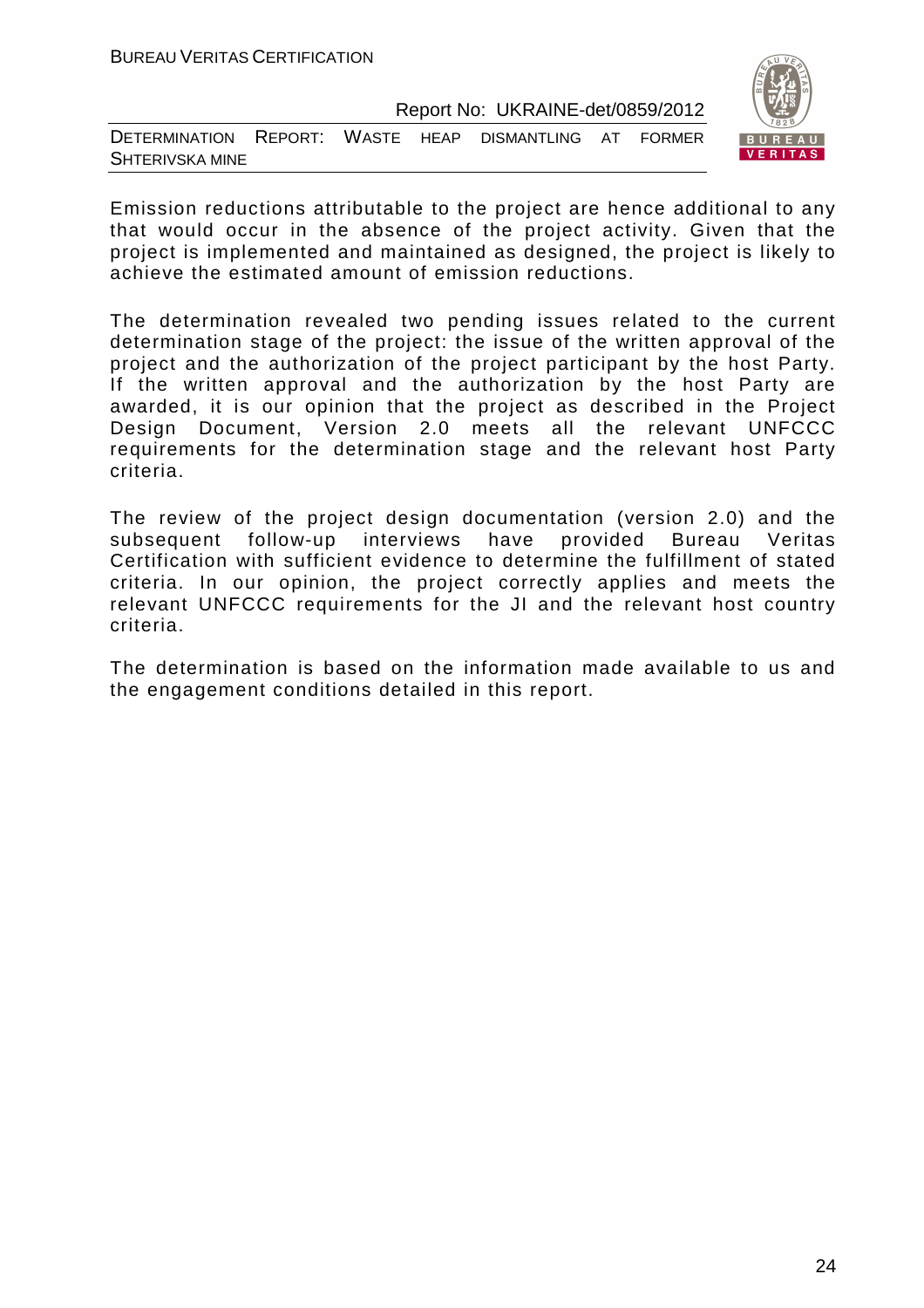Emission reductions attributable to the project are hence additional to any that would occur in the absence of the project activity. Given that the project is implemented and maintained as designed, the project is likely to achieve the estimated amount of emission reductions.

The determination revealed two pending issues related to the current determination stage of the project: the issue of the written approval of the project and the authorization of the project participant by the host Party. If the written approval and the authorization by the host Party are awarded, it is our opinion that the project as described in the Project Design Document, Version 2.0 meets all the relevant UNFCCC requirements for the determination stage and the relevant host Party criteria.

The review of the project design documentation (version 2.0) and the subsequent follow-up interviews have provided Bureau Veritas Certification with sufficient evidence to determine the fulfillment of stated criteria. In our opinion, the project correctly applies and meets the relevant UNFCCC requirements for the JI and the relevant host country criteria.

The determination is based on the information made available to us and the engagement conditions detailed in this report.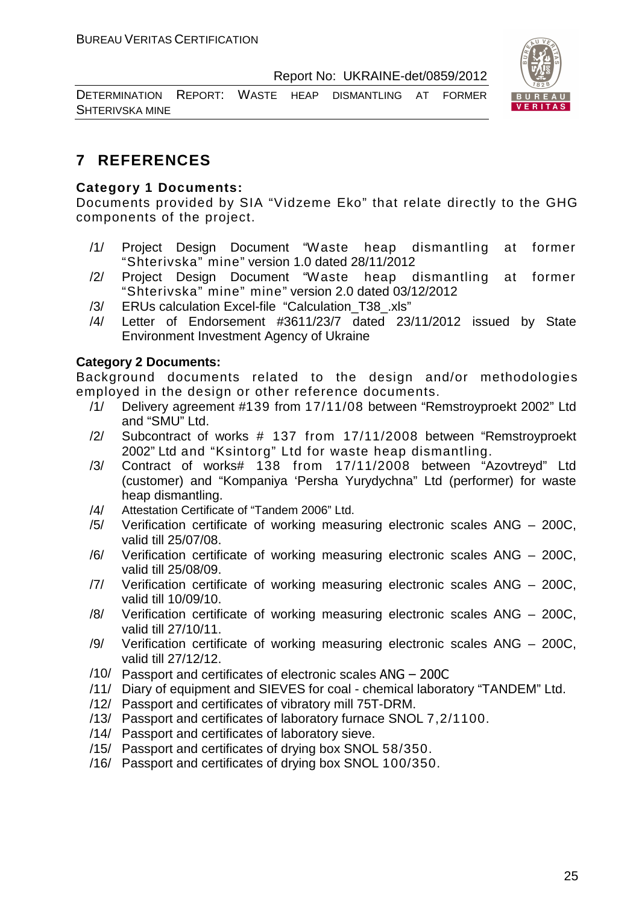# 7 REFERENCES

**Category 1 Documents:**

Documents provided by SIA "Vidzeme Eko" that relate directly to the GHG components of the project.

/1/ Project Design Document "Waste heap dismantling at former "Shterivska" mine" version 1.0 dated 28/11/2012

/2/ Project Design Document "Waste heap dismantling at former "Shterivska" mine" version 2.0 dated 03/12/2012

/3/ ERUs calculation Excel-file "Calculation_T38_.xls"

/4/ Letter of Endorsement #3611/23/7 dated 23/11/2012 issued by State Environment Investment Agency of Ukraine

**Category 2 Documents:**

Background documents related to the design and/or methodologies employed in the design or other reference documents.

/1/ Delivery agreement #139 from 17/11/08 between "Remstroyproekt 2002" Ltd and "SMU" Ltd.

/2/ Subcontract of works # 137 from 17/11/2008 between "Remstroyproekt 2002" Ltd and "Ksintorg" Ltd for waste heap dismantling.

/3/ Contract of works# 138 from 17/11/2008 between "Azovtreyd" Ltd (customer) and "Kompaniya 'Persha Yurydychna" Ltd (performer) for waste heap dismantling.

/4/ Attestation Certificate of "Tandem 2006" Ltd.

/5/ Verification certificate of working measuring electronic scales ANG – 200C, valid till 25/07/08.

/6/ Verification certificate of working measuring electronic scales ANG – 200C, valid till 25/08/09.

/7/ Verification certificate of working measuring electronic scales ANG – 200C, valid till 10/09/10.

/8/ Verification certificate of working measuring electronic scales ANG – 200C, valid till 27/10/11.

/9/ Verification certificate of working measuring electronic scales ANG – 200C, valid till 27/12/12.

/10/ Passport and certificates of electronic scales ANG – 200C

/11/ Diary of equipment and SIEVES for coal - chemical laboratory "TANDEM" Ltd.

/12/ Passport and certificates of vibratory mill 75T-DRM.

/13/ Passport and certificates of laboratory furnace SNOL 7,2/1100.

/14/ Passport and certificates of laboratory sieve.

/15/ Passport and certificates of drying box SNOL 58/350.

/16/ Passport and certificates of drying box SNOL 100/350.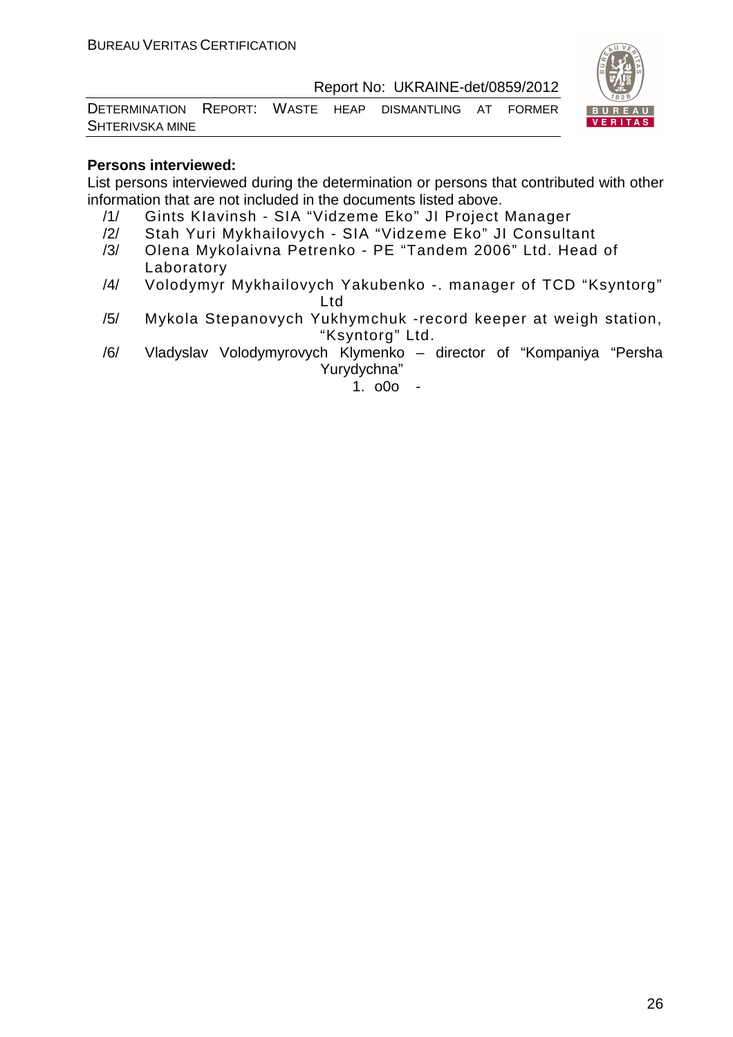**Persons interviewed:**

List persons interviewed during the determination or persons that contributed with other information that are not included in the documents listed above.

/1/ Gints Klavinsh - SIA "Vidzeme Eko" JI Project Manager

/2/ Stah Yuri Mykhailovych - SIA "Vidzeme Eko" JI Consultant

/3/ Olena Mykolaivna Petrenko - PE "Tandem 2006" Ltd. Head of Laboratory

/4/ Volodymyr Mykhailovych Yakubenko -. manager of TCD "Ksyntorg" Ltd

/5/ Mykola Stepanovych Yukhymchuk -record keeper at weigh station, "Ksyntorg" Ltd.

/6/ Vladyslav Volodymyrovych Klymenko – director of "Kompaniya "Persha Yurydychna"

1. o0o -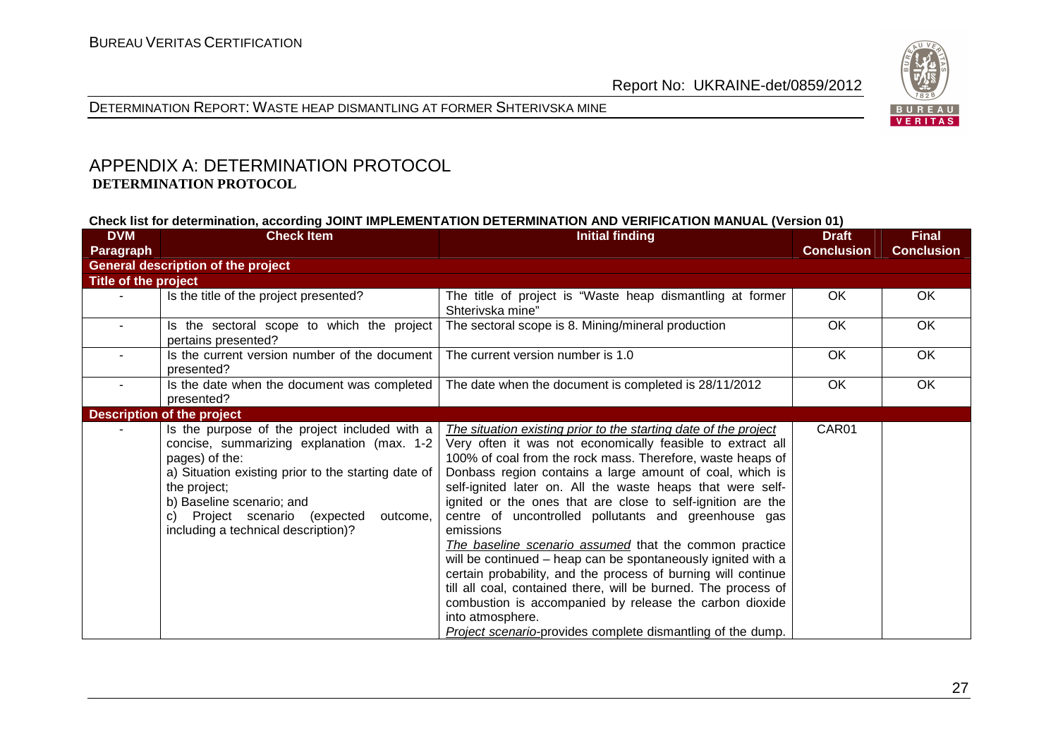## APPENDIX A: DETERMINATION PROTOCOL

**DETERMINATION PROTOCOL**

**Check list for determination, according JOINT IMPLEMENTATION DETERMINATION AND VERIFICATION MANUAL (Version 01)**

| DVM Paragraph | Check Item | Initial finding | Draft Conclusion | Final Conclusion |
|---|---|---|---|---|
| **General description of the project** | | | | |
| **Title of the project** | | | | |
| - | Is the title of the project presented? | The title of project is "Waste heap dismantling at former Shterivska mine" | OK | OK |
| - | Is the sectoral scope to which the project pertains presented? | The sectoral scope is 8. Mining/mineral production | OK | OK |
| - | Is the current version number of the document presented? | The current version number is 1.0 | OK | OK |
| - | Is the date when the document was completed presented? | The date when the document is completed is 28/11/2012 | OK | OK |
| **Description of the project** | | | | |
| - | Is the purpose of the project included with a concise, summarizing explanation (max. 1-2 pages) of the:<br>a) Situation existing prior to the starting date of the project;<br>b) Baseline scenario; and<br>c) Project scenario (expected outcome, including a technical description)? | *The situation existing prior to the starting date of the project*<br>Very often it was not economically feasible to extract all 100% of coal from the rock mass. Therefore, waste heaps of Donbass region contains a large amount of coal, which is self-ignited later on. All the waste heaps that were self-ignited or the ones that are close to self-ignition are the centre of uncontrolled pollutants and greenhouse gas emissions<br>*The baseline scenario assumed* that the common practice will be continued – heap can be spontaneously ignited with a certain probability, and the process of burning will continue till all coal, contained there, will be burned. The process of combustion is accompanied by release the carbon dioxide into atmosphere.<br>*Project scenario*-provides complete dismantling of the dump. | CAR01 | |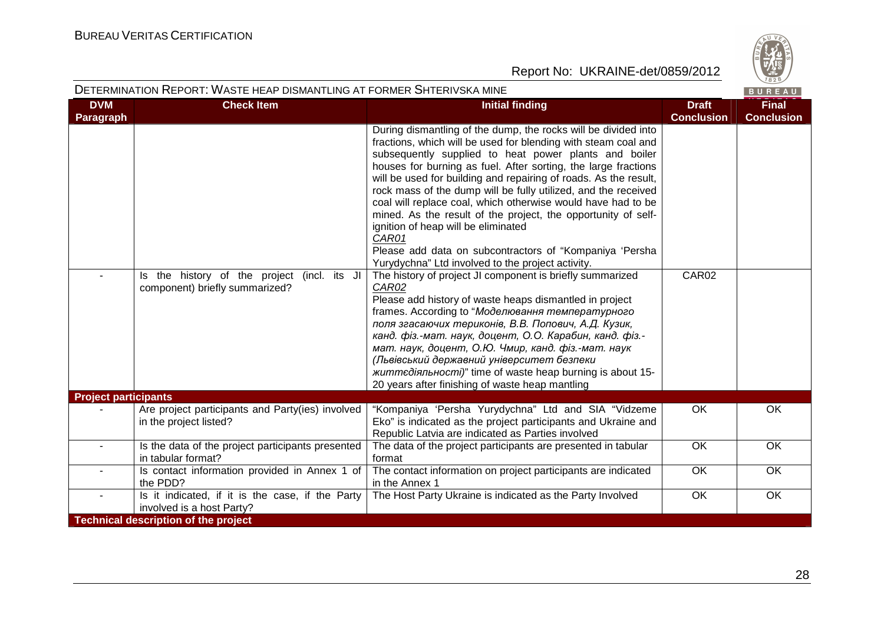| DVM Paragraph | Check Item | Initial finding | Draft Conclusion | Final Conclusion |
|---|---|---|---|---|
| | | During dismantling of the dump, the rocks will be divided into fractions, which will be used for blending with steam coal and subsequently supplied to heat power plants and boiler houses for burning as fuel. After sorting, the large fractions will be used for building and repairing of roads. As the result, rock mass of the dump will be fully utilized, and the received coal will replace coal, which otherwise would have had to be mined. As the result of the project, the opportunity of self-ignition of heap will be eliminated<br>CAR01<br>Please add data on subcontractors of "Kompaniya 'Persha Yurydychna" Ltd involved to the project activity. | | |
| - | Is the history of the project (incl. its JI component) briefly summarized? | The history of project JI component is briefly summarized<br>CAR02<br>Please add history of waste heaps dismantled in project frames. According to "*Моделювання температурного поля згасаючих териконів, В.В. Попович, А.Д. Кузик, канд. фіз.-мат. наук, доцент, О.О. Карабин, канд. фіз.-мат. наук, доцент, О.Ю. Чмир, канд. фіз.-мат. наук (Львівський державний університет безпеки життєдіяльності)*" time of waste heap burning is about 15-20 years after finishing of waste heap mantling | CAR02 | |
| **Project participants** | | | | |
| - | Are project participants and Party(ies) involved in the project listed? | "Kompaniya 'Persha Yurydychna" Ltd and SIA "Vidzeme Eko" is indicated as the project participants and Ukraine and Republic Latvia are indicated as Parties involved | OK | OK |
| - | Is the data of the project participants presented in tabular format? | The data of the project participants are presented in tabular format | OK | OK |
| - | Is contact information provided in Annex 1 of the PDD? | The contact information on project participants are indicated in the Annex 1 | OK | OK |
| - | Is it indicated, if it is the case, if the Party involved is a host Party? | The Host Party Ukraine is indicated as the Party Involved | OK | OK |
| **Technical description of the project** | | | | |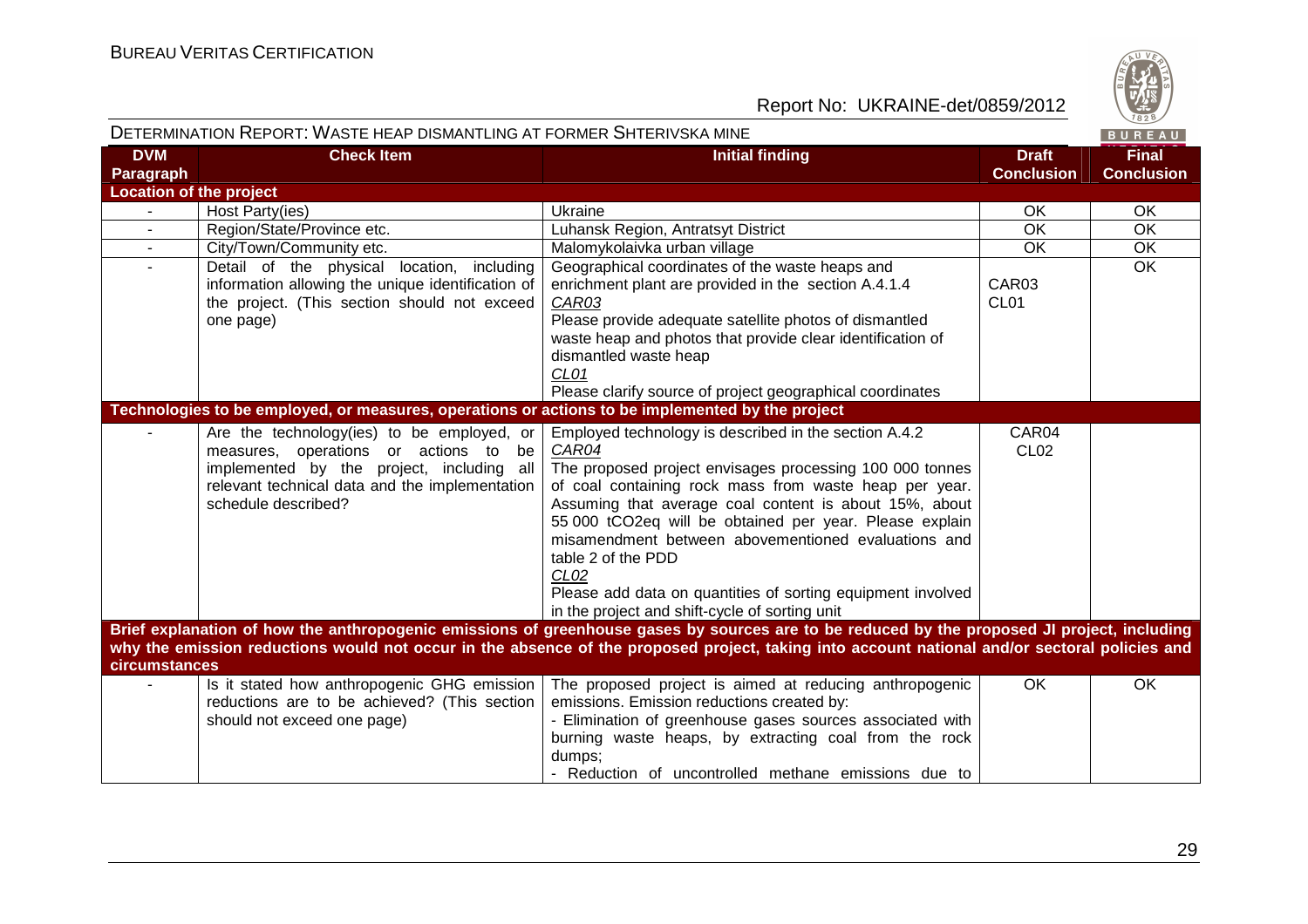DETERMINATION REPORT: WASTE HEAP DISMANTLING AT FORMER SHTERIVSKA MINE

| DVM Paragraph | Check Item | Initial finding | Draft Conclusion | Final Conclusion |
|---|---|---|---|---|
| **Location of the project** | | | | |
| - | Host Party(ies) | Ukraine | OK | OK |
| - | Region/State/Province etc. | Luhansk Region, Antratsyt District | OK | OK |
| - | City/Town/Community etc. | Malomykolaivka urban village | OK | OK |
| - | Detail of the physical location, including information allowing the unique identification of the project. (This section should not exceed one page) | Geographical coordinates of the waste heaps and enrichment plant are provided in the section A.4.1.4<br>_CAR03_<br>Please provide adequate satellite photos of dismantled waste heap and photos that provide clear identification of dismantled waste heap<br>_CL01_<br>Please clarify source of project geographical coordinates | CAR03<br>CL01 | OK |
| **Technologies to be employed, or measures, operations or actions to be implemented by the project** | | | | |
| - | Are the technology(ies) to be employed, or measures, operations or actions to be implemented by the project, including all relevant technical data and the implementation schedule described? | Employed technology is described in the section A.4.2<br>_CAR04_<br>The proposed project envisages processing 100 000 tonnes of coal containing rock mass from waste heap per year. Assuming that average coal content is about 15%, about 55 000 tCO2eq will be obtained per year. Please explain misamendment between abovementioned evaluations and table 2 of the PDD<br>_CL02_<br>Please add data on quantities of sorting equipment involved in the project and shift-cycle of sorting unit | CAR04<br>CL02 | |
| **Brief explanation of how the anthropogenic emissions of greenhouse gases by sources are to be reduced by the proposed JI project, including why the emission reductions would not occur in the absence of the proposed project, taking into account national and/or sectoral policies and circumstances** | | | | |
| - | Is it stated how anthropogenic GHG emission reductions are to be achieved? (This section should not exceed one page) | The proposed project is aimed at reducing anthropogenic emissions. Emission reductions created by:<br>- Elimination of greenhouse gases sources associated with burning waste heaps, by extracting coal from the rock dumps;<br>- Reduction of uncontrolled methane emissions due to | OK | OK |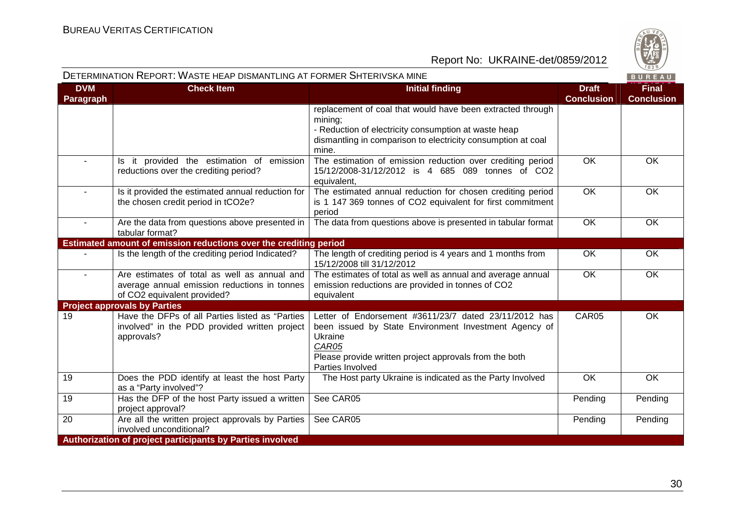| DVM Paragraph | Check Item | Initial finding | Draft Conclusion | Final Conclusion |
|---|---|---|---|---|
| | | replacement of coal that would have been extracted through mining;<br>- Reduction of electricity consumption at waste heap dismantling in comparison to electricity consumption at coal mine. | | |
| - | Is it provided the estimation of emission reductions over the crediting period? | The estimation of emission reduction over crediting period 15/12/2008-31/12/2012 is 4 685 089 tonnes of $CO_2$ equivalent, | OK | OK |
| - | Is it provided the estimated annual reduction for the chosen credit period in $tCO_2e$? | The estimated annual reduction for chosen crediting period is 1 147 369 tonnes of $CO_2$ equivalent for first commitment period | OK | OK |
| - | Are the data from questions above presented in tabular format? | The data from questions above is presented in tabular format | OK | OK |
| **Estimated amount of emission reductions over the crediting period** | | | | |
| - | Is the length of the crediting period Indicated? | The length of crediting period is 4 years and 1 months from 15/12/2008 till 31/12/2012 | OK | OK |
| - | Are estimates of total as well as annual and average annual emission reductions in tonnes of $CO_2$ equivalent provided? | The estimates of total as well as annual and average annual emission reductions are provided in tonnes of $CO_2$ equivalent | OK | OK |
| **Project approvals by Parties** | | | | |
| 19 | Have the DFPs of all Parties listed as "Parties involved" in the PDD provided written project approvals? | Letter of Endorsement #3611/23/7 dated 23/11/2012 has been issued by State Environment Investment Agency of Ukraine<br>*CAR05*<br>Please provide written project approvals from the both Parties Involved | CAR05 | OK |
| 19 | Does the PDD identify at least the host Party as a "Party involved"? | The Host party Ukraine is indicated as the Party Involved | OK | OK |
| 19 | Has the DFP of the host Party issued a written project approval? | See CAR05 | Pending | Pending |
| 20 | Are all the written project approvals by Parties involved unconditional? | See CAR05 | Pending | Pending |
| **Authorization of project participants by Parties involved** | | | | |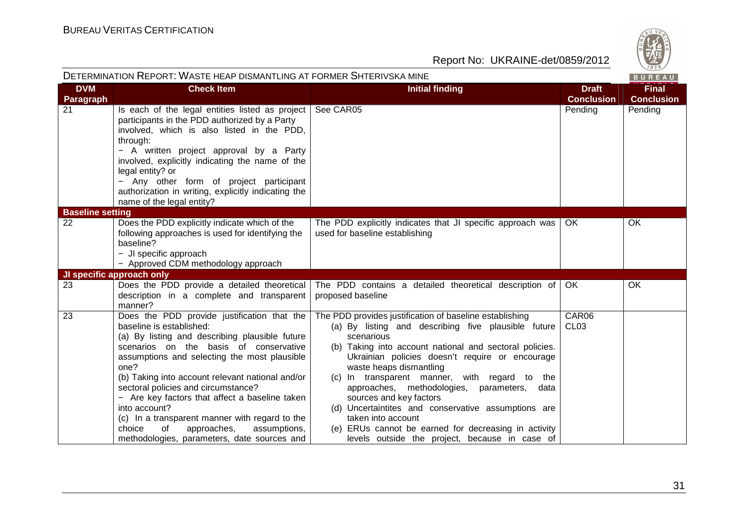| DVM Paragraph | Check Item | Initial finding | Draft Conclusion | Final Conclusion |
|---|---|---|---|---|
| 21 | Is each of the legal entities listed as project participants in the PDD authorized by a Party involved, which is also listed in the PDD, through:<br>− A written project approval by a Party involved, explicitly indicating the name of the legal entity? or<br>− Any other form of project participant authorization in writing, explicitly indicating the name of the legal entity? | See CAR05 | Pending | Pending |
| **Baseline setting** | | | | |
| 22 | Does the PDD explicitly indicate which of the following approaches is used for identifying the baseline?<br>− JI specific approach<br>− Approved CDM methodology approach | The PDD explicitly indicates that JI specific approach was used for baseline establishing | OK | OK |
| **JI specific approach only** | | | | |
| 23 | Does the PDD provide a detailed theoretical description in a complete and transparent manner? | The PDD contains a detailed theoretical description of proposed baseline | OK | OK |
| 23 | Does the PDD provide justification that the baseline is established:<br>(a) By listing and describing plausible future scenarios on the basis of conservative assumptions and selecting the most plausible one?<br>(b) Taking into account relevant national and/or sectoral policies and circumstance?<br>− Are key factors that affect a baseline taken into account?<br>(c) In a transparent manner with regard to the choice of approaches, assumptions, methodologies, parameters, date sources and | The PDD provides justification of baseline establishing<br>(a) By listing and describing five plausible future scenarious<br>(b) Taking into account national and sectoral policies. Ukrainian policies doesn't require or encourage waste heaps dismantling<br>(c) In transparent manner, with regard to the approaches, methodologies, parameters, data sources and key factors<br>(d) Uncertaintites and conservative assumptions are taken into account<br>(e) ERUs cannot be earned for decreasing in activity levels outside the project, because in case of | CAR06<br>CL03 | |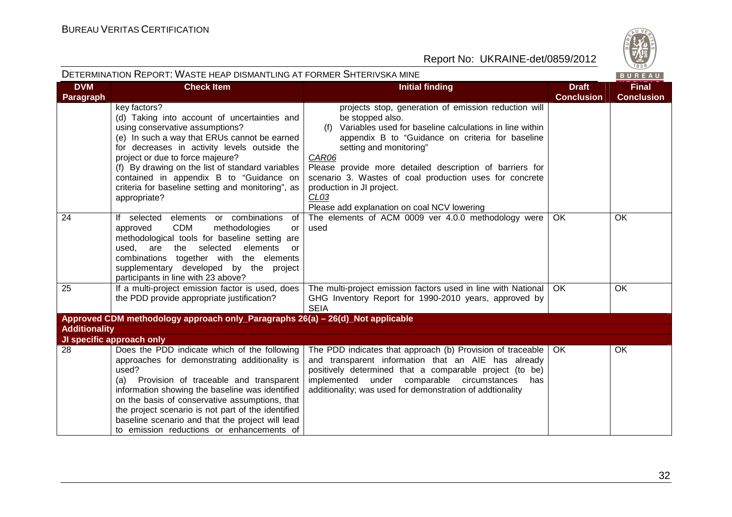DETERMINATION REPORT: WASTE HEAP DISMANTLING AT FORMER SHTERIVSKA MINE

| DVM Paragraph | Check Item | Initial finding | Draft Conclusion | Final Conclusion |
|---|---|---|---|---|
| | key factors?<br>(d) Taking into account of uncertainties and using conservative assumptions?<br>(e) In such a way that ERUs cannot be earned for decreases in activity levels outside the project or due to force majeure?<br>(f) By drawing on the list of standard variables contained in appendix B to "Guidance on criteria for baseline setting and monitoring", as appropriate? | projects stop, generation of emission reduction will be stopped also.<br>(f) Variables used for baseline calculations in line within appendix B to "Guidance on criteria for baseline setting and monitoring"<br>*CAR06*<br>Please provide more detailed description of barriers for scenario 3. Wastes of coal production uses for concrete production in JI project.<br>*CL03*<br>Please add explanation on coal NCV lowering | | |
| 24 | If selected elements or combinations of approved CDM methodologies or methodological tools for baseline setting are used, are the selected elements or combinations together with the elements supplementary developed by the project participants in line with 23 above? | The elements of ACM 0009 ver 4.0.0 methodology were used | OK | OK |
| 25 | If a multi-project emission factor is used, does the PDD provide appropriate justification? | The multi-project emission factors used in line with National GHG Inventory Report for 1990-2010 years, approved by SEIA | OK | OK |
| **Approved CDM methodology approach only_Paragraphs 26(a) – 26(d)_Not applicable** | | | | |
| **Additionality** | | | | |
| **JI specific approach only** | | | | |
| 28 | Does the PDD indicate which of the following approaches for demonstrating additionality is used?<br>(a) Provision of traceable and transparent information showing the baseline was identified on the basis of conservative assumptions, that the project scenario is not part of the identified baseline scenario and that the project will lead to emission reductions or enhancements of | The PDD indicates that approach (b) Provision of traceable and transparent information that an AIE has already positively determined that a comparable project (to be) implemented under comparable circumstances has additionality; was used for demonstration of addtionality | OK | OK |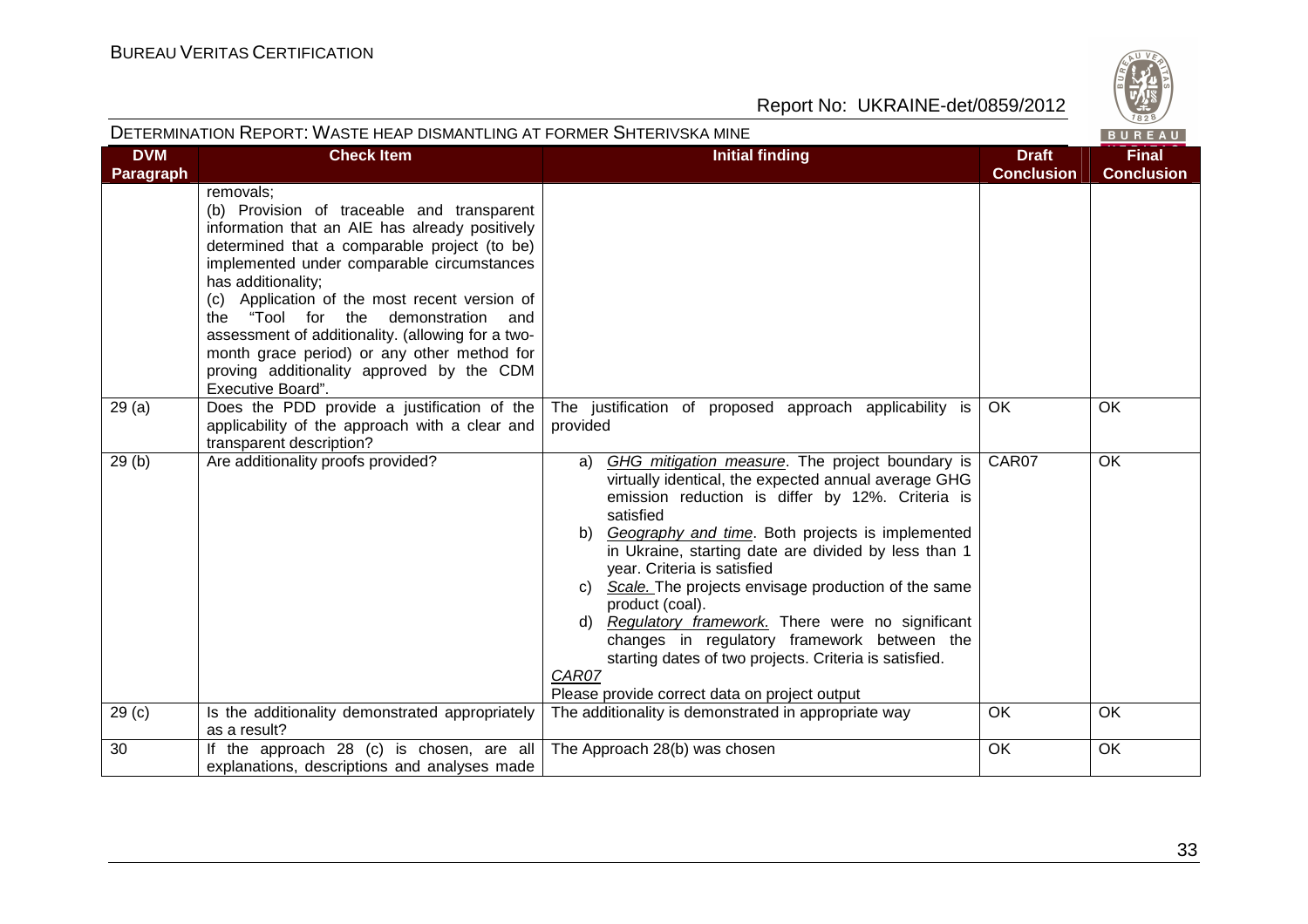DETERMINATION REPORT: WASTE HEAP DISMANTLING AT FORMER SHTERIVSKA MINE

| DVM Paragraph | Check Item | Initial finding | Draft Conclusion | Final Conclusion |
|---|---|---|---|---|
| | removals;<br>(b) Provision of traceable and transparent information that an AIE has already positively determined that a comparable project (to be) implemented under comparable circumstances has additionality;<br>(c) Application of the most recent version of the "Tool for the demonstration and assessment of additionality. (allowing for a two-month grace period) or any other method for proving additionality approved by the CDM Executive Board". | | | |
| 29 (a) | Does the PDD provide a justification of the applicability of the approach with a clear and transparent description? | The justification of proposed approach applicability is provided | OK | OK |
| 29 (b) | Are additionality proofs provided? | a) _GHG mitigation measure_. The project boundary is virtually identical, the expected annual average GHG emission reduction is differ by 12%. Criteria is satisfied<br>b) _Geography and time_. Both projects is implemented in Ukraine, starting date are divided by less than 1 year. Criteria is satisfied<br>c) _Scale._ The projects envisage production of the same product (coal).<br>d) _Regulatory framework._ There were no significant changes in regulatory framework between the starting dates of two projects. Criteria is satisfied.<br>_CAR07_<br>Please provide correct data on project output | CAR07 | OK |
| 29 (c) | Is the additionality demonstrated appropriately as a result? | The additionality is demonstrated in appropriate way | OK | OK |
| 30 | If the approach 28 (c) is chosen, are all explanations, descriptions and analyses made | The Approach 28(b) was chosen | OK | OK |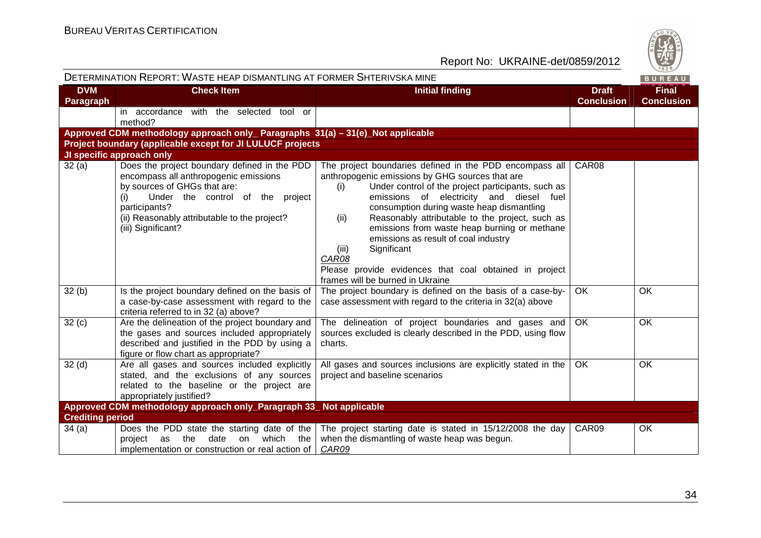| DVM Paragraph | Check Item | Initial finding | Draft Conclusion | Final Conclusion |
|---|---|---|---|---|
| | in accordance with the selected tool or method? | | | |
| **Approved CDM methodology approach only_ Paragraphs 31(a) – 31(e)_Not applicable** | | | | |
| **Project boundary (applicable except for JI LULUCF projects** | | | | |
| **JI specific approach only** | | | | |
| 32 (a) | Does the project boundary defined in the PDD encompass all anthropogenic emissions by sources of GHGs that are:<br>(i) Under the control of the project participants?<br>(ii) Reasonably attributable to the project?<br>(iii) Significant? | The project boundaries defined in the PDD encompass all anthropogenic emissions by GHG sources that are<br>(i) Under control of the project participants, such as emissions of electricity and diesel fuel consumption during waste heap dismantling<br>(ii) Reasonably attributable to the project, such as emissions from waste heap burning or methane emissions as result of coal industry<br>(iii) Significant<br>*CAR08*<br>Please provide evidences that coal obtained in project frames will be burned in Ukraine | CAR08 | |
| 32 (b) | Is the project boundary defined on the basis of a case-by-case assessment with regard to the criteria referred to in 32 (a) above? | The project boundary is defined on the basis of a case-by-case assessment with regard to the criteria in 32(a) above | OK | OK |
| 32 (c) | Are the delineation of the project boundary and the gases and sources included appropriately described and justified in the PDD by using a figure or flow chart as appropriate? | The delineation of project boundaries and gases and sources excluded is clearly described in the PDD, using flow charts. | OK | OK |
| 32 (d) | Are all gases and sources included explicitly stated, and the exclusions of any sources related to the baseline or the project are appropriately justified? | All gases and sources inclusions are explicitly stated in the project and baseline scenarios | OK | OK |
| **Approved CDM methodology approach only_Paragraph 33_ Not applicable** | | | | |
| **Crediting period** | | | | |
| 34 (a) | Does the PDD state the starting date of the project as the date on which the implementation or construction or real action of | The project starting date is stated in 15/12/2008 the day when the dismantling of waste heap was begun.<br>*CAR09* | CAR09 | OK |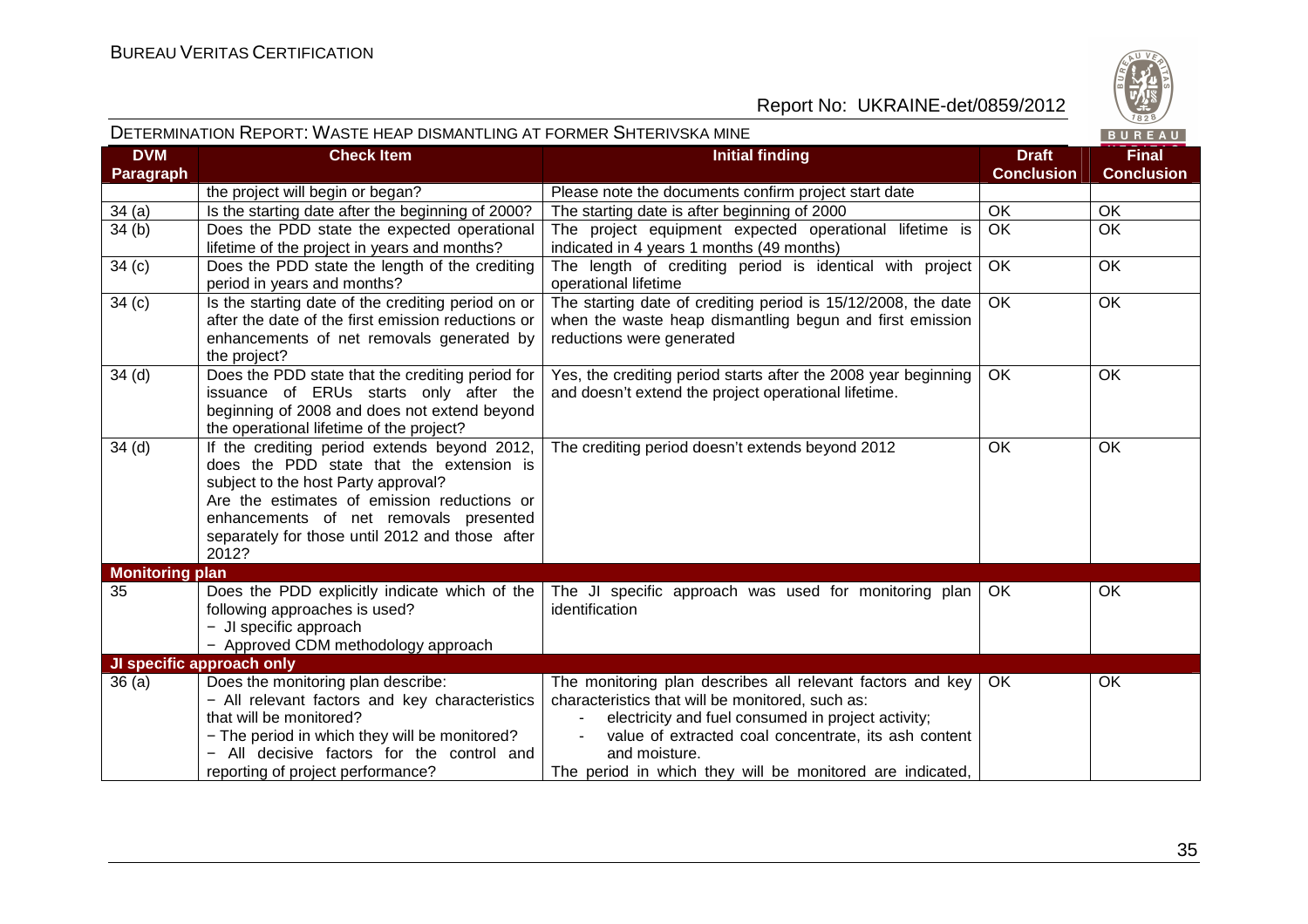| DVM Paragraph | Check Item | Initial finding | Draft Conclusion | Final Conclusion |
|---|---|---|---|---|
| | the project will begin or began? | Please note the documents confirm project start date | | |
| 34 (a) | Is the starting date after the beginning of 2000? | The starting date is after beginning of 2000 | OK | OK |
| 34 (b) | Does the PDD state the expected operational lifetime of the project in years and months? | The project equipment expected operational lifetime is indicated in 4 years 1 months (49 months) | OK | OK |
| 34 (c) | Does the PDD state the length of the crediting period in years and months? | The length of crediting period is identical with project operational lifetime | OK | OK |
| 34 (c) | Is the starting date of the crediting period on or after the date of the first emission reductions or enhancements of net removals generated by the project? | The starting date of crediting period is 15/12/2008, the date when the waste heap dismantling begun and first emission reductions were generated | OK | OK |
| 34 (d) | Does the PDD state that the crediting period for issuance of ERUs starts only after the beginning of 2008 and does not extend beyond the operational lifetime of the project? | Yes, the crediting period starts after the 2008 year beginning and doesn't extend the project operational lifetime. | OK | OK |
| 34 (d) | If the crediting period extends beyond 2012, does the PDD state that the extension is subject to the host Party approval? Are the estimates of emission reductions or enhancements of net removals presented separately for those until 2012 and those after 2012? | The crediting period doesn't extends beyond 2012 | OK | OK |
| **Monitoring plan** | | | | |
| 35 | Does the PDD explicitly indicate which of the following approaches is used?<br>− JI specific approach<br>− Approved CDM methodology approach | The JI specific approach was used for monitoring plan identification | OK | OK |
| **JI specific approach only** | | | | |
| 36 (a) | Does the monitoring plan describe:<br>− All relevant factors and key characteristics that will be monitored?<br>− The period in which they will be monitored?<br>− All decisive factors for the control and reporting of project performance? | The monitoring plan describes all relevant factors and key characteristics that will be monitored, such as:<br>- electricity and fuel consumed in project activity;<br>- value of extracted coal concentrate, its ash content and moisture.<br>The period in which they will be monitored are indicated, | OK | OK |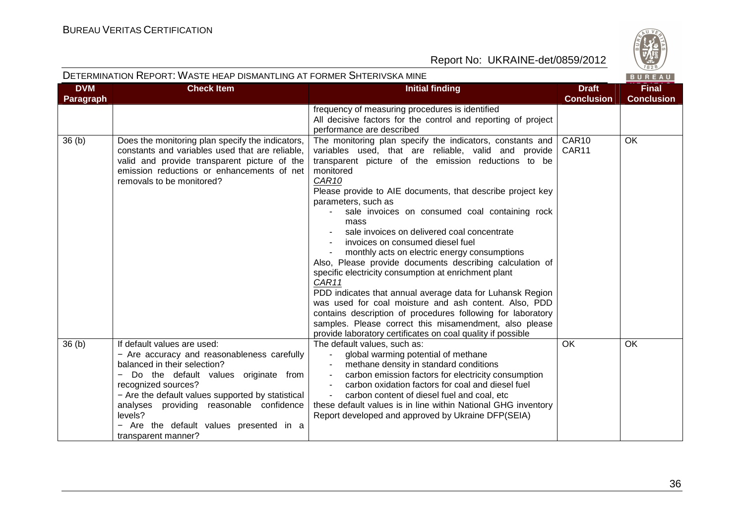| DVM Paragraph | Check Item | Initial finding | Draft Conclusion | Final Conclusion |
|---|---|---|---|---|
| | | frequency of measuring procedures is identified<br>All decisive factors for the control and reporting of project performance are described | | |
| 36 (b) | Does the monitoring plan specify the indicators, constants and variables used that are reliable, valid and provide transparent picture of the emission reductions or enhancements of net removals to be monitored? | The monitoring plan specify the indicators, constants and variables used, that are reliable, valid and provide transparent picture of the emission reductions to be monitored<br>*CAR10*<br>Please provide to AIE documents, that describe project key parameters, such as<br>- sale invoices on consumed coal containing rock mass<br>- sale invoices on delivered coal concentrate<br>- invoices on consumed diesel fuel<br>- monthly acts on electric energy consumptions<br>Also, Please provide documents describing calculation of specific electricity consumption at enrichment plant<br>*CAR11*<br>PDD indicates that annual average data for Luhansk Region was used for coal moisture and ash content. Also, PDD contains description of procedures following for laboratory samples. Please correct this misamendment, also please provide laboratory certificates on coal quality if possible | CAR10<br>CAR11 | OK |
| 36 (b) | If default values are used:<br>− Are accuracy and reasonableness carefully balanced in their selection?<br>− Do the default values originate from recognized sources?<br>− Are the default values supported by statistical analyses providing reasonable confidence levels?<br>− Are the default values presented in a transparent manner? | The default values, such as:<br>- global warming potential of methane<br>- methane density in standard conditions<br>- carbon emission factors for electricity consumption<br>- carbon oxidation factors for coal and diesel fuel<br>- carbon content of diesel fuel and coal, etc<br>these default values is in line within National GHG inventory Report developed and approved by Ukraine DFP(SEIA) | OK | OK |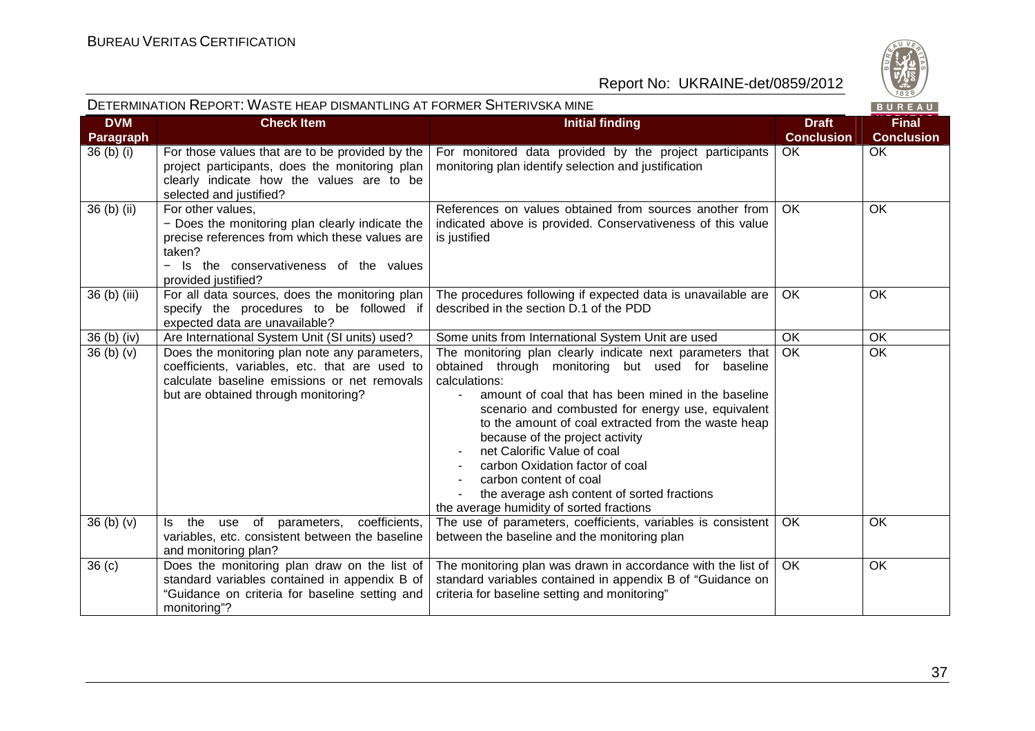| DVM Paragraph | Check Item | Initial finding | Draft Conclusion | Final Conclusion |
|---|---|---|---|---|
| 36 (b) (i) | For those values that are to be provided by the project participants, does the monitoring plan clearly indicate how the values are to be selected and justified? | For monitored data provided by the project participants monitoring plan identify selection and justification | OK | OK |
| 36 (b) (ii) | For other values,<br>− Does the monitoring plan clearly indicate the precise references from which these values are taken?<br>− Is the conservativeness of the values provided justified? | References on values obtained from sources another from indicated above is provided. Conservativeness of this value is justified | OK | OK |
| 36 (b) (iii) | For all data sources, does the monitoring plan specify the procedures to be followed if expected data are unavailable? | The procedures following if expected data is unavailable are described in the section D.1 of the PDD | OK | OK |
| 36 (b) (iv) | Are International System Unit (SI units) used? | Some units from International System Unit are used | OK | OK |
| 36 (b) (v) | Does the monitoring plan note any parameters, coefficients, variables, etc. that are used to calculate baseline emissions or net removals but are obtained through monitoring? | The monitoring plan clearly indicate next parameters that obtained through monitoring but used for baseline calculations:<br>- amount of coal that has been mined in the baseline scenario and combusted for energy use, equivalent to the amount of coal extracted from the waste heap because of the project activity<br>- net Calorific Value of coal<br>- carbon Oxidation factor of coal<br>- carbon content of coal<br>- the average ash content of sorted fractions<br>the average humidity of sorted fractions | OK | OK |
| 36 (b) (v) | Is the use of parameters, coefficients, variables, etc. consistent between the baseline and monitoring plan? | The use of parameters, coefficients, variables is consistent between the baseline and the monitoring plan | OK | OK |
| 36 (c) | Does the monitoring plan draw on the list of standard variables contained in appendix B of "Guidance on criteria for baseline setting and monitoring"? | The monitoring plan was drawn in accordance with the list of standard variables contained in appendix B of "Guidance on criteria for baseline setting and monitoring" | OK | OK |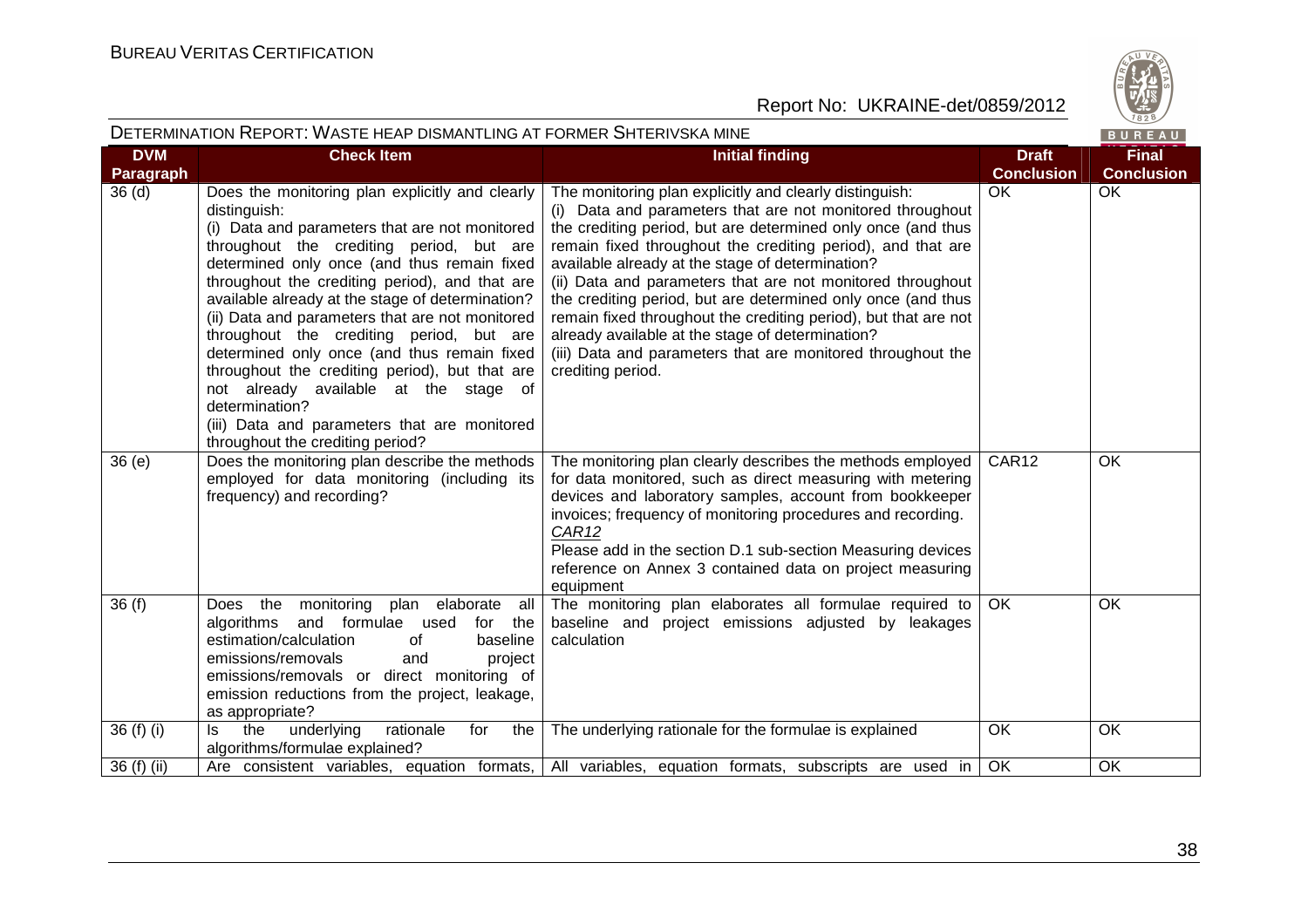DETERMINATION REPORT: WASTE HEAP DISMANTLING AT FORMER SHTERIVSKA MINE

| DVM Paragraph | Check Item | Initial finding | Draft Conclusion | Final Conclusion |
|---|---|---|---|---|
| 36 (d) | Does the monitoring plan explicitly and clearly distinguish:<br>(i) Data and parameters that are not monitored throughout the crediting period, but are determined only once (and thus remain fixed throughout the crediting period), and that are available already at the stage of determination?<br>(ii) Data and parameters that are not monitored throughout the crediting period, but are determined only once (and thus remain fixed throughout the crediting period), but that are not already available at the stage of determination?<br>(iii) Data and parameters that are monitored throughout the crediting period? | The monitoring plan explicitly and clearly distinguish:<br>(i) Data and parameters that are not monitored throughout the crediting period, but are determined only once (and thus remain fixed throughout the crediting period), and that are available already at the stage of determination?<br>(ii) Data and parameters that are not monitored throughout the crediting period, but are determined only once (and thus remain fixed throughout the crediting period), but that are not already available at the stage of determination?<br>(iii) Data and parameters that are monitored throughout the crediting period. | OK | OK |
| 36 (e) | Does the monitoring plan describe the methods employed for data monitoring (including its frequency) and recording? | The monitoring plan clearly describes the methods employed for data monitored, such as direct measuring with metering devices and laboratory samples, account from bookkeeper invoices; frequency of monitoring procedures and recording.<br>*CAR12*<br>Please add in the section D.1 sub-section Measuring devices reference on Annex 3 contained data on project measuring equipment | CAR12 | OK |
| 36 (f) | Does the monitoring plan elaborate all algorithms and formulae used for the estimation/calculation of baseline emissions/removals and project emissions/removals or direct monitoring of emission reductions from the project, leakage, as appropriate? | The monitoring plan elaborates all formulae required to baseline and project emissions adjusted by leakages calculation | OK | OK |
| 36 (f) (i) | Is the underlying rationale for the algorithms/formulae explained? | The underlying rationale for the formulae is explained | OK | OK |
| 36 (f) (ii) | Are consistent variables, equation formats, | All variables, equation formats, subscripts are used in | OK | OK |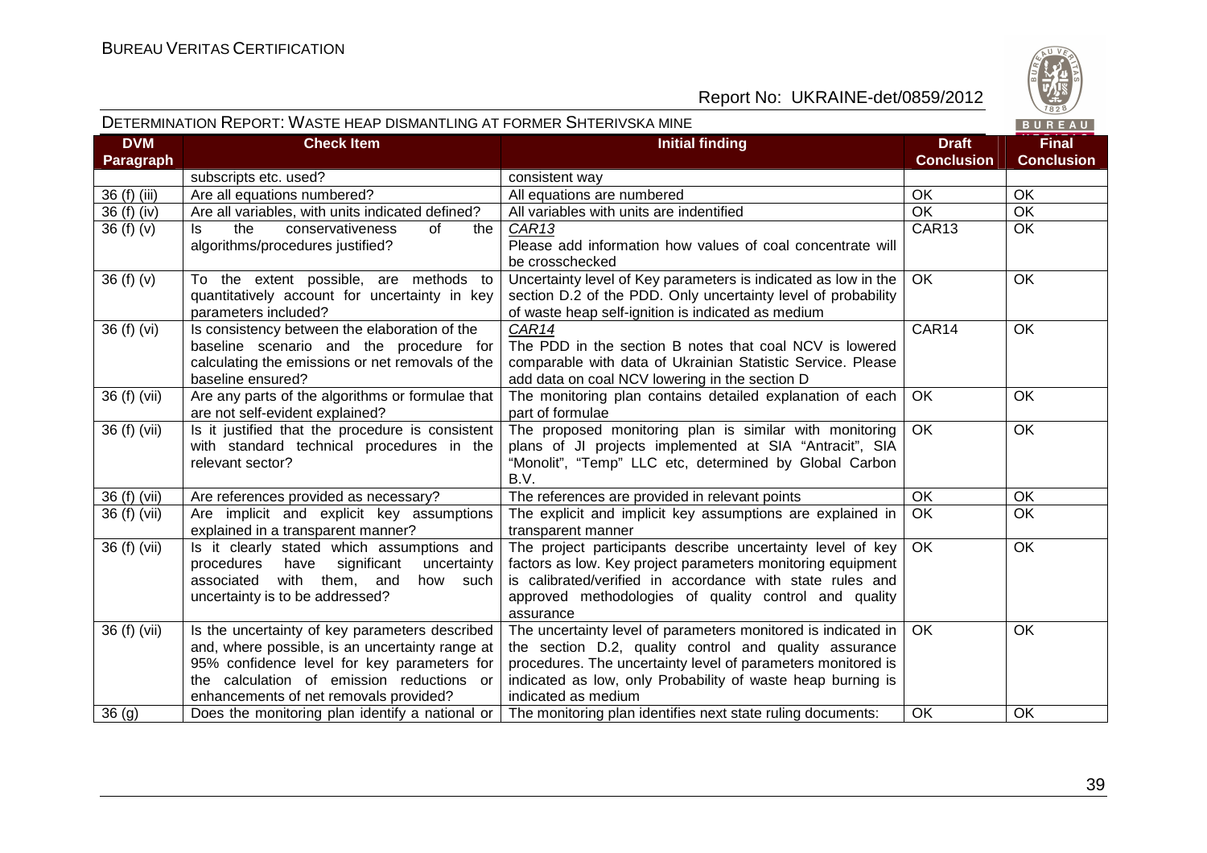| DVM Paragraph | Check Item | Initial finding | Draft Conclusion | Final Conclusion |
|---|---|---|---|---|
| | subscripts etc. used? | consistent way | | |
| 36 (f) (iii) | Are all equations numbered? | All equations are numbered | OK | OK |
| 36 (f) (iv) | Are all variables, with units indicated defined? | All variables with units are indentified | OK | OK |
| 36 (f) (v) | Is the conservativeness of the algorithms/procedures justified? | CAR13<br>Please add information how values of coal concentrate will be crosschecked | CAR13 | OK |
| 36 (f) (v) | To the extent possible, are methods to quantitatively account for uncertainty in key parameters included? | Uncertainty level of Key parameters is indicated as low in the section D.2 of the PDD. Only uncertainty level of probability of waste heap self-ignition is indicated as medium | OK | OK |
| 36 (f) (vi) | Is consistency between the elaboration of the baseline scenario and the procedure for calculating the emissions or net removals of the baseline ensured? | CAR14<br>The PDD in the section B notes that coal NCV is lowered comparable with data of Ukrainian Statistic Service. Please add data on coal NCV lowering in the section D | CAR14 | OK |
| 36 (f) (vii) | Are any parts of the algorithms or formulae that are not self-evident explained? | The monitoring plan contains detailed explanation of each part of formulae | OK | OK |
| 36 (f) (vii) | Is it justified that the procedure is consistent with standard technical procedures in the relevant sector? | The proposed monitoring plan is similar with monitoring plans of JI projects implemented at SIA "Antract", SIA "Monolit", "Temp" LLC etc, determined by Global Carbon B.V. | OK | OK |
| 36 (f) (vii) | Are references provided as necessary? | The references are provided in relevant points | OK | OK |
| 36 (f) (vii) | Are implicit and explicit key assumptions explained in a transparent manner? | The explicit and implicit key assumptions are explained in transparent manner | OK | OK |
| 36 (f) (vii) | Is it clearly stated which assumptions and procedures have significant uncertainty associated with them, and how such uncertainty is to be addressed? | The project participants describe uncertainty level of key factors as low. Key project parameters monitoring equipment is calibrated/verified in accordance with state rules and approved methodologies of quality control and quality assurance | OK | OK |
| 36 (f) (vii) | Is the uncertainty of key parameters described and, where possible, is an uncertainty range at 95% confidence level for key parameters for the calculation of emission reductions or enhancements of net removals provided? | The uncertainty level of parameters monitored is indicated in the section D.2, quality control and quality assurance procedures. The uncertainty level of parameters monitored is indicated as low, only Probability of waste heap burning is indicated as medium | OK | OK |
| 36 (g) | Does the monitoring plan identify a national or | The monitoring plan identifies next state ruling documents: | OK | OK |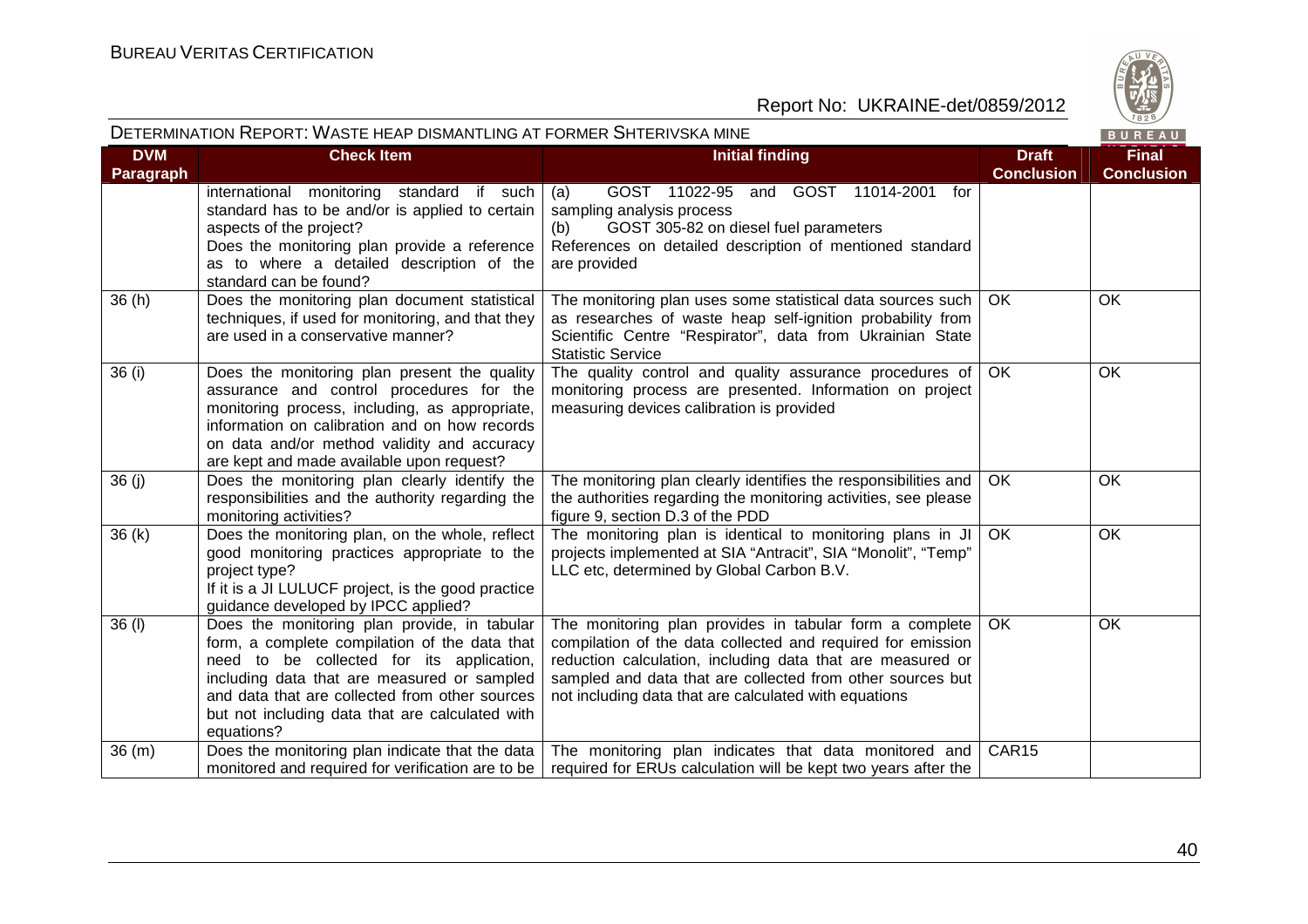| DVM Paragraph | Check Item | Initial finding | Draft Conclusion | Final Conclusion |
|---|---|---|---|---|
| | international monitoring standard if such standard has to be and/or is applied to certain aspects of the project? Does the monitoring plan provide a reference as to where a detailed description of the standard can be found? | (a) GOST 11022-95 and GOST 11014-2001 for sampling analysis process (b) GOST 305-82 on diesel fuel parameters References on detailed description of mentioned standard are provided | | |
| 36 (h) | Does the monitoring plan document statistical techniques, if used for monitoring, and that they are used in a conservative manner? | The monitoring plan uses some statistical data sources such as researches of waste heap self-ignition probability from Scientific Centre "Respirator", data from Ukrainian State Statistic Service | OK | OK |
| 36 (i) | Does the monitoring plan present the quality assurance and control procedures for the monitoring process, including, as appropriate, information on calibration and on how records on data and/or method validity and accuracy are kept and made available upon request? | The quality control and quality assurance procedures of monitoring process are presented. Information on project measuring devices calibration is provided | OK | OK |
| 36 (j) | Does the monitoring plan clearly identify the responsibilities and the authority regarding the monitoring activities? | The monitoring plan clearly identifies the responsibilities and the authorities regarding the monitoring activities, see please figure 9, section D.3 of the PDD | OK | OK |
| 36 (k) | Does the monitoring plan, on the whole, reflect good monitoring practices appropriate to the project type? If it is a JI LULUCF project, is the good practice guidance developed by IPCC applied? | The monitoring plan is identical to monitoring plans in JI projects implemented at SIA "Antracit", SIA "Monolit", "Temp" LLC etc, determined by Global Carbon B.V. | OK | OK |
| 36 (l) | Does the monitoring plan provide, in tabular form, a complete compilation of the data that need to be collected for its application, including data that are measured or sampled and data that are collected from other sources but not including data that are calculated with equations? | The monitoring plan provides in tabular form a complete compilation of the data collected and required for emission reduction calculation, including data that are measured or sampled and data that are collected from other sources but not including data that are calculated with equations | OK | OK |
| 36 (m) | Does the monitoring plan indicate that the data monitored and required for verification are to be | The monitoring plan indicates that data monitored and required for ERUs calculation will be kept two years after the | CAR15 | |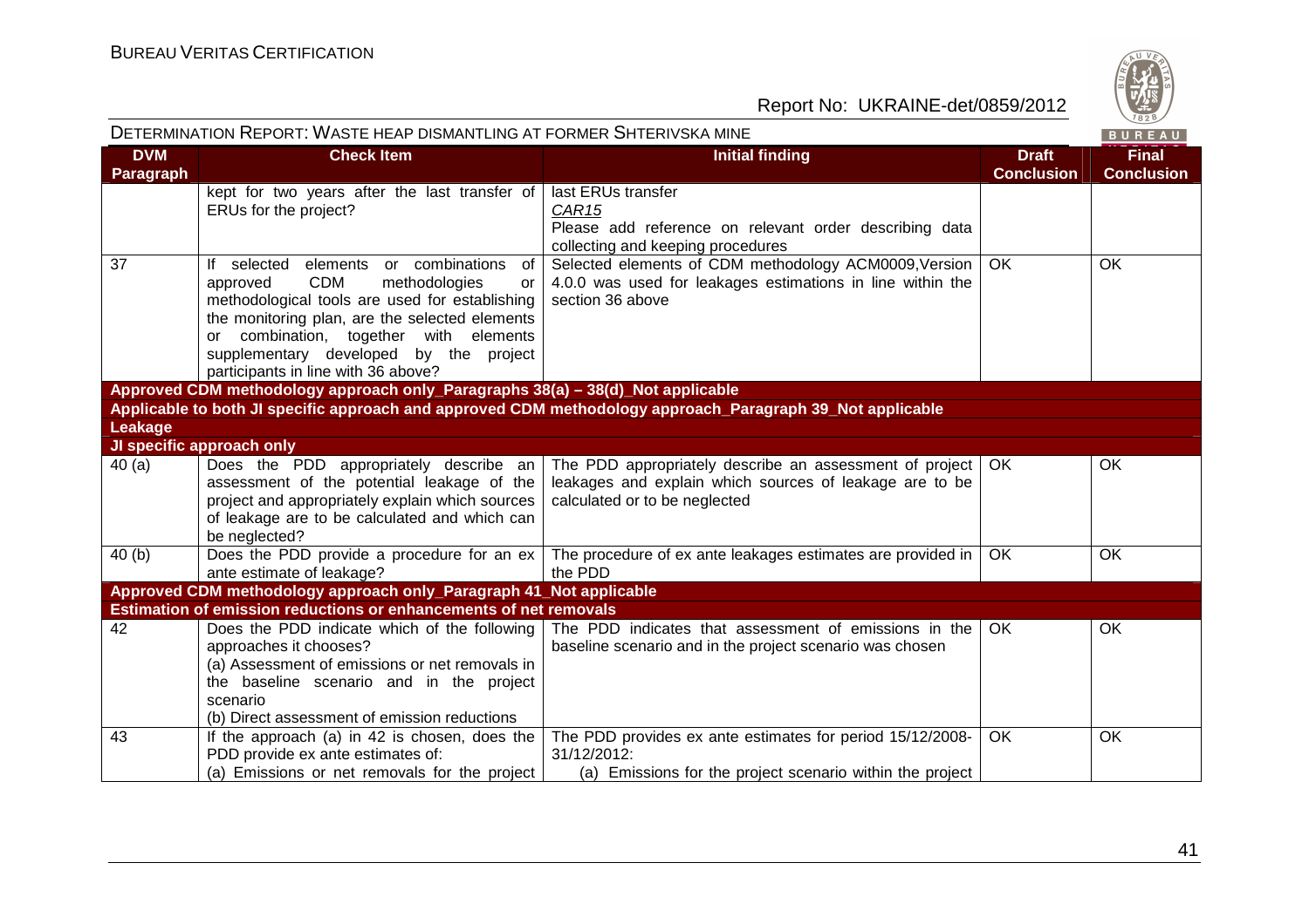| DVM Paragraph | Check Item | Initial finding | Draft Conclusion | Final Conclusion |
|---|---|---|---|---|
| | kept for two years after the last transfer of ERUs for the project? | last ERUs transfer<br>*CAR15*<br>Please add reference on relevant order describing data collecting and keeping procedures | | |
| 37 | If selected elements or combinations of approved CDM methodologies or methodological tools are used for establishing the monitoring plan, are the selected elements or combination, together with elements supplementary developed by the project participants in line with 36 above? | Selected elements of CDM methodology ACM0009,Version 4.0.0 was used for leakages estimations in line within the section 36 above | OK | OK |
| **Approved CDM methodology approach only_Paragraphs 38(a) – 38(d)_Not applicable** | | | | |
| **Applicable to both JI specific approach and approved CDM methodology approach_Paragraph 39_Not applicable** | | | | |
| **Leakage** | | | | |
| **JI specific approach only** | | | | |
| 40 (a) | Does the PDD appropriately describe an assessment of the potential leakage of the project and appropriately explain which sources of leakage are to be calculated and which can be neglected? | The PDD appropriately describe an assessment of project leakages and explain which sources of leakage are to be calculated or to be neglected | OK | OK |
| 40 (b) | Does the PDD provide a procedure for an ex ante estimate of leakage? | The procedure of ex ante leakages estimates are provided in the PDD | OK | OK |
| **Approved CDM methodology approach only_Paragraph 41_Not applicable** | | | | |
| **Estimation of emission reductions or enhancements of net removals** | | | | |
| 42 | Does the PDD indicate which of the following approaches it chooses?<br>(a) Assessment of emissions or net removals in the baseline scenario and in the project scenario<br>(b) Direct assessment of emission reductions | The PDD indicates that assessment of emissions in the baseline scenario and in the project scenario was chosen | OK | OK |
| 43 | If the approach (a) in 42 is chosen, does the PDD provide ex ante estimates of:<br>(a) Emissions or net removals for the project | The PDD provides ex ante estimates for period 15/12/2008-31/12/2012:<br>(a) Emissions for the project scenario within the project | OK | OK |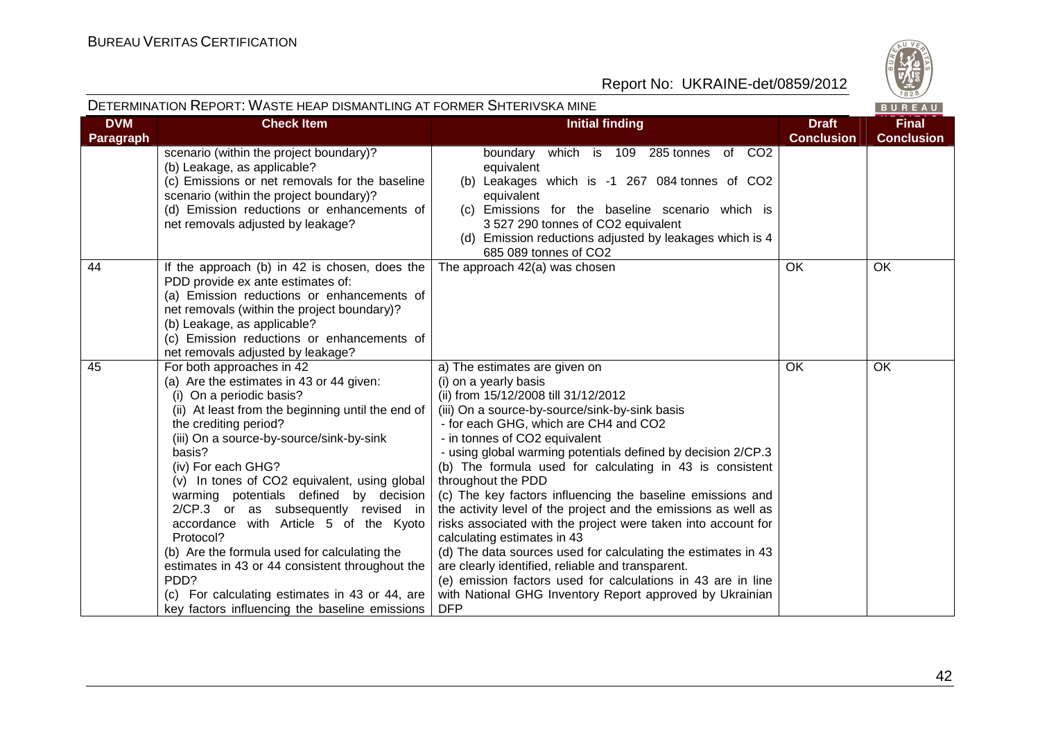# DETERMINATION REPORT: WASTE HEAP DISMANTLING AT FORMER SHTERIVSKA MINE

| DVM Paragraph | Check Item | Initial finding | Draft Conclusion | Final Conclusion |
|---|---|---|---|---|
| | scenario (within the project boundary)?<br>(b) Leakage, as applicable?<br>(c) Emissions or net removals for the baseline scenario (within the project boundary)?<br>(d) Emission reductions or enhancements of net removals adjusted by leakage? | boundary which is 109 285 tonnes of $CO_2$ equivalent<br>(b) Leakages which is -1 267 084 tonnes of $CO_2$ equivalent<br>(c) Emissions for the baseline scenario which is 3 527 290 tonnes of $CO_2$ equivalent<br>(d) Emission reductions adjusted by leakages which is 4 685 089 tonnes of $CO_2$ | | |
| 44 | If the approach (b) in 42 is chosen, does the PDD provide ex ante estimates of:<br>(a) Emission reductions or enhancements of net removals (within the project boundary)?<br>(b) Leakage, as applicable?<br>(c) Emission reductions or enhancements of net removals adjusted by leakage? | The approach 42(a) was chosen | OK | OK |
| 45 | For both approaches in 42<br>(a) Are the estimates in 43 or 44 given:<br>(i) On a periodic basis?<br>(ii) At least from the beginning until the end of the crediting period?<br>(iii) On a source-by-source/sink-by-sink basis?<br>(iv) For each GHG?<br>(v) In tones of $CO_2$ equivalent, using global warming potentials defined by decision 2/CP.3 or as subsequently revised in accordance with Article 5 of the Kyoto Protocol?<br>(b) Are the formula used for calculating the estimates in 43 or 44 consistent throughout the PDD?<br>(c) For calculating estimates in 43 or 44, are key factors influencing the baseline emissions | a) The estimates are given on<br>(i) on a yearly basis<br>(ii) from 15/12/2008 till 31/12/2012<br>(iii) On a source-by-source/sink-by-sink basis<br>- for each GHG, which are $CH_4$ and $CO_2$<br>- in tonnes of $CO_2$ equivalent<br>- using global warming potentials defined by decision 2/CP.3<br>(b) The formula used for calculating in 43 is consistent throughout the PDD<br>(c) The key factors influencing the baseline emissions and the activity level of the project and the emissions as well as risks associated with the project were taken into account for calculating estimates in 43<br>(d) The data sources used for calculating the estimates in 43 are clearly identified, reliable and transparent.<br>(e) emission factors used for calculations in 43 are in line with National GHG Inventory Report approved by Ukrainian DFP | OK | OK |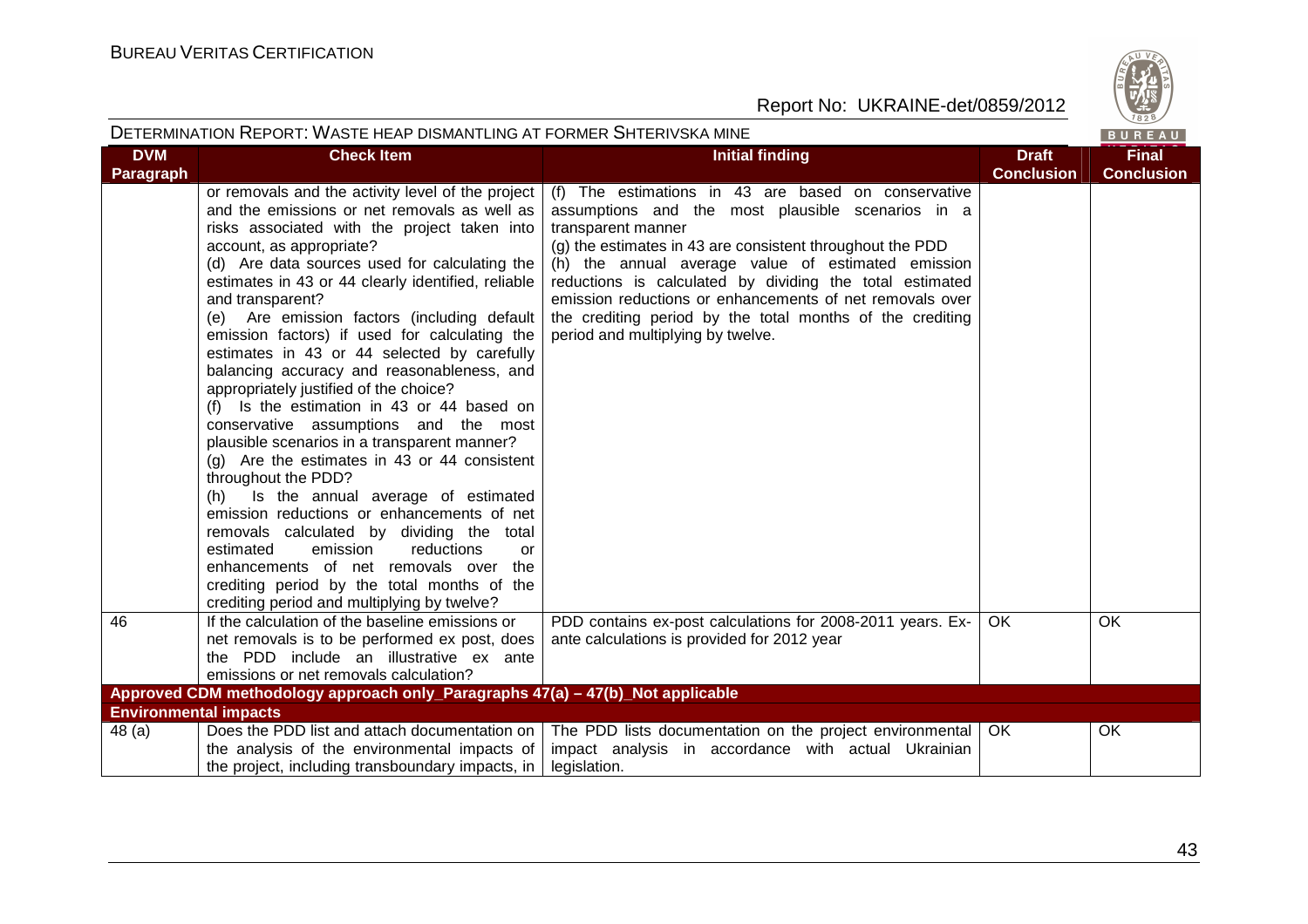| DVM Paragraph | Check Item | Initial finding | Draft Conclusion | Final Conclusion |
|---|---|---|---|---|
| | or removals and the activity level of the project and the emissions or net removals as well as risks associated with the project taken into account, as appropriate?<br>(d) Are data sources used for calculating the estimates in 43 or 44 clearly identified, reliable and transparent?<br>(e) Are emission factors (including default emission factors) if used for calculating the estimates in 43 or 44 selected by carefully balancing accuracy and reasonableness, and appropriately justified of the choice?<br>(f) Is the estimation in 43 or 44 based on conservative assumptions and the most plausible scenarios in a transparent manner?<br>(g) Are the estimates in 43 or 44 consistent throughout the PDD?<br>(h) Is the annual average of estimated emission reductions or enhancements of net removals calculated by dividing the total estimated emission reductions or enhancements of net removals over the crediting period by the total months of the crediting period and multiplying by twelve? | (f) The estimations in 43 are based on conservative assumptions and the most plausible scenarios in a transparent manner<br>(g) the estimates in 43 are consistent throughout the PDD<br>(h) the annual average value of estimated emission reductions is calculated by dividing the total estimated emission reductions or enhancements of net removals over the crediting period by the total months of the crediting period and multiplying by twelve. | | |
| 46 | If the calculation of the baseline emissions or net removals is to be performed ex post, does the PDD include an illustrative ex ante emissions or net removals calculation? | PDD contains ex-post calculations for 2008-2011 years. Ex-ante calculations is provided for 2012 year | OK | OK |
| **Approved CDM methodology approach only_Paragraphs 47(a) – 47(b)_Not applicable** | | | | |
| **Environmental impacts** | | | | |
| 48 (a) | Does the PDD list and attach documentation on the analysis of the environmental impacts of the project, including transboundary impacts, in | The PDD lists documentation on the project environmental impact analysis in accordance with actual Ukrainian legislation. | OK | OK |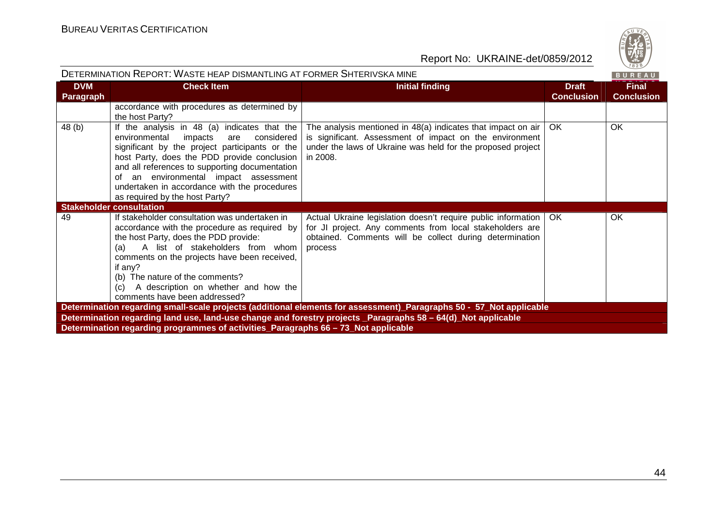| DVM Paragraph | Check Item | Initial finding | Draft Conclusion | Final Conclusion |
|---|---|---|---|---|
| | accordance with procedures as determined by the host Party? | | | |
| 48 (b) | If the analysis in 48 (a) indicates that the environmental impacts are considered significant by the project participants or the host Party, does the PDD provide conclusion and all references to supporting documentation of an environmental impact assessment undertaken in accordance with the procedures as required by the host Party? | The analysis mentioned in 48(a) indicates that impact on air is significant. Assessment of impact on the environment under the laws of Ukraine was held for the proposed project in 2008. | OK | OK |
| **Stakeholder consultation** | | | | |
| 49 | If stakeholder consultation was undertaken in accordance with the procedure as required by the host Party, does the PDD provide: (a) A list of stakeholders from whom comments on the projects have been received, if any? (b) The nature of the comments? (c) A description on whether and how the comments have been addressed? | Actual Ukraine legislation doesn't require public information for JI project. Any comments from local stakeholders are obtained. Comments will be collect during determination process | OK | OK |
| **Determination regarding small-scale projects (additional elements for assessment)_Paragraphs 50 - 57_Not applicable** | | | | |
| **Determination regarding land use, land-use change and forestry projects _Paragraphs 58 – 64(d)_Not applicable** | | | | |
| **Determination regarding programmes of activities_Paragraphs 66 – 73_Not applicable** | | | | |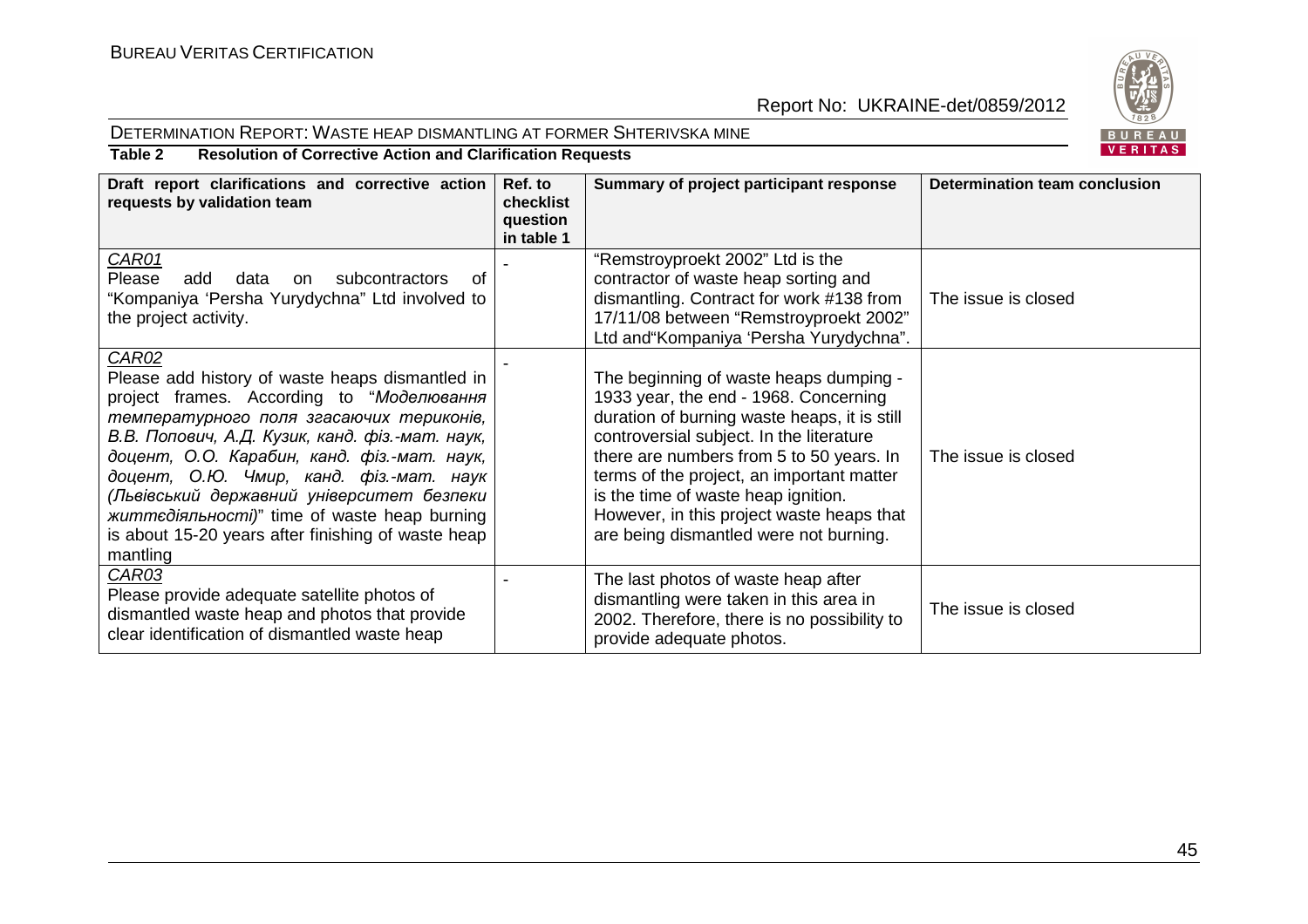**Table 2 Resolution of Corrective Action and Clarification Requests**

| Draft report clarifications and corrective action requests by validation team | Ref. to checklist question in table 1 | Summary of project participant response | Determination team conclusion |
|---|---|---|---|
| CAR01<br>Please add data on subcontractors of "Kompaniya 'Persha Yurydychna" Ltd involved to the project activity. | - | "Remstroyproekt 2002" Ltd is the contractor of waste heap sorting and dismantling. Contract for work #138 from 17/11/08 between "Remstroyproekt 2002" Ltd and"Kompaniya 'Persha Yurydychna". | The issue is closed |
| CAR02<br>Please add history of waste heaps dismantled in project frames. According to "*Моделювання температурного поля згасаючих териконів, В.В. Попович, А.Д. Кузик, канд. фіз.-мат. наук, доцент, О.О. Карабин, канд. фіз.-мат. наук, доцент, О.Ю. Чмир, канд. фіз.-мат. наук (Львівський державний університет безпеки життєдіяльності)*" time of waste heap burning is about 15-20 years after finishing of waste heap mantling | - | The beginning of waste heaps dumping - 1933 year, the end - 1968. Concerning duration of burning waste heaps, it is still controversial subject. In the literature there are numbers from 5 to 50 years. In terms of the project, an important matter is the time of waste heap ignition. However, in this project waste heaps that are being dismantled were not burning. | The issue is closed |
| CAR03<br>Please provide adequate satellite photos of dismantled waste heap and photos that provide clear identification of dismantled waste heap | - | The last photos of waste heap after dismantling were taken in this area in 2002. Therefore, there is no possibility to provide adequate photos. | The issue is closed |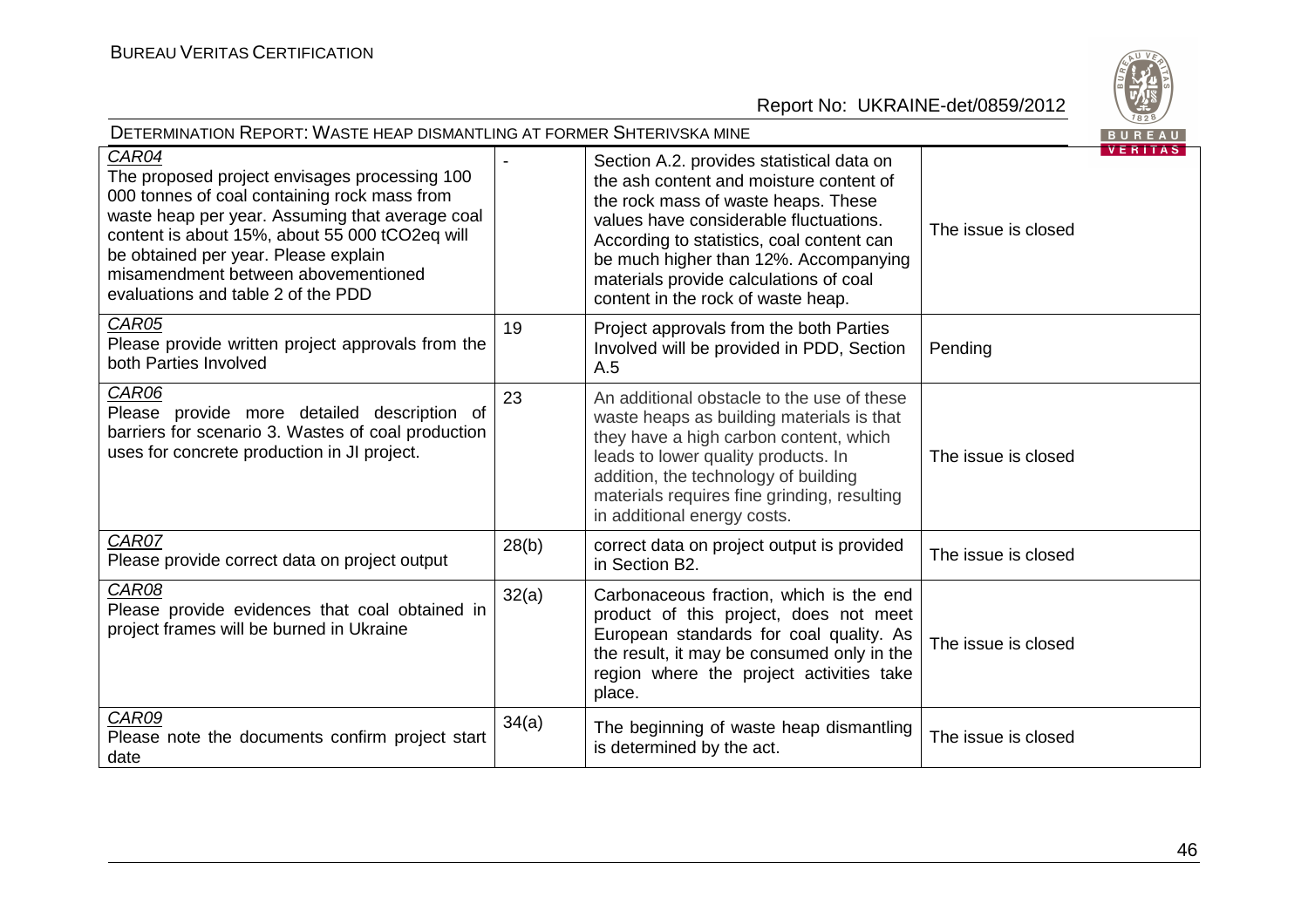| | | | |
|---|---|---|---|
| CAR04<br>The proposed project envisages processing 100 000 tonnes of coal containing rock mass from waste heap per year. Assuming that average coal content is about 15%, about 55 000 tCO2eq will be obtained per year. Please explain misamendment between abovementioned evaluations and table 2 of the PDD | - | Section A.2. provides statistical data on the ash content and moisture content of the rock mass of waste heaps. These values have considerable fluctuations. According to statistics, coal content can be much higher than 12%. Accompanying materials provide calculations of coal content in the rock of waste heap. | The issue is closed |
| CAR05<br>Please provide written project approvals from the both Parties Involved | 19 | Project approvals from the both Parties Involved will be provided in PDD, Section A.5 | Pending |
| CAR06<br>Please provide more detailed description of barriers for scenario 3. Wastes of coal production uses for concrete production in JI project. | 23 | An additional obstacle to the use of these waste heaps as building materials is that they have a high carbon content, which leads to lower quality products. In addition, the technology of building materials requires fine grinding, resulting in additional energy costs. | The issue is closed |
| CAR07<br>Please provide correct data on project output | 28(b) | correct data on project output is provided in Section B2. | The issue is closed |
| CAR08<br>Please provide evidences that coal obtained in project frames will be burned in Ukraine | 32(a) | Carbonaceous fraction, which is the end product of this project, does not meet European standards for coal quality. As the result, it may be consumed only in the region where the project activities take place. | The issue is closed |
| CAR09<br>Please note the documents confirm project start date | 34(a) | The beginning of waste heap dismantling is determined by the act. | The issue is closed |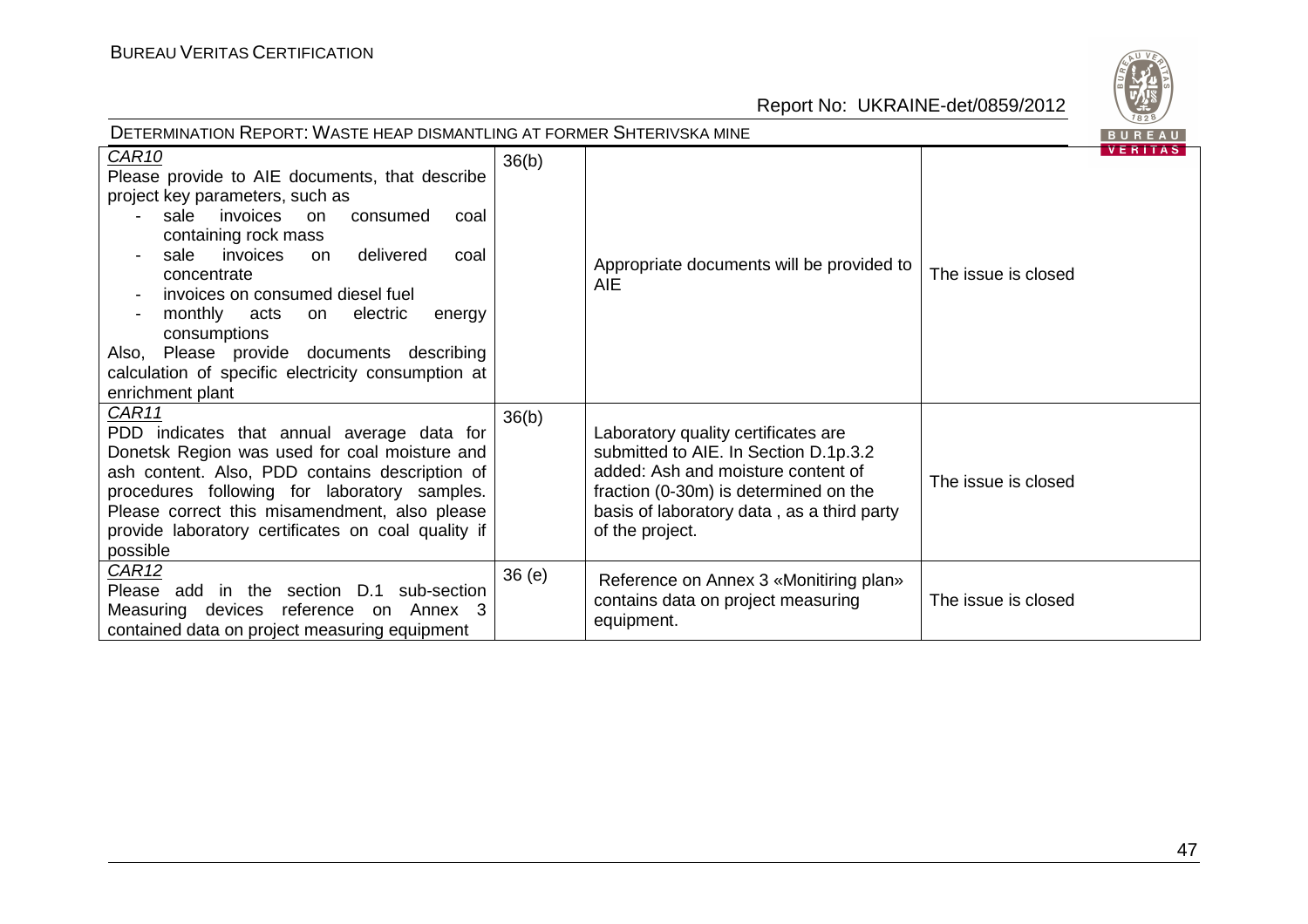| CAR10<br>Please provide to AIE documents, that describe project key parameters, such as<br>- sale invoices on consumed coal containing rock mass<br>- sale invoices on delivered coal concentrate<br>- invoices on consumed diesel fuel<br>- monthly acts on electric energy consumptions<br>Also, Please provide documents describing calculation of specific electricity consumption at enrichment plant | 36(b) | Appropriate documents will be provided to AIE | The issue is closed |
|---|---|---|---|
| CAR11<br>PDD indicates that annual average data for Donetsk Region was used for coal moisture and ash content. Also, PDD contains description of procedures following for laboratory samples. Please correct this misamendment, also please provide laboratory certificates on coal quality if possible | 36(b) | Laboratory quality certificates are submitted to AIE. In Section D.1p.3.2 added: Ash and moisture content of fraction (0-30m) is determined on the basis of laboratory data , as a third party of the project. | The issue is closed |
| CAR12<br>Please add in the section D.1 sub-section Measuring devices reference on Annex 3 contained data on project measuring equipment | 36 (e) | Reference on Annex 3 «Monitiring plan» contains data on project measuring equipment. | The issue is closed |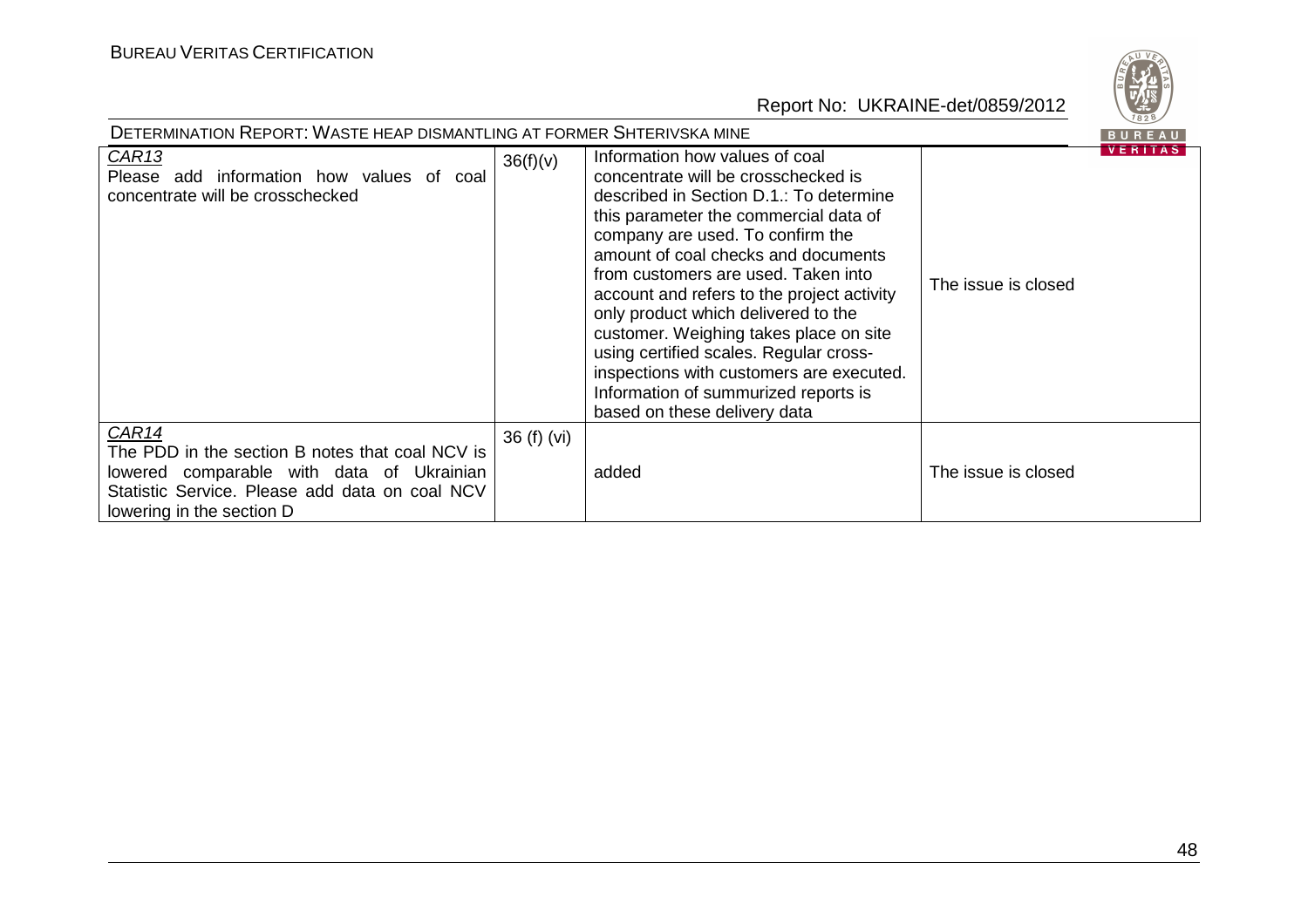| | | | |
|---|---|---|---|
| *CAR13*<br>Please add information how values of coal concentrate will be crosschecked | 36(f)(v) | Information how values of coal concentrate will be crosschecked is described in Section D.1.: To determine this parameter the commercial data of company are used. To confirm the amount of coal checks and documents from customers are used. Taken into account and refers to the project activity only product which delivered to the customer. Weighing takes place on site using certified scales. Regular cross-inspections with customers are executed. Information of summurized reports is based on these delivery data | The issue is closed |
| *CAR14*<br>The PDD in the section B notes that coal NCV is lowered comparable with data of Ukrainian Statistic Service. Please add data on coal NCV lowering in the section D | 36 (f) (vi) | added | The issue is closed |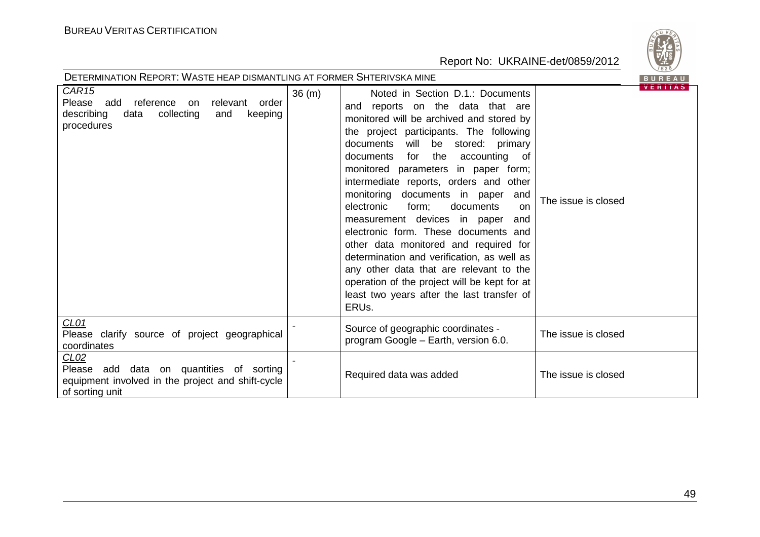| <u>CAR15</u><br>Please add reference on relevant order describing data collecting and keeping procedures | 36 (m) | Noted in Section D.1.: Documents and reports on the data that are monitored will be archived and stored by the project participants. The following documents will be stored: primary documents for the accounting of monitored parameters in paper form; intermediate reports, orders and other monitoring documents in paper and electronic form; documents on measurement devices in paper and electronic form. These documents and other data monitored and required for determination and verification, as well as any other data that are relevant to the operation of the project will be kept for at least two years after the last transfer of ERUs. | The issue is closed |
|---|---|---|---|
| <u>CL01</u><br>Please clarify source of project geographical coordinates | - | Source of geographic coordinates - program Google – Earth, version 6.0. | The issue is closed |
| <u>CL02</u><br>Please add data on quantities of sorting equipment involved in the project and shift-cycle of sorting unit | - | Required data was added | The issue is closed |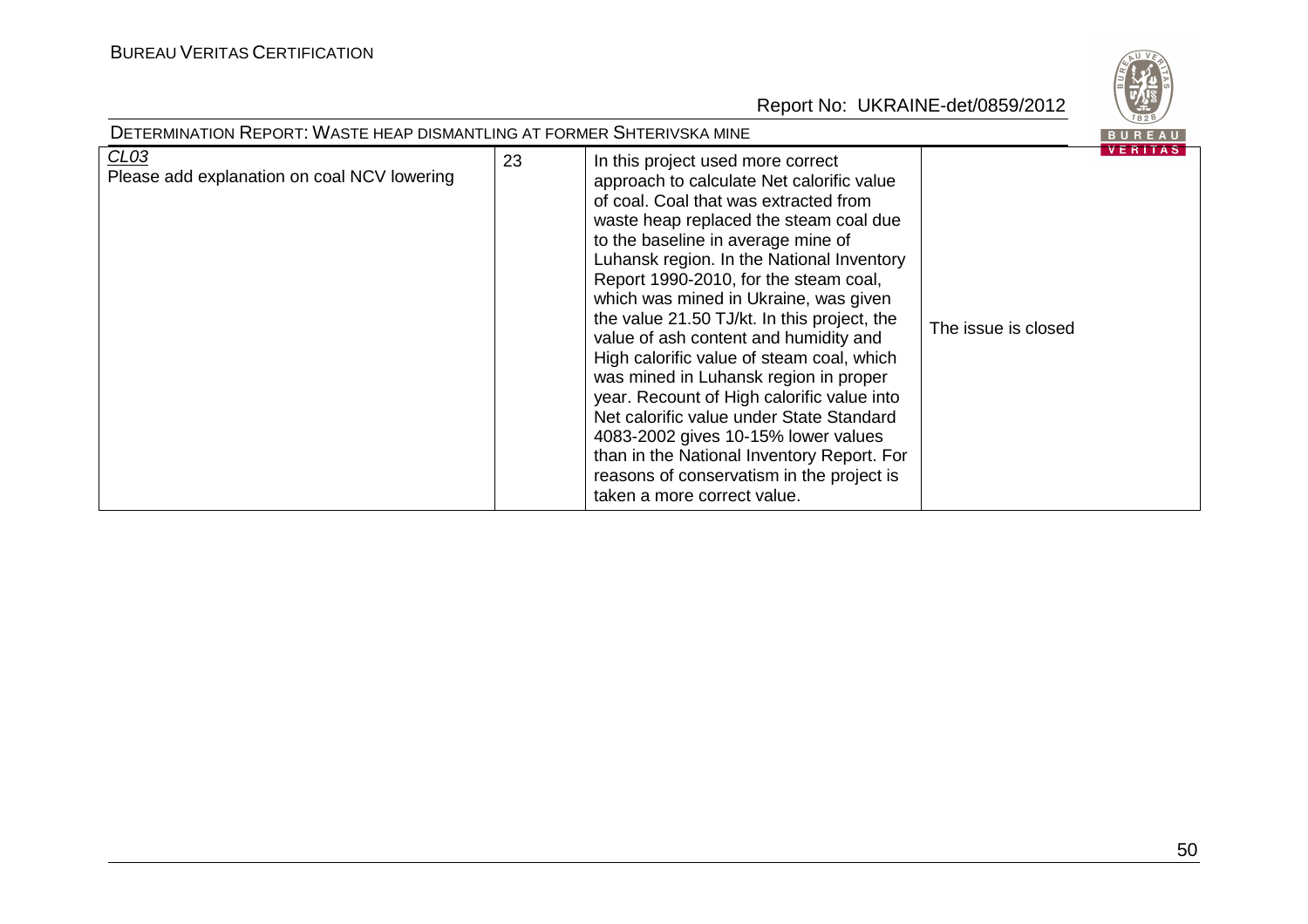| | | | |
|---|---|---|---|
| *CL03* Please add explanation on coal NCV lowering | 23 | In this project used more correct approach to calculate Net calorific value of coal. Coal that was extracted from waste heap replaced the steam coal due to the baseline in average mine of Luhansk region. In the National Inventory Report 1990-2010, for the steam coal, which was mined in Ukraine, was given the value 21.50 TJ/kt. In this project, the value of ash content and humidity and High calorific value of steam coal, which was mined in Luhansk region in proper year. Recount of High calorific value into Net calorific value under State Standard 4083-2002 gives 10-15% lower values than in the National Inventory Report. For reasons of conservatism in the project is taken a more correct value. | The issue is closed |